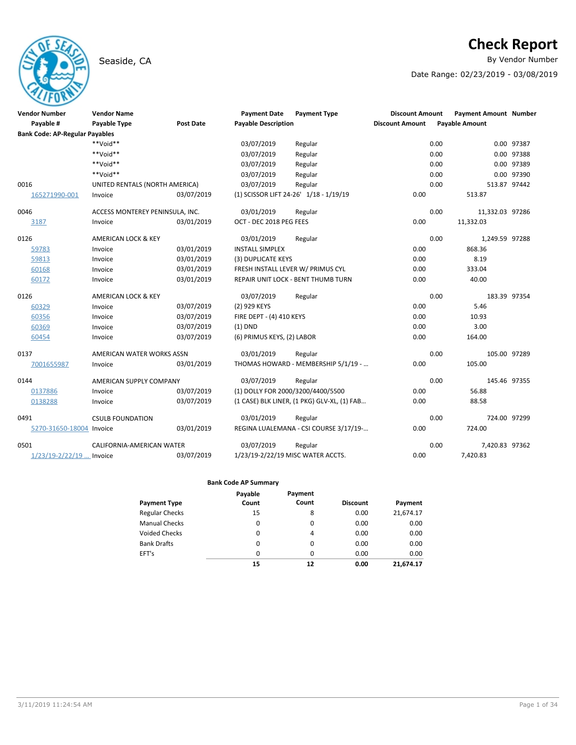# Check Report

Seaside, CA

By Vendor Number

Date Range: 02/23/2019 - 03/08/2019

| Vendor Number | Vendor Name | | Payment Date | Payment Type | Discount Amount | Payment Amount | Number |
|---|---|---|---|---|---|---|---|
| Payable # | Payable Type | Post Date | Payable Description | | Discount Amount | Payable Amount | |
| **Bank Code: AP-Regular Payables** | | | | | | | |
| | **Void** | | 03/07/2019 | Regular | 0.00 | 0.00 | 97387 |
| | **Void** | | 03/07/2019 | Regular | 0.00 | 0.00 | 97388 |
| | **Void** | | 03/07/2019 | Regular | 0.00 | 0.00 | 97389 |
| | **Void** | | 03/07/2019 | Regular | 0.00 | 0.00 | 97390 |
| 0016 | UNITED RENTALS (NORTH AMERICA) | | 03/07/2019 | Regular | 0.00 | 513.87 | 97442 |
| 165271990-001 | Invoice | 03/07/2019 | (1) SCISSOR LIFT 24-26' 1/18 - 1/19/19 | | 0.00 | 513.87 | |
| 0046 | ACCESS MONTEREY PENINSULA, INC. | | 03/01/2019 | Regular | 0.00 | 11,332.03 | 97286 |
| 3187 | Invoice | 03/01/2019 | OCT - DEC 2018 PEG FEES | | 0.00 | 11,332.03 | |
| 0126 | AMERICAN LOCK & KEY | | 03/01/2019 | Regular | 0.00 | 1,249.59 | 97288 |
| 59783 | Invoice | 03/01/2019 | INSTALL SIMPLEX | | 0.00 | 868.36 | |
| 59813 | Invoice | 03/01/2019 | (3) DUPLICATE KEYS | | 0.00 | 8.19 | |
| 60168 | Invoice | 03/01/2019 | FRESH INSTALL LEVER W/ PRIMUS CYL | | 0.00 | 333.04 | |
| 60172 | Invoice | 03/01/2019 | REPAIR UNIT LOCK - BENT THUMB TURN | | 0.00 | 40.00 | |
| 0126 | AMERICAN LOCK & KEY | | 03/07/2019 | Regular | 0.00 | 183.39 | 97354 |
| 60329 | Invoice | 03/07/2019 | (2) 929 KEYS | | 0.00 | 5.46 | |
| 60356 | Invoice | 03/07/2019 | FIRE DEPT - (4) 410 KEYS | | 0.00 | 10.93 | |
| 60369 | Invoice | 03/07/2019 | (1) DND | | 0.00 | 3.00 | |
| 60454 | Invoice | 03/07/2019 | (6) PRIMUS KEYS, (2) LABOR | | 0.00 | 164.00 | |
| 0137 | AMERICAN WATER WORKS ASSN | | 03/01/2019 | Regular | 0.00 | 105.00 | 97289 |
| 7001655987 | Invoice | 03/01/2019 | THOMAS HOWARD - MEMBERSHIP 5/1/19 - ... | | 0.00 | 105.00 | |
| 0144 | AMERICAN SUPPLY COMPANY | | 03/07/2019 | Regular | 0.00 | 145.46 | 97355 |
| 0137886 | Invoice | 03/07/2019 | (1) DOLLY FOR 2000/3200/4400/5500 | | 0.00 | 56.88 | |
| 0138288 | Invoice | 03/07/2019 | (1 CASE) BLK LINER, (1 PKG) GLV-XL, (1) FAB... | | 0.00 | 88.58 | |
| 0491 | CSULB FOUNDATION | | 03/01/2019 | Regular | 0.00 | 724.00 | 97299 |
| 5270-31650-18004 | Invoice | 03/01/2019 | REGINA LUALEMANA - CSI COURSE 3/17/19-... | | 0.00 | 724.00 | |
| 0501 | CALIFORNIA-AMERICAN WATER | | 03/07/2019 | Regular | 0.00 | 7,420.83 | 97362 |
| 1/23/19-2/22/19 ... | Invoice | 03/07/2019 | 1/23/19-2/22/19 MISC WATER ACCTS. | | 0.00 | 7,420.83 | |

**Bank Code AP Summary**

| Payment Type | Payable Count | Payment Count | Discount | Payment |
|---|---|---|---|---|
| Regular Checks | 15 | 8 | 0.00 | 21,674.17 |
| Manual Checks | 0 | 0 | 0.00 | 0.00 |
| Voided Checks | 0 | 4 | 0.00 | 0.00 |
| Bank Drafts | 0 | 0 | 0.00 | 0.00 |
| EFT's | 0 | 0 | 0.00 | 0.00 |
| | **15** | **12** | **0.00** | **21,674.17** |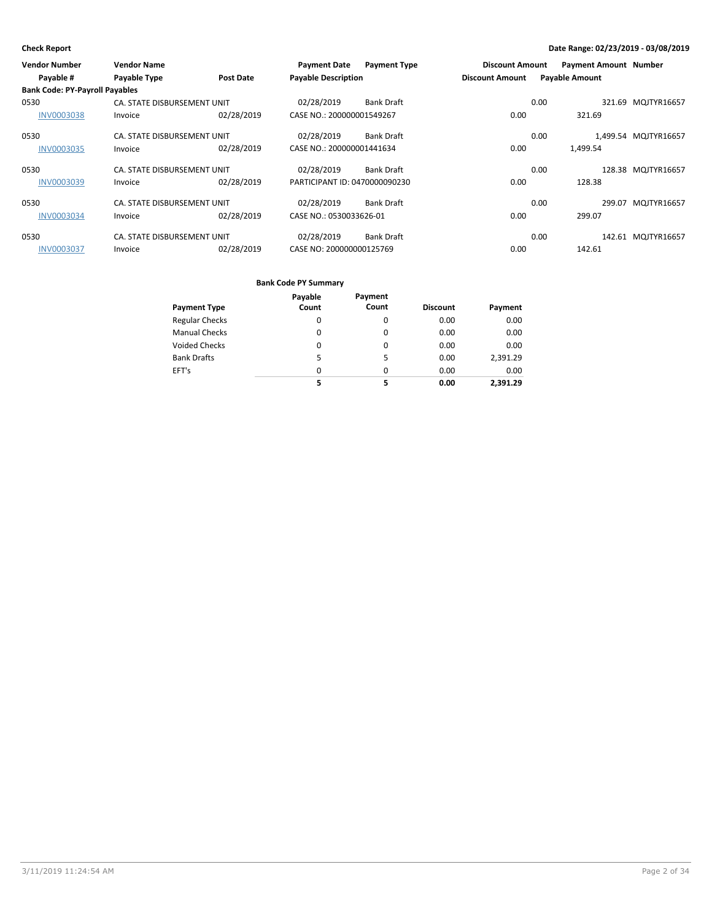**Check Report**

**Date Range: 02/23/2019 - 03/08/2019**

| Vendor Number | Vendor Name | | Payment Date | Payment Type | Discount Amount | Payment Amount | Number |
|---|---|---|---|---|---|---|---|
| Payable # | Payable Type | Post Date | Payable Description | | Discount Amount | Payable Amount | |
| **Bank Code: PY-Payroll Payables** | | | | | | | |
| 0530 | CA. STATE DISBURSEMENT UNIT | | 02/28/2019 | Bank Draft | 0.00 | 321.69 | MQJTYR16657 |
| INV0003038 | Invoice | 02/28/2019 | CASE NO.: 200000001549267 | | 0.00 | 321.69 | |
| 0530 | CA. STATE DISBURSEMENT UNIT | | 02/28/2019 | Bank Draft | 0.00 | 1,499.54 | MQJTYR16657 |
| INV0003035 | Invoice | 02/28/2019 | CASE NO.: 200000001441634 | | 0.00 | 1,499.54 | |
| 0530 | CA. STATE DISBURSEMENT UNIT | | 02/28/2019 | Bank Draft | 0.00 | 128.38 | MQJTYR16657 |
| INV0003039 | Invoice | 02/28/2019 | PARTICIPANT ID: 0470000090230 | | 0.00 | 128.38 | |
| 0530 | CA. STATE DISBURSEMENT UNIT | | 02/28/2019 | Bank Draft | 0.00 | 299.07 | MQJTYR16657 |
| INV0003034 | Invoice | 02/28/2019 | CASE NO.: 0530033626-01 | | 0.00 | 299.07 | |
| 0530 | CA. STATE DISBURSEMENT UNIT | | 02/28/2019 | Bank Draft | 0.00 | 142.61 | MQJTYR16657 |
| INV0003037 | Invoice | 02/28/2019 | CASE NO: 200000000125769 | | 0.00 | 142.61 | |

**Bank Code PY Summary**

| Payment Type | Payable Count | Payment Count | Discount | Payment |
|---|---|---|---|---|
| Regular Checks | 0 | 0 | 0.00 | 0.00 |
| Manual Checks | 0 | 0 | 0.00 | 0.00 |
| Voided Checks | 0 | 0 | 0.00 | 0.00 |
| Bank Drafts | 5 | 5 | 0.00 | 2,391.29 |
| EFT's | 0 | 0 | 0.00 | 0.00 |
| | **5** | **5** | **0.00** | **2,391.29** |

3/11/2019 11:24:54 AM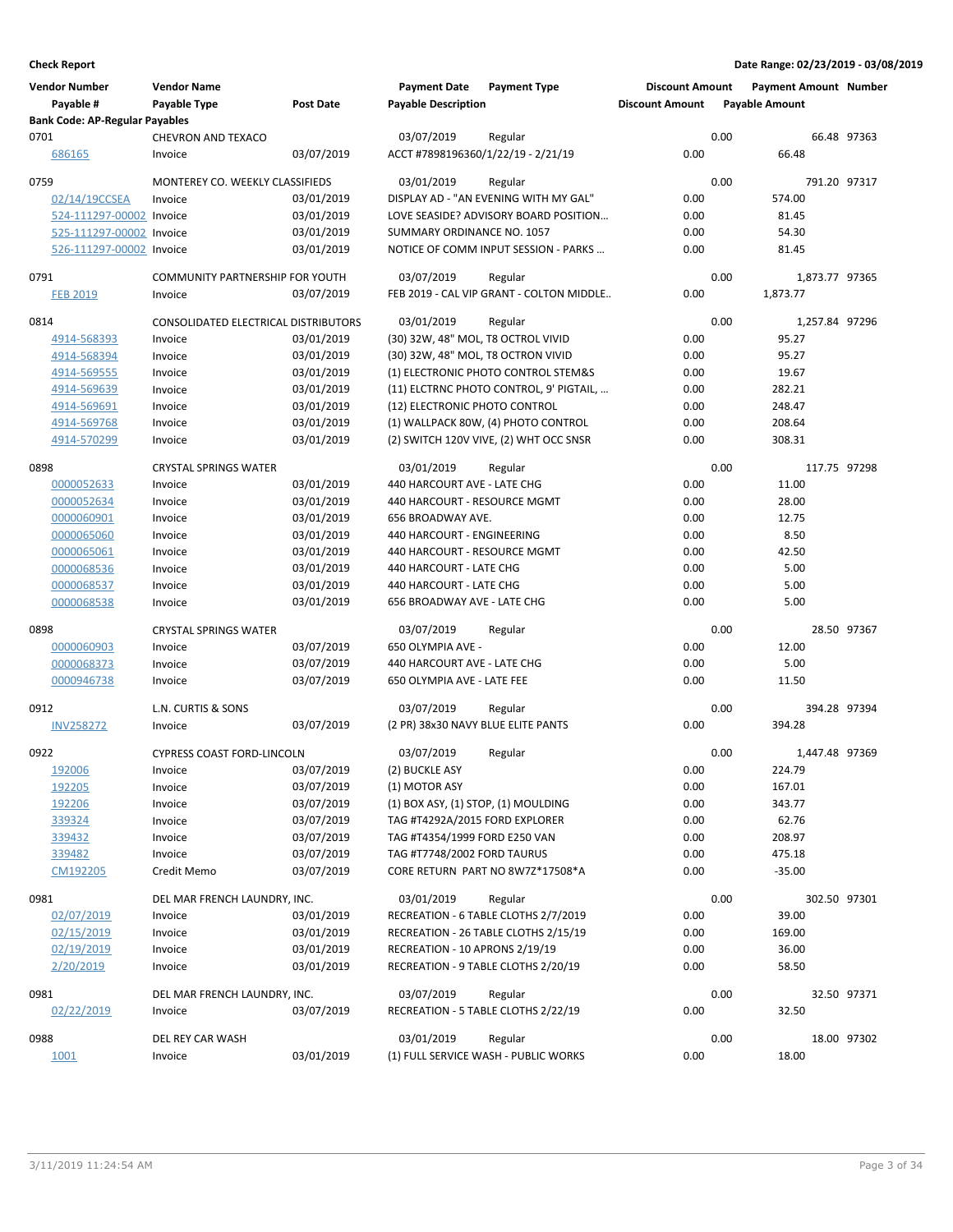**Check Report**

**Date Range: 02/23/2019 - 03/08/2019**

| Vendor Number / Payable # | Vendor Name / Payable Type | Post Date | Payment Date / Payable Description | Payment Type | Discount Amount / Discount Amount | Payment Amount / Payable Amount | Number |
|---|---|---|---|---|---|---|---|
| **Bank Code: AP-Regular Payables** | | | | | | | |
| 0701 | CHEVRON AND TEXACO | | 03/07/2019 | Regular | 0.00 | 66.48 | 97363 |
| 686165 | Invoice | 03/07/2019 | ACCT #7898196360/1/22/19 - 2/21/19 | | 0.00 | 66.48 | |
| 0759 | MONTEREY CO. WEEKLY CLASSIFIEDS | | 03/01/2019 | Regular | 0.00 | 791.20 | 97317 |
| 02/14/19CCSEA | Invoice | 03/01/2019 | DISPLAY AD - "AN EVENING WITH MY GAL" | | 0.00 | 574.00 | |
| 524-111297-00002 | Invoice | 03/01/2019 | LOVE SEASIDE? ADVISORY BOARD POSITION... | | 0.00 | 81.45 | |
| 525-111297-00002 | Invoice | 03/01/2019 | SUMMARY ORDINANCE NO. 1057 | | 0.00 | 54.30 | |
| 526-111297-00002 | Invoice | 03/01/2019 | NOTICE OF COMM INPUT SESSION - PARKS ... | | 0.00 | 81.45 | |
| 0791 | COMMUNITY PARTNERSHIP FOR YOUTH | | 03/07/2019 | Regular | 0.00 | 1,873.77 | 97365 |
| FEB 2019 | Invoice | 03/07/2019 | FEB 2019 - CAL VIP GRANT - COLTON MIDDLE.. | | 0.00 | 1,873.77 | |
| 0814 | CONSOLIDATED ELECTRICAL DISTRIBUTORS | | 03/01/2019 | Regular | 0.00 | 1,257.84 | 97296 |
| 4914-568393 | Invoice | 03/01/2019 | (30) 32W, 48" MOL, T8 OCTROL VIVID | | 0.00 | 95.27 | |
| 4914-568394 | Invoice | 03/01/2019 | (30) 32W, 48" MOL, T8 OCTRON VIVID | | 0.00 | 95.27 | |
| 4914-569555 | Invoice | 03/01/2019 | (1) ELECTRONIC PHOTO CONTROL STEM&S | | 0.00 | 19.67 | |
| 4914-569639 | Invoice | 03/01/2019 | (11) ELCTRNC PHOTO CONTROL, 9' PIGTAIL, ... | | 0.00 | 282.21 | |
| 4914-569691 | Invoice | 03/01/2019 | (12) ELECTRONIC PHOTO CONTROL | | 0.00 | 248.47 | |
| 4914-569768 | Invoice | 03/01/2019 | (1) WALLPACK 80W, (4) PHOTO CONTROL | | 0.00 | 208.64 | |
| 4914-570299 | Invoice | 03/01/2019 | (2) SWITCH 120V VIVE, (2) WHT OCC SNSR | | 0.00 | 308.31 | |
| 0898 | CRYSTAL SPRINGS WATER | | 03/01/2019 | Regular | 0.00 | 117.75 | 97298 |
| 0000052633 | Invoice | 03/01/2019 | 440 HARCOURT AVE - LATE CHG | | 0.00 | 11.00 | |
| 0000052634 | Invoice | 03/01/2019 | 440 HARCOURT - RESOURCE MGMT | | 0.00 | 28.00 | |
| 0000060901 | Invoice | 03/01/2019 | 656 BROADWAY AVE. | | 0.00 | 12.75 | |
| 0000065060 | Invoice | 03/01/2019 | 440 HARCOURT - ENGINEERING | | 0.00 | 8.50 | |
| 0000065061 | Invoice | 03/01/2019 | 440 HARCOURT - RESOURCE MGMT | | 0.00 | 42.50 | |
| 0000068536 | Invoice | 03/01/2019 | 440 HARCOURT - LATE CHG | | 0.00 | 5.00 | |
| 0000068537 | Invoice | 03/01/2019 | 440 HARCOURT - LATE CHG | | 0.00 | 5.00 | |
| 0000068538 | Invoice | 03/01/2019 | 656 BROADWAY AVE - LATE CHG | | 0.00 | 5.00 | |
| 0898 | CRYSTAL SPRINGS WATER | | 03/07/2019 | Regular | 0.00 | 28.50 | 97367 |
| 0000060903 | Invoice | 03/07/2019 | 650 OLYMPIA AVE - | | 0.00 | 12.00 | |
| 0000068373 | Invoice | 03/07/2019 | 440 HARCOURT AVE - LATE CHG | | 0.00 | 5.00 | |
| 0000946738 | Invoice | 03/07/2019 | 650 OLYMPIA AVE - LATE FEE | | 0.00 | 11.50 | |
| 0912 | L.N. CURTIS & SONS | | 03/07/2019 | Regular | 0.00 | 394.28 | 97394 |
| INV258272 | Invoice | 03/07/2019 | (2 PR) 38x30 NAVY BLUE ELITE PANTS | | 0.00 | 394.28 | |
| 0922 | CYPRESS COAST FORD-LINCOLN | | 03/07/2019 | Regular | 0.00 | 1,447.48 | 97369 |
| 192006 | Invoice | 03/07/2019 | (2) BUCKLE ASY | | 0.00 | 224.79 | |
| 192205 | Invoice | 03/07/2019 | (1) MOTOR ASY | | 0.00 | 167.01 | |
| 192206 | Invoice | 03/07/2019 | (1) BOX ASY, (1) STOP, (1) MOULDING | | 0.00 | 343.77 | |
| 339324 | Invoice | 03/07/2019 | TAG #T4292A/2015 FORD EXPLORER | | 0.00 | 62.76 | |
| 339432 | Invoice | 03/07/2019 | TAG #T4354/1999 FORD E250 VAN | | 0.00 | 208.97 | |
| 339482 | Invoice | 03/07/2019 | TAG #T7748/2002 FORD TAURUS | | 0.00 | 475.18 | |
| CM192205 | Credit Memo | 03/07/2019 | CORE RETURN PART NO 8W7Z*17508*A | | 0.00 | -35.00 | |
| 0981 | DEL MAR FRENCH LAUNDRY, INC. | | 03/01/2019 | Regular | 0.00 | 302.50 | 97301 |
| 02/07/2019 | Invoice | 03/01/2019 | RECREATION - 6 TABLE CLOTHS 2/7/2019 | | 0.00 | 39.00 | |
| 02/15/2019 | Invoice | 03/01/2019 | RECREATION - 26 TABLE CLOTHS 2/15/19 | | 0.00 | 169.00 | |
| 02/19/2019 | Invoice | 03/01/2019 | RECREATION - 10 APRONS 2/19/19 | | 0.00 | 36.00 | |
| 2/20/2019 | Invoice | 03/01/2019 | RECREATION - 9 TABLE CLOTHS 2/20/19 | | 0.00 | 58.50 | |
| 0981 | DEL MAR FRENCH LAUNDRY, INC. | | 03/07/2019 | Regular | 0.00 | 32.50 | 97371 |
| 02/22/2019 | Invoice | 03/07/2019 | RECREATION - 5 TABLE CLOTHS 2/22/19 | | 0.00 | 32.50 | |
| 0988 | DEL REY CAR WASH | | 03/01/2019 | Regular | 0.00 | 18.00 | 97302 |
| 1001 | Invoice | 03/01/2019 | (1) FULL SERVICE WASH - PUBLIC WORKS | | 0.00 | 18.00 | |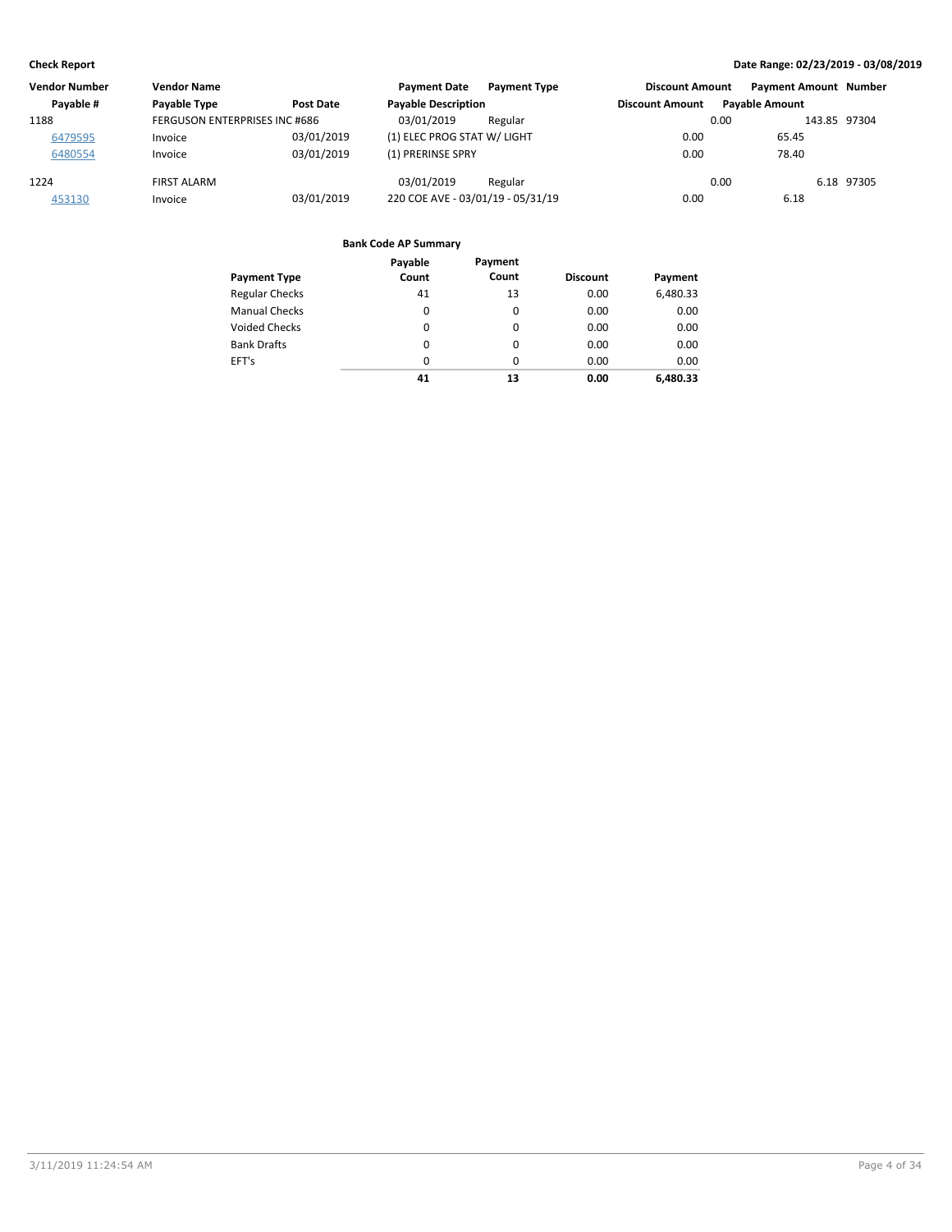| Vendor Number | Vendor Name | | Payment Date | Payment Type | Discount Amount | Payment Amount | Number |
|---|---|---|---|---|---|---|---|
| Payable # | Payable Type | Post Date | Payable Description | | Discount Amount | Payable Amount | |
| 1188 | FERGUSON ENTERPRISES INC #686 | | 03/01/2019 | Regular | 0.00 | 143.85 | 97304 |
| 6479595 | Invoice | 03/01/2019 | (1) ELEC PROG STAT W/ LIGHT | | 0.00 | 65.45 | |
| 6480554 | Invoice | 03/01/2019 | (1) PRERINSE SPRY | | 0.00 | 78.40 | |
| 1224 | FIRST ALARM | | 03/01/2019 | Regular | 0.00 | 6.18 | 97305 |
| 453130 | Invoice | 03/01/2019 | 220 COE AVE - 03/01/19 - 05/31/19 | | 0.00 | 6.18 | |

**Bank Code AP Summary**

| Payment Type | Payable Count | Payment Count | Discount | Payment |
|---|---|---|---|---|
| Regular Checks | 41 | 13 | 0.00 | 6,480.33 |
| Manual Checks | 0 | 0 | 0.00 | 0.00 |
| Voided Checks | 0 | 0 | 0.00 | 0.00 |
| Bank Drafts | 0 | 0 | 0.00 | 0.00 |
| EFT's | 0 | 0 | 0.00 | 0.00 |
| | **41** | **13** | **0.00** | **6,480.33** |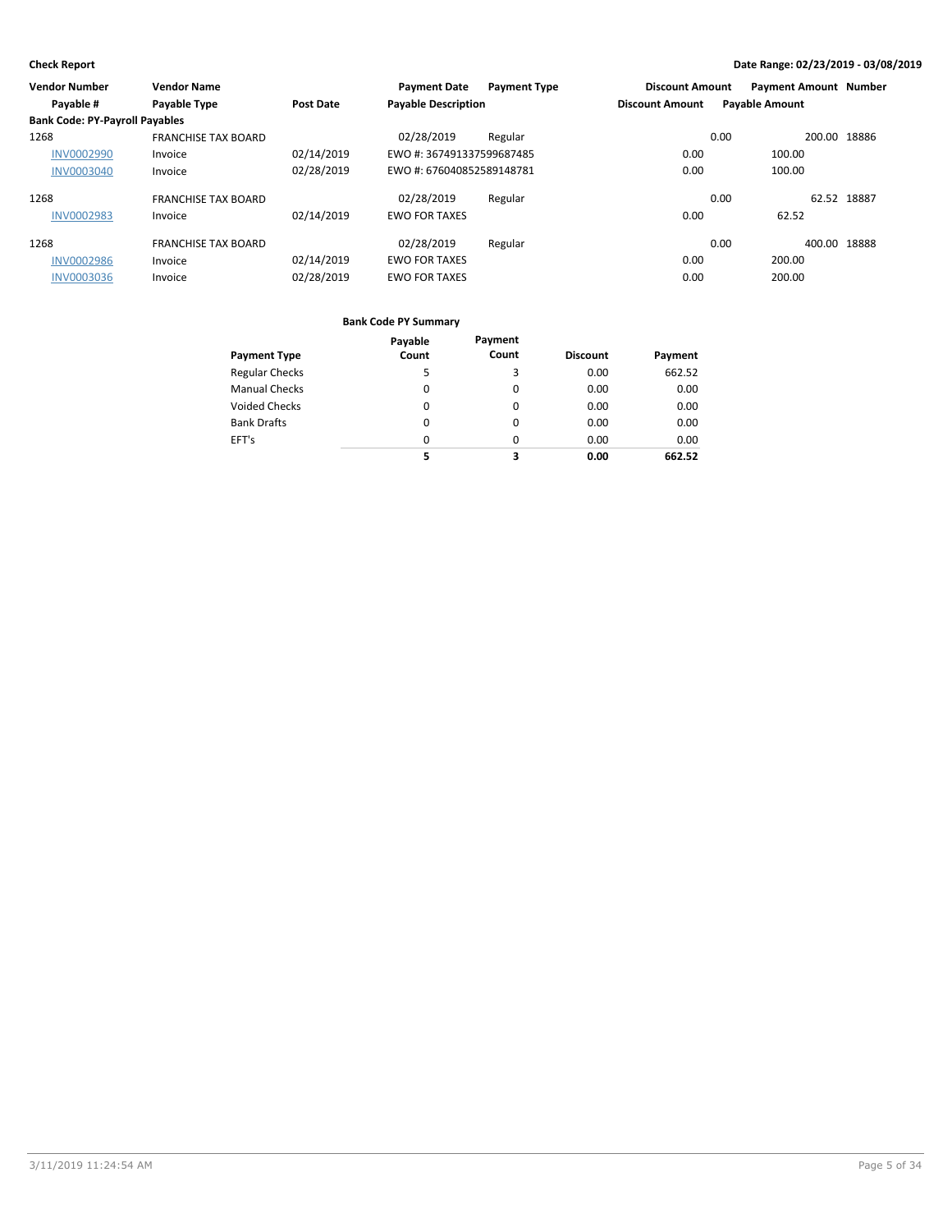**Check Report**

**Date Range: 02/23/2019 - 03/08/2019**

| Vendor Number | Vendor Name | | Payment Date | Payment Type | Discount Amount | Payment Amount | Number |
|---|---|---|---|---|---|---|---|
| **Payable #** | **Payable Type** | **Post Date** | **Payable Description** | | **Discount Amount** | **Payable Amount** | |
| **Bank Code: PY-Payroll Payables** | | | | | | | |
| 1268 | FRANCHISE TAX BOARD | | 02/28/2019 | Regular | 0.00 | 200.00 | 18886 |
| INV0002990 | Invoice | 02/14/2019 | EWO #: 367491337599687485 | | 0.00 | 100.00 | |
| INV0003040 | Invoice | 02/28/2019 | EWO #: 676040852589148781 | | 0.00 | 100.00 | |
| 1268 | FRANCHISE TAX BOARD | | 02/28/2019 | Regular | 0.00 | 62.52 | 18887 |
| INV0002983 | Invoice | 02/14/2019 | EWO FOR TAXES | | 0.00 | 62.52 | |
| 1268 | FRANCHISE TAX BOARD | | 02/28/2019 | Regular | 0.00 | 400.00 | 18888 |
| INV0002986 | Invoice | 02/14/2019 | EWO FOR TAXES | | 0.00 | 200.00 | |
| INV0003036 | Invoice | 02/28/2019 | EWO FOR TAXES | | 0.00 | 200.00 | |

**Bank Code PY Summary**

| Payment Type | Payable Count | Payment Count | Discount | Payment |
|---|---|---|---|---|
| Regular Checks | 5 | 3 | 0.00 | 662.52 |
| Manual Checks | 0 | 0 | 0.00 | 0.00 |
| Voided Checks | 0 | 0 | 0.00 | 0.00 |
| Bank Drafts | 0 | 0 | 0.00 | 0.00 |
| EFT's | 0 | 0 | 0.00 | 0.00 |
| | **5** | **3** | **0.00** | **662.52** |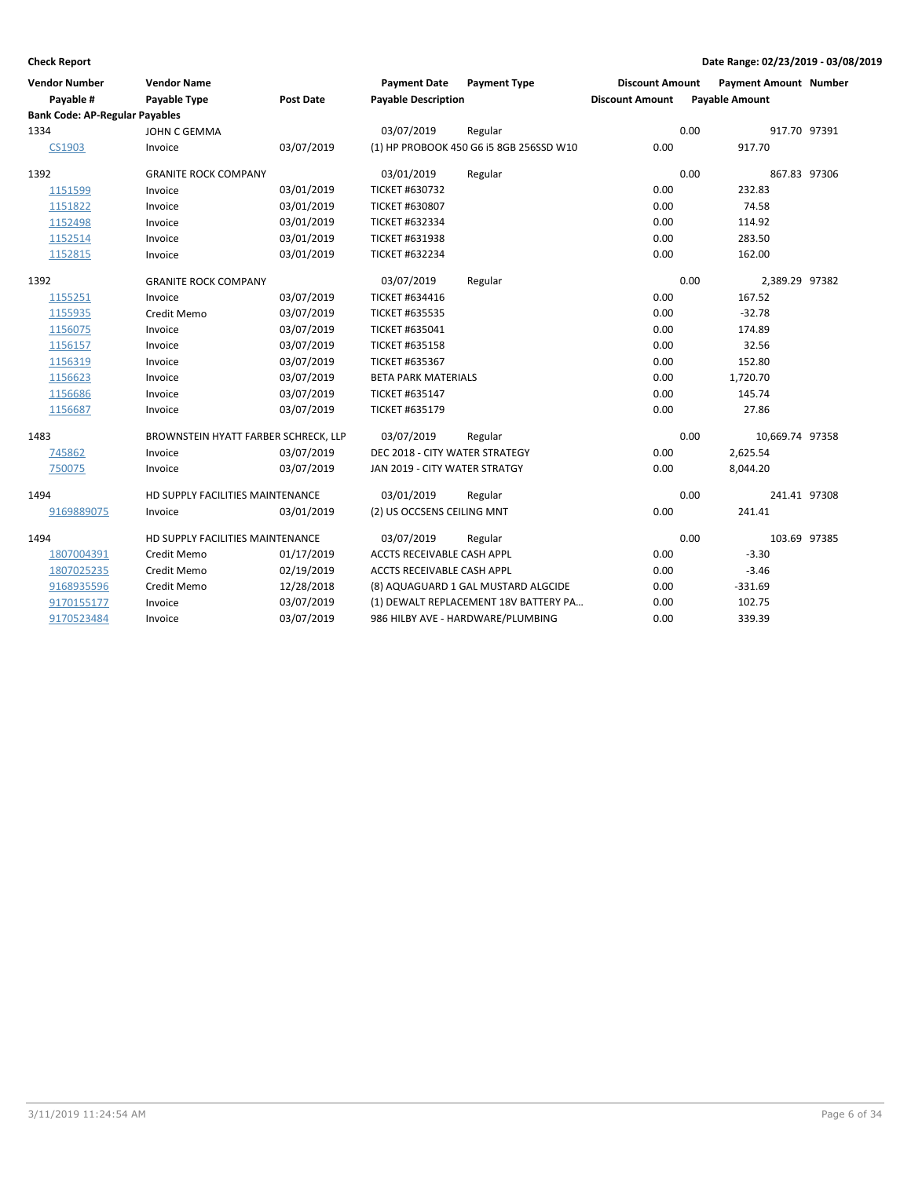**Check Report**

**Date Range: 02/23/2019 - 03/08/2019**

| Vendor Number / Payable # | Vendor Name / Payable Type | Post Date | Payment Date / Payable Description | Payment Type | Discount Amount / Discount Amount | Payment Amount / Payable Amount | Number |
|---|---|---|---|---|---|---|---|
| **Bank Code: AP-Regular Payables** | | | | | | | |
| 1334 | JOHN C GEMMA | | 03/07/2019 | Regular | 0.00 | 917.70 | 97391 |
| CS1903 | Invoice | 03/07/2019 | (1) HP PROBOOK 450 G6 i5 8GB 256SSD W10 | | 0.00 | 917.70 | |
| 1392 | GRANITE ROCK COMPANY | | 03/01/2019 | Regular | 0.00 | 867.83 | 97306 |
| 1151599 | Invoice | 03/01/2019 | TICKET #630732 | | 0.00 | 232.83 | |
| 1151822 | Invoice | 03/01/2019 | TICKET #630807 | | 0.00 | 74.58 | |
| 1152498 | Invoice | 03/01/2019 | TICKET #632334 | | 0.00 | 114.92 | |
| 1152514 | Invoice | 03/01/2019 | TICKET #631938 | | 0.00 | 283.50 | |
| 1152815 | Invoice | 03/01/2019 | TICKET #632234 | | 0.00 | 162.00 | |
| 1392 | GRANITE ROCK COMPANY | | 03/07/2019 | Regular | 0.00 | 2,389.29 | 97382 |
| 1155251 | Invoice | 03/07/2019 | TICKET #634416 | | 0.00 | 167.52 | |
| 1155935 | Credit Memo | 03/07/2019 | TICKET #635535 | | 0.00 | -32.78 | |
| 1156075 | Invoice | 03/07/2019 | TICKET #635041 | | 0.00 | 174.89 | |
| 1156157 | Invoice | 03/07/2019 | TICKET #635158 | | 0.00 | 32.56 | |
| 1156319 | Invoice | 03/07/2019 | TICKET #635367 | | 0.00 | 152.80 | |
| 1156623 | Invoice | 03/07/2019 | BETA PARK MATERIALS | | 0.00 | 1,720.70 | |
| 1156686 | Invoice | 03/07/2019 | TICKET #635147 | | 0.00 | 145.74 | |
| 1156687 | Invoice | 03/07/2019 | TICKET #635179 | | 0.00 | 27.86 | |
| 1483 | BROWNSTEIN HYATT FARBER SCHRECK, LLP | | 03/07/2019 | Regular | 0.00 | 10,669.74 | 97358 |
| 745862 | Invoice | 03/07/2019 | DEC 2018 - CITY WATER STRATEGY | | 0.00 | 2,625.54 | |
| 750075 | Invoice | 03/07/2019 | JAN 2019 - CITY WATER STRATGY | | 0.00 | 8,044.20 | |
| 1494 | HD SUPPLY FACILITIES MAINTENANCE | | 03/01/2019 | Regular | 0.00 | 241.41 | 97308 |
| 9169889075 | Invoice | 03/01/2019 | (2) US OCCSENS CEILING MNT | | 0.00 | 241.41 | |
| 1494 | HD SUPPLY FACILITIES MAINTENANCE | | 03/07/2019 | Regular | 0.00 | 103.69 | 97385 |
| 1807004391 | Credit Memo | 01/17/2019 | ACCTS RECEIVABLE CASH APPL | | 0.00 | -3.30 | |
| 1807025235 | Credit Memo | 02/19/2019 | ACCTS RECEIVABLE CASH APPL | | 0.00 | -3.46 | |
| 9168935596 | Credit Memo | 12/28/2018 | (8) AQUAGUARD 1 GAL MUSTARD ALGCIDE | | 0.00 | -331.69 | |
| 9170155177 | Invoice | 03/07/2019 | (1) DEWALT REPLACEMENT 18V BATTERY PA... | | 0.00 | 102.75 | |
| 9170523484 | Invoice | 03/07/2019 | 986 HILBY AVE - HARDWARE/PLUMBING | | 0.00 | 339.39 | |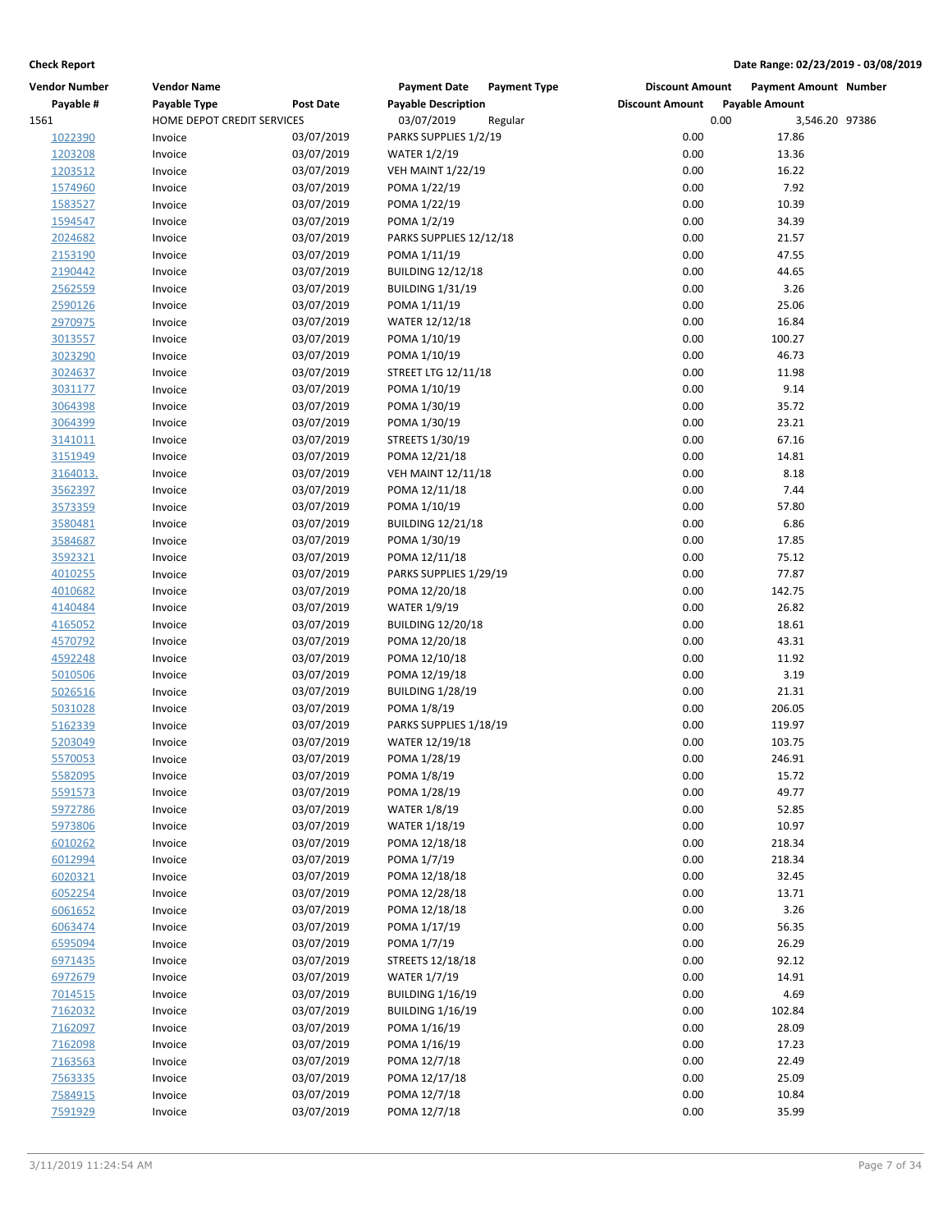**Check Report** — Date Range: 02/23/2019 - 03/08/2019

| Vendor Number | Vendor Name | | Payment Date | Payment Type | Discount Amount | Payment Amount | Number |
|---|---|---|---|---|---|---|---|
| Payable # | Payable Type | Post Date | Payable Description | | Discount Amount | Payable Amount | |
| 1561 | HOME DEPOT CREDIT SERVICES | | 03/07/2019 | Regular | 0.00 | 3,546.20 | 97386 |
| 1022390 | Invoice | 03/07/2019 | PARKS SUPPLIES 1/2/19 | | 0.00 | 17.86 | |
| 1203208 | Invoice | 03/07/2019 | WATER 1/2/19 | | 0.00 | 13.36 | |
| 1203512 | Invoice | 03/07/2019 | VEH MAINT 1/22/19 | | 0.00 | 16.22 | |
| 1574960 | Invoice | 03/07/2019 | POMA 1/22/19 | | 0.00 | 7.92 | |
| 1583527 | Invoice | 03/07/2019 | POMA 1/22/19 | | 0.00 | 10.39 | |
| 1594547 | Invoice | 03/07/2019 | POMA 1/2/19 | | 0.00 | 34.39 | |
| 2024682 | Invoice | 03/07/2019 | PARKS SUPPLIES 12/12/18 | | 0.00 | 21.57 | |
| 2153190 | Invoice | 03/07/2019 | POMA 1/11/19 | | 0.00 | 47.55 | |
| 2190442 | Invoice | 03/07/2019 | BUILDING 12/12/18 | | 0.00 | 44.65 | |
| 2562559 | Invoice | 03/07/2019 | BUILDING 1/31/19 | | 0.00 | 3.26 | |
| 2590126 | Invoice | 03/07/2019 | POMA 1/11/19 | | 0.00 | 25.06 | |
| 2970975 | Invoice | 03/07/2019 | WATER 12/12/18 | | 0.00 | 16.84 | |
| 3013557 | Invoice | 03/07/2019 | POMA 1/10/19 | | 0.00 | 100.27 | |
| 3023290 | Invoice | 03/07/2019 | POMA 1/10/19 | | 0.00 | 46.73 | |
| 3024637 | Invoice | 03/07/2019 | STREET LTG 12/11/18 | | 0.00 | 11.98 | |
| 3031177 | Invoice | 03/07/2019 | POMA 1/10/19 | | 0.00 | 9.14 | |
| 3064398 | Invoice | 03/07/2019 | POMA 1/30/19 | | 0.00 | 35.72 | |
| 3064399 | Invoice | 03/07/2019 | POMA 1/30/19 | | 0.00 | 23.21 | |
| 3141011 | Invoice | 03/07/2019 | STREETS 1/30/19 | | 0.00 | 67.16 | |
| 3151949 | Invoice | 03/07/2019 | POMA 12/21/18 | | 0.00 | 14.81 | |
| 3164013. | Invoice | 03/07/2019 | VEH MAINT 12/11/18 | | 0.00 | 8.18 | |
| 3562397 | Invoice | 03/07/2019 | POMA 12/11/18 | | 0.00 | 7.44 | |
| 3573359 | Invoice | 03/07/2019 | POMA 1/10/19 | | 0.00 | 57.80 | |
| 3580481 | Invoice | 03/07/2019 | BUILDING 12/21/18 | | 0.00 | 6.86 | |
| 3584687 | Invoice | 03/07/2019 | POMA 1/30/19 | | 0.00 | 17.85 | |
| 3592321 | Invoice | 03/07/2019 | POMA 12/11/18 | | 0.00 | 75.12 | |
| 4010255 | Invoice | 03/07/2019 | PARKS SUPPLIES 1/29/19 | | 0.00 | 77.87 | |
| 4010682 | Invoice | 03/07/2019 | POMA 12/20/18 | | 0.00 | 142.75 | |
| 4140484 | Invoice | 03/07/2019 | WATER 1/9/19 | | 0.00 | 26.82 | |
| 4165052 | Invoice | 03/07/2019 | BUILDING 12/20/18 | | 0.00 | 18.61 | |
| 4570792 | Invoice | 03/07/2019 | POMA 12/20/18 | | 0.00 | 43.31 | |
| 4592248 | Invoice | 03/07/2019 | POMA 12/10/18 | | 0.00 | 11.92 | |
| 5010506 | Invoice | 03/07/2019 | POMA 12/19/18 | | 0.00 | 3.19 | |
| 5026516 | Invoice | 03/07/2019 | BUILDING 1/28/19 | | 0.00 | 21.31 | |
| 5031028 | Invoice | 03/07/2019 | POMA 1/8/19 | | 0.00 | 206.05 | |
| 5162339 | Invoice | 03/07/2019 | PARKS SUPPLIES 1/18/19 | | 0.00 | 119.97 | |
| 5203049 | Invoice | 03/07/2019 | WATER 12/19/18 | | 0.00 | 103.75 | |
| 5570053 | Invoice | 03/07/2019 | POMA 1/28/19 | | 0.00 | 246.91 | |
| 5582095 | Invoice | 03/07/2019 | POMA 1/8/19 | | 0.00 | 15.72 | |
| 5591573 | Invoice | 03/07/2019 | POMA 1/28/19 | | 0.00 | 49.77 | |
| 5972786 | Invoice | 03/07/2019 | WATER 1/8/19 | | 0.00 | 52.85 | |
| 5973806 | Invoice | 03/07/2019 | WATER 1/18/19 | | 0.00 | 10.97 | |
| 6010262 | Invoice | 03/07/2019 | POMA 12/18/18 | | 0.00 | 218.34 | |
| 6012994 | Invoice | 03/07/2019 | POMA 1/7/19 | | 0.00 | 218.34 | |
| 6020321 | Invoice | 03/07/2019 | POMA 12/18/18 | | 0.00 | 32.45 | |
| 6052254 | Invoice | 03/07/2019 | POMA 12/28/18 | | 0.00 | 13.71 | |
| 6061652 | Invoice | 03/07/2019 | POMA 12/18/18 | | 0.00 | 3.26 | |
| 6063474 | Invoice | 03/07/2019 | POMA 1/17/19 | | 0.00 | 56.35 | |
| 6595094 | Invoice | 03/07/2019 | POMA 1/7/19 | | 0.00 | 26.29 | |
| 6971435 | Invoice | 03/07/2019 | STREETS 12/18/18 | | 0.00 | 92.12 | |
| 6972679 | Invoice | 03/07/2019 | WATER 1/7/19 | | 0.00 | 14.91 | |
| 7014515 | Invoice | 03/07/2019 | BUILDING 1/16/19 | | 0.00 | 4.69 | |
| 7162032 | Invoice | 03/07/2019 | BUILDING 1/16/19 | | 0.00 | 102.84 | |
| 7162097 | Invoice | 03/07/2019 | POMA 1/16/19 | | 0.00 | 28.09 | |
| 7162098 | Invoice | 03/07/2019 | POMA 1/16/19 | | 0.00 | 17.23 | |
| 7163563 | Invoice | 03/07/2019 | POMA 12/7/18 | | 0.00 | 22.49 | |
| 7563335 | Invoice | 03/07/2019 | POMA 12/17/18 | | 0.00 | 25.09 | |
| 7584915 | Invoice | 03/07/2019 | POMA 12/7/18 | | 0.00 | 10.84 | |
| 7591929 | Invoice | 03/07/2019 | POMA 12/7/18 | | 0.00 | 35.99 | |

3/11/2019 11:24:54 AM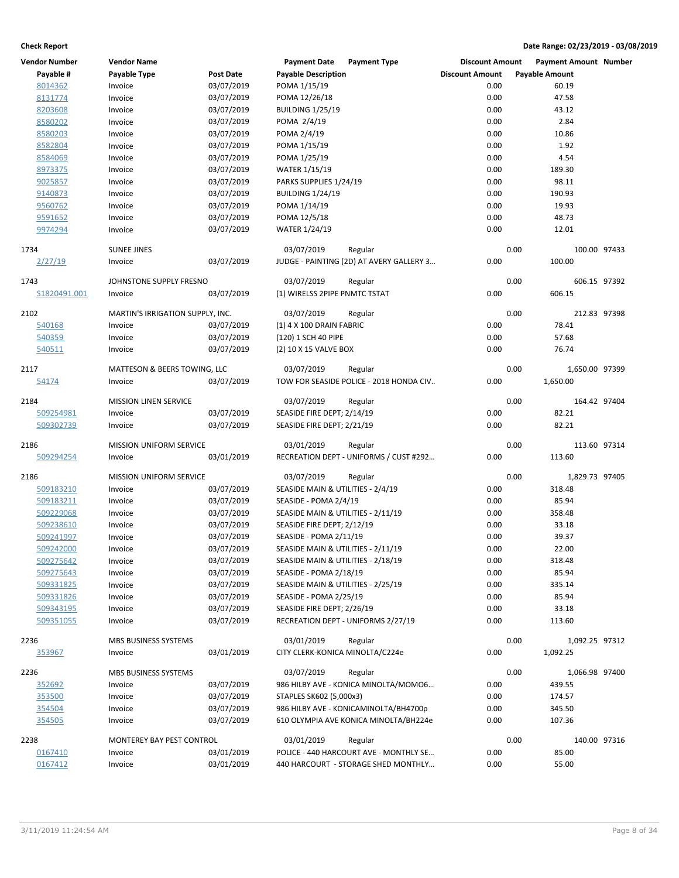**Check Report** | **Date Range: 02/23/2019 - 03/08/2019**

| Vendor Number | Vendor Name | | Payment Date | Payment Type | Discount Amount | Payment Amount | Number |
|---|---|---|---|---|---|---|---|
| Payable # | Payable Type | Post Date | Payable Description | | Discount Amount | Payable Amount | |
| 8014362 | Invoice | 03/07/2019 | POMA 1/15/19 | | 0.00 | 60.19 | |
| 8131774 | Invoice | 03/07/2019 | POMA 12/26/18 | | 0.00 | 47.58 | |
| 8203608 | Invoice | 03/07/2019 | BUILDING 1/25/19 | | 0.00 | 43.12 | |
| 8580202 | Invoice | 03/07/2019 | POMA 2/4/19 | | 0.00 | 2.84 | |
| 8580203 | Invoice | 03/07/2019 | POMA 2/4/19 | | 0.00 | 10.86 | |
| 8582804 | Invoice | 03/07/2019 | POMA 1/15/19 | | 0.00 | 1.92 | |
| 8584069 | Invoice | 03/07/2019 | POMA 1/25/19 | | 0.00 | 4.54 | |
| 8973375 | Invoice | 03/07/2019 | WATER 1/15/19 | | 0.00 | 189.30 | |
| 9025857 | Invoice | 03/07/2019 | PARKS SUPPLIES 1/24/19 | | 0.00 | 98.11 | |
| 9140873 | Invoice | 03/07/2019 | BUILDING 1/24/19 | | 0.00 | 190.93 | |
| 9560762 | Invoice | 03/07/2019 | POMA 1/14/19 | | 0.00 | 19.93 | |
| 9591652 | Invoice | 03/07/2019 | POMA 12/5/18 | | 0.00 | 48.73 | |
| 9974294 | Invoice | 03/07/2019 | WATER 1/24/19 | | 0.00 | 12.01 | |
| 1734 | SUNEE JINES | | 03/07/2019 | Regular | 0.00 | 100.00 | 97433 |
| 2/27/19 | Invoice | 03/07/2019 | JUDGE - PAINTING (2D) AT AVERY GALLERY 3… | | 0.00 | 100.00 | |
| 1743 | JOHNSTONE SUPPLY FRESNO | | 03/07/2019 | Regular | 0.00 | 606.15 | 97392 |
| S1820491.001 | Invoice | 03/07/2019 | (1) WIRELSS 2PIPE PNMTC TSTAT | | 0.00 | 606.15 | |
| 2102 | MARTIN'S IRRIGATION SUPPLY, INC. | | 03/07/2019 | Regular | 0.00 | 212.83 | 97398 |
| 540168 | Invoice | 03/07/2019 | (1) 4 X 100 DRAIN FABRIC | | 0.00 | 78.41 | |
| 540359 | Invoice | 03/07/2019 | (120) 1 SCH 40 PIPE | | 0.00 | 57.68 | |
| 540511 | Invoice | 03/07/2019 | (2) 10 X 15 VALVE BOX | | 0.00 | 76.74 | |
| 2117 | MATTESON & BEERS TOWING, LLC | | 03/07/2019 | Regular | 0.00 | 1,650.00 | 97399 |
| 54174 | Invoice | 03/07/2019 | TOW FOR SEASIDE POLICE - 2018 HONDA CIV.. | | 0.00 | 1,650.00 | |
| 2184 | MISSION LINEN SERVICE | | 03/07/2019 | Regular | 0.00 | 164.42 | 97404 |
| 509254981 | Invoice | 03/07/2019 | SEASIDE FIRE DEPT; 2/14/19 | | 0.00 | 82.21 | |
| 509302739 | Invoice | 03/07/2019 | SEASIDE FIRE DEPT; 2/21/19 | | 0.00 | 82.21 | |
| 2186 | MISSION UNIFORM SERVICE | | 03/01/2019 | Regular | 0.00 | 113.60 | 97314 |
| 509294254 | Invoice | 03/01/2019 | RECREATION DEPT - UNIFORMS / CUST #292… | | 0.00 | 113.60 | |
| 2186 | MISSION UNIFORM SERVICE | | 03/07/2019 | Regular | 0.00 | 1,829.73 | 97405 |
| 509183210 | Invoice | 03/07/2019 | SEASIDE MAIN & UTILITIES - 2/4/19 | | 0.00 | 318.48 | |
| 509183211 | Invoice | 03/07/2019 | SEASIDE - POMA 2/4/19 | | 0.00 | 85.94 | |
| 509229068 | Invoice | 03/07/2019 | SEASIDE MAIN & UTILITIES - 2/11/19 | | 0.00 | 358.48 | |
| 509238610 | Invoice | 03/07/2019 | SEASIDE FIRE DEPT; 2/12/19 | | 0.00 | 33.18 | |
| 509241997 | Invoice | 03/07/2019 | SEASIDE - POMA 2/11/19 | | 0.00 | 39.37 | |
| 509242000 | Invoice | 03/07/2019 | SEASIDE MAIN & UTILITIES - 2/11/19 | | 0.00 | 22.00 | |
| 509275642 | Invoice | 03/07/2019 | SEASIDE MAIN & UTILITIES - 2/18/19 | | 0.00 | 318.48 | |
| 509275643 | Invoice | 03/07/2019 | SEASIDE - POMA 2/18/19 | | 0.00 | 85.94 | |
| 509331825 | Invoice | 03/07/2019 | SEASIDE MAIN & UTILITIES - 2/25/19 | | 0.00 | 335.14 | |
| 509331826 | Invoice | 03/07/2019 | SEASIDE - POMA 2/25/19 | | 0.00 | 85.94 | |
| 509343195 | Invoice | 03/07/2019 | SEASIDE FIRE DEPT; 2/26/19 | | 0.00 | 33.18 | |
| 509351055 | Invoice | 03/07/2019 | RECREATION DEPT - UNIFORMS 2/27/19 | | 0.00 | 113.60 | |
| 2236 | MBS BUSINESS SYSTEMS | | 03/01/2019 | Regular | 0.00 | 1,092.25 | 97312 |
| 353967 | Invoice | 03/01/2019 | CITY CLERK-KONICA MINOLTA/C224e | | 0.00 | 1,092.25 | |
| 2236 | MBS BUSINESS SYSTEMS | | 03/07/2019 | Regular | 0.00 | 1,066.98 | 97400 |
| 352692 | Invoice | 03/07/2019 | 986 HILBY AVE - KONICA MINOLTA/MOMO6… | | 0.00 | 439.55 | |
| 353500 | Invoice | 03/07/2019 | STAPLES SK602 (5,000x3) | | 0.00 | 174.57 | |
| 354504 | Invoice | 03/07/2019 | 986 HILBY AVE - KONICAMINOLTA/BH4700p | | 0.00 | 345.50 | |
| 354505 | Invoice | 03/07/2019 | 610 OLYMPIA AVE KONICA MINOLTA/BH224e | | 0.00 | 107.36 | |
| 2238 | MONTEREY BAY PEST CONTROL | | 03/01/2019 | Regular | 0.00 | 140.00 | 97316 |
| 0167410 | Invoice | 03/01/2019 | POLICE - 440 HARCOURT AVE - MONTHLY SE… | | 0.00 | 85.00 | |
| 0167412 | Invoice | 03/01/2019 | 440 HARCOURT - STORAGE SHED MONTHLY… | | 0.00 | 55.00 | |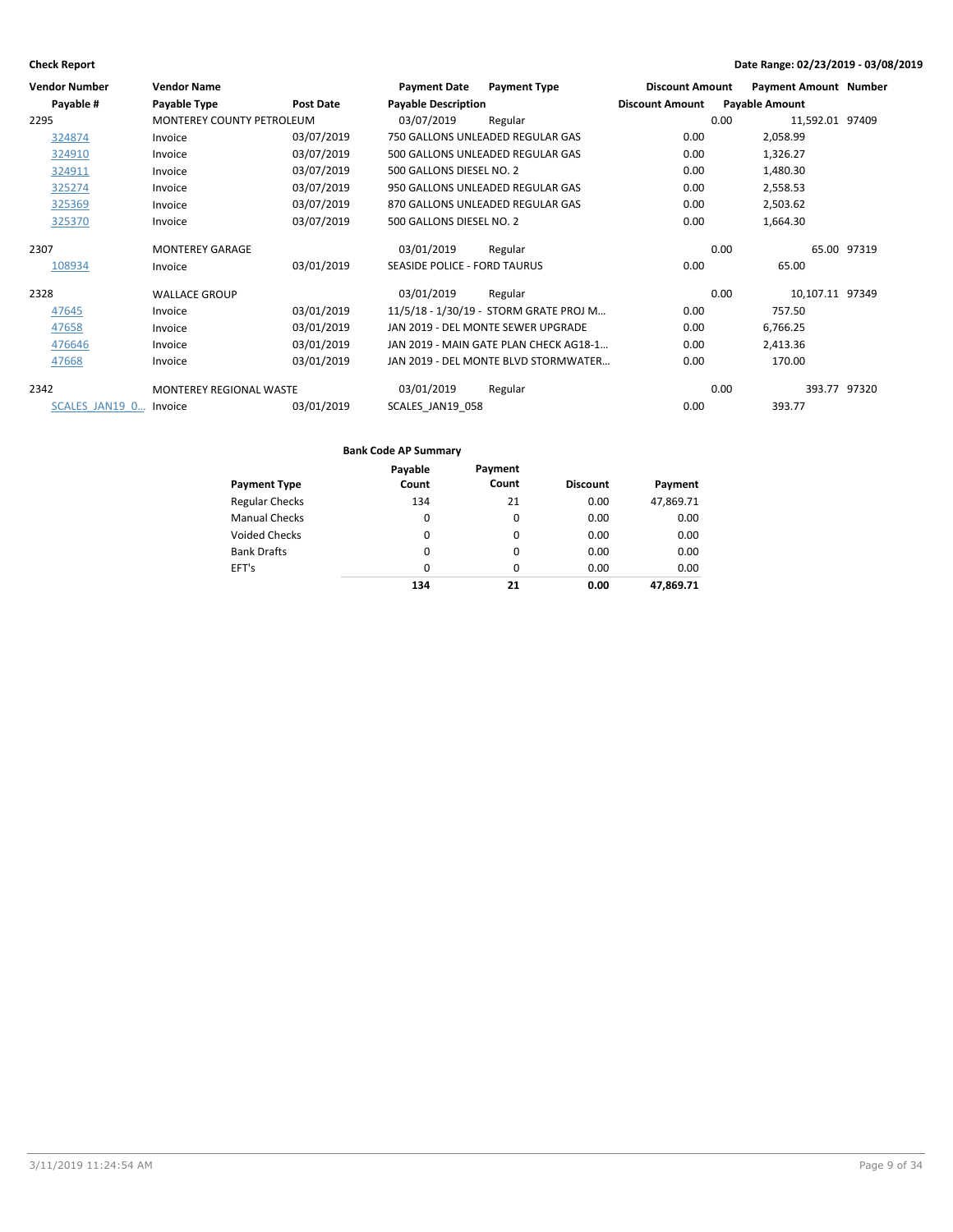**Check Report** — Date Range: 02/23/2019 - 03/08/2019

| Vendor Number | Vendor Name | | Payment Date | Payment Type | Discount Amount | Payment Amount | Number |
|---|---|---|---|---|---|---|---|
| Payable # | Payable Type | Post Date | Payable Description | | Discount Amount | Payable Amount | |
| 2295 | MONTEREY COUNTY PETROLEUM | | 03/07/2019 | Regular | 0.00 | 11,592.01 | 97409 |
| 324874 | Invoice | 03/07/2019 | 750 GALLONS UNLEADED REGULAR GAS | | 0.00 | 2,058.99 | |
| 324910 | Invoice | 03/07/2019 | 500 GALLONS UNLEADED REGULAR GAS | | 0.00 | 1,326.27 | |
| 324911 | Invoice | 03/07/2019 | 500 GALLONS DIESEL NO. 2 | | 0.00 | 1,480.30 | |
| 325274 | Invoice | 03/07/2019 | 950 GALLONS UNLEADED REGULAR GAS | | 0.00 | 2,558.53 | |
| 325369 | Invoice | 03/07/2019 | 870 GALLONS UNLEADED REGULAR GAS | | 0.00 | 2,503.62 | |
| 325370 | Invoice | 03/07/2019 | 500 GALLONS DIESEL NO. 2 | | 0.00 | 1,664.30 | |
| 2307 | MONTEREY GARAGE | | 03/01/2019 | Regular | 0.00 | 65.00 | 97319 |
| 108934 | Invoice | 03/01/2019 | SEASIDE POLICE - FORD TAURUS | | 0.00 | 65.00 | |
| 2328 | WALLACE GROUP | | 03/01/2019 | Regular | 0.00 | 10,107.11 | 97349 |
| 47645 | Invoice | 03/01/2019 | 11/5/18 - 1/30/19 - STORM GRATE PROJ M… | | 0.00 | 757.50 | |
| 47658 | Invoice | 03/01/2019 | JAN 2019 - DEL MONTE SEWER UPGRADE | | 0.00 | 6,766.25 | |
| 476646 | Invoice | 03/01/2019 | JAN 2019 - MAIN GATE PLAN CHECK AG18-1… | | 0.00 | 2,413.36 | |
| 47668 | Invoice | 03/01/2019 | JAN 2019 - DEL MONTE BLVD STORMWATER… | | 0.00 | 170.00 | |
| 2342 | MONTEREY REGIONAL WASTE | | 03/01/2019 | Regular | 0.00 | 393.77 | 97320 |
| SCALES_JAN19_0… | Invoice | 03/01/2019 | SCALES_JAN19_058 | | 0.00 | 393.77 | |

**Bank Code AP Summary**

| Payment Type | Payable Count | Payment Count | Discount | Payment |
|---|---|---|---|---|
| Regular Checks | 134 | 21 | 0.00 | 47,869.71 |
| Manual Checks | 0 | 0 | 0.00 | 0.00 |
| Voided Checks | 0 | 0 | 0.00 | 0.00 |
| Bank Drafts | 0 | 0 | 0.00 | 0.00 |
| EFT's | 0 | 0 | 0.00 | 0.00 |
| | **134** | **21** | **0.00** | **47,869.71** |

3/11/2019 11:24:54 AM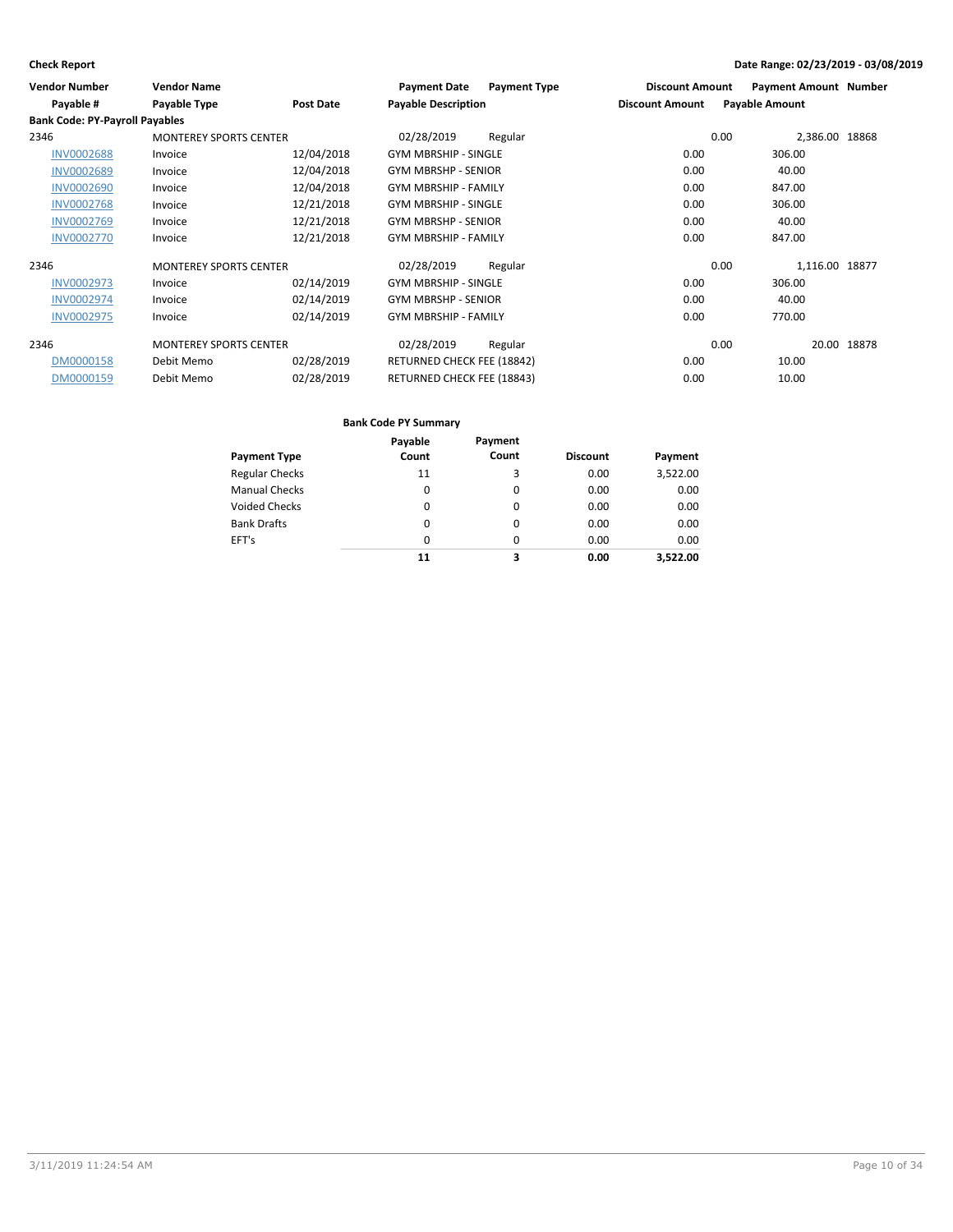**Check Report**

**Date Range: 02/23/2019 - 03/08/2019**

| Vendor Number | Vendor Name | | Payment Date | Payment Type | Discount Amount | Payment Amount | Number |
|---|---|---|---|---|---|---|---|
| Payable # | Payable Type | Post Date | Payable Description | | Discount Amount | Payable Amount | |
| **Bank Code: PY-Payroll Payables** | | | | | | | |
| 2346 | MONTEREY SPORTS CENTER | | 02/28/2019 | Regular | 0.00 | 2,386.00 | 18868 |
| INV0002688 | Invoice | 12/04/2018 | GYM MBRSHIP - SINGLE | | 0.00 | 306.00 | |
| INV0002689 | Invoice | 12/04/2018 | GYM MBRSHP - SENIOR | | 0.00 | 40.00 | |
| INV0002690 | Invoice | 12/04/2018 | GYM MBRSHIP - FAMILY | | 0.00 | 847.00 | |
| INV0002768 | Invoice | 12/21/2018 | GYM MBRSHIP - SINGLE | | 0.00 | 306.00 | |
| INV0002769 | Invoice | 12/21/2018 | GYM MBRSHP - SENIOR | | 0.00 | 40.00 | |
| INV0002770 | Invoice | 12/21/2018 | GYM MBRSHIP - FAMILY | | 0.00 | 847.00 | |
| 2346 | MONTEREY SPORTS CENTER | | 02/28/2019 | Regular | 0.00 | 1,116.00 | 18877 |
| INV0002973 | Invoice | 02/14/2019 | GYM MBRSHIP - SINGLE | | 0.00 | 306.00 | |
| INV0002974 | Invoice | 02/14/2019 | GYM MBRSHP - SENIOR | | 0.00 | 40.00 | |
| INV0002975 | Invoice | 02/14/2019 | GYM MBRSHIP - FAMILY | | 0.00 | 770.00 | |
| 2346 | MONTEREY SPORTS CENTER | | 02/28/2019 | Regular | 0.00 | 20.00 | 18878 |
| DM0000158 | Debit Memo | 02/28/2019 | RETURNED CHECK FEE (18842) | | 0.00 | 10.00 | |
| DM0000159 | Debit Memo | 02/28/2019 | RETURNED CHECK FEE (18843) | | 0.00 | 10.00 | |

**Bank Code PY Summary**

| Payment Type | Payable Count | Payment Count | Discount | Payment |
|---|---|---|---|---|
| Regular Checks | 11 | 3 | 0.00 | 3,522.00 |
| Manual Checks | 0 | 0 | 0.00 | 0.00 |
| Voided Checks | 0 | 0 | 0.00 | 0.00 |
| Bank Drafts | 0 | 0 | 0.00 | 0.00 |
| EFT's | 0 | 0 | 0.00 | 0.00 |
| | **11** | **3** | **0.00** | **3,522.00** |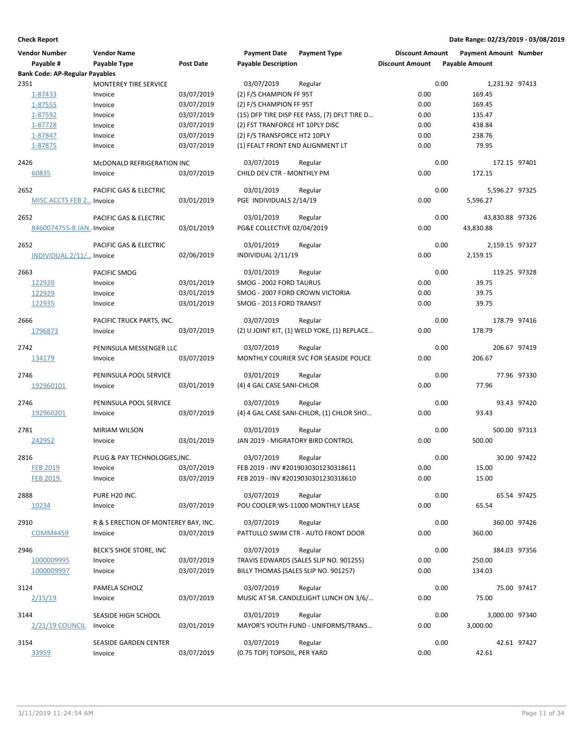**Check Report**

**Date Range: 02/23/2019 - 03/08/2019**

| Vendor Number | Vendor Name | | Payment Date | Payment Type | Discount Amount | Payment Amount | Number |
|---|---|---|---|---|---|---|---|
| Payable # | Payable Type | Post Date | Payable Description | | Discount Amount | Payable Amount | |
| **Bank Code: AP-Regular Payables** | | | | | | | |
| 2351 | MONTEREY TIRE SERVICE | | 03/07/2019 | Regular | 0.00 | 1,231.92 | 97413 |
| 1-87433 | Invoice | 03/07/2019 | (2) F/S CHAMPION FF 95T | | 0.00 | 169.45 | |
| 1-87555 | Invoice | 03/07/2019 | (2) F/S CHAMPION FF 95T | | 0.00 | 169.45 | |
| 1-87592 | Invoice | 03/07/2019 | (15) DFP TIRE DISP FEE PASS, (7) DFLT TIRE D… | | 0.00 | 135.47 | |
| 1-87728 | Invoice | 03/07/2019 | (2) FST TRANFORCE HT 10PLY DISC | | 0.00 | 438.84 | |
| 1-87847 | Invoice | 03/07/2019 | (2) F/S TRANSFORCE HT2 10PLY | | 0.00 | 238.76 | |
| 1-87875 | Invoice | 03/07/2019 | (1) FEALT FRONT END ALIGNMENT LT | | 0.00 | 79.95 | |
| 2426 | McDONALD REFRIGERATION INC | | 03/07/2019 | Regular | 0.00 | 172.15 | 97401 |
| 60835 | Invoice | 03/07/2019 | CHILD DEV CTR - MONTHLY PM | | 0.00 | 172.15 | |
| 2652 | PACIFIC GAS & ELECTRIC | | 03/01/2019 | Regular | 0.00 | 5,596.27 | 97325 |
| MISC ACCTS FEB 2… | Invoice | 03/01/2019 | PGE INDIVIDUALS 2/14/19 | | 0.00 | 5,596.27 | |
| 2652 | PACIFIC GAS & ELECTRIC | | 03/01/2019 | Regular | 0.00 | 43,830.88 | 97326 |
| 8460074755-8 JAN… | Invoice | 03/01/2019 | PG&E COLLECTIVE 02/04/2019 | | 0.00 | 43,830.88 | |
| 2652 | PACIFIC GAS & ELECTRIC | | 03/01/2019 | Regular | 0.00 | 2,159.15 | 97327 |
| INDIVIDUAL 2/11/… | Invoice | 02/06/2019 | INDIVIDUAL 2/11/19 | | 0.00 | 2,159.15 | |
| 2663 | PACIFIC SMOG | | 03/01/2019 | Regular | 0.00 | 119.25 | 97328 |
| 122920 | Invoice | 03/01/2019 | SMOG - 2002 FORD TAURUS | | 0.00 | 39.75 | |
| 122929 | Invoice | 03/01/2019 | SMOG - 2007 FORD CROWN VICTORIA | | 0.00 | 39.75 | |
| 122935 | Invoice | 03/01/2019 | SMOG - 2013 FORD TRANSIT | | 0.00 | 39.75 | |
| 2666 | PACIFIC TRUCK PARTS, INC. | | 03/07/2019 | Regular | 0.00 | 178.79 | 97416 |
| 1796873 | Invoice | 03/07/2019 | (2) U JOINT KIT, (1) WELD YOKE, (1) REPLACE… | | 0.00 | 178.79 | |
| 2742 | PENINSULA MESSENGER LLC | | 03/07/2019 | Regular | 0.00 | 206.67 | 97419 |
| 134179 | Invoice | 03/07/2019 | MONTHLY COURIER SVC FOR SEASIDE POLICE | | 0.00 | 206.67 | |
| 2746 | PENINSULA POOL SERVICE | | 03/01/2019 | Regular | 0.00 | 77.96 | 97330 |
| 192960101 | Invoice | 03/01/2019 | (4) 4 GAL CASE SANI-CHLOR | | 0.00 | 77.96 | |
| 2746 | PENINSULA POOL SERVICE | | 03/07/2019 | Regular | 0.00 | 93.43 | 97420 |
| 192960201 | Invoice | 03/07/2019 | (4) 4 GAL CASE SANI-CHLOR, (1) CHLOR SHO… | | 0.00 | 93.43 | |
| 2781 | MIRIAM WILSON | | 03/01/2019 | Regular | 0.00 | 500.00 | 97313 |
| 242952 | Invoice | 03/01/2019 | JAN 2019 - MIGRATORY BIRD CONTROL | | 0.00 | 500.00 | |
| 2816 | PLUG & PAY TECHNOLOGIES,INC. | | 03/07/2019 | Regular | 0.00 | 30.00 | 97422 |
| FEB 2019 | Invoice | 03/07/2019 | FEB 2019 - INV #2019030301230318611 | | 0.00 | 15.00 | |
| FEB 2019. | Invoice | 03/07/2019 | FEB 2019 - INV #2019030301230318610 | | 0.00 | 15.00 | |
| 2888 | PURE H20 INC. | | 03/07/2019 | Regular | 0.00 | 65.54 | 97425 |
| 10234 | Invoice | 03/07/2019 | POU COOLER:WS-11000 MONTHLY LEASE | | 0.00 | 65.54 | |
| 2910 | R & S ERECTION OF MONTEREY BAY, INC. | | 03/07/2019 | Regular | 0.00 | 360.00 | 97426 |
| COMM4459 | Invoice | 03/07/2019 | PATTULLO SWIM CTR - AUTO FRONT DOOR | | 0.00 | 360.00 | |
| 2946 | BECK'S SHOE STORE, INC | | 03/07/2019 | Regular | 0.00 | 384.03 | 97356 |
| 1000009995 | Invoice | 03/07/2019 | TRAVIS EDWARDS (SALES SLIP NO. 901255) | | 0.00 | 250.00 | |
| 1000009997 | Invoice | 03/07/2019 | BILLY THOMAS (SALES SLIP NO. 901257) | | 0.00 | 134.03 | |
| 3124 | PAMELA SCHOLZ | | 03/07/2019 | Regular | 0.00 | 75.00 | 97417 |
| 2/15/19 | Invoice | 03/07/2019 | MUSIC AT SR. CANDLELIGHT LUNCH ON 3/6/… | | 0.00 | 75.00 | |
| 3144 | SEASIDE HIGH SCHOOL | | 03/01/2019 | Regular | 0.00 | 3,000.00 | 97340 |
| 2/21/19 COUNCIL | Invoice | 03/01/2019 | MAYOR'S YOUTH FUND - UNIFORMS/TRANS… | | 0.00 | 3,000.00 | |
| 3154 | SEASIDE GARDEN CENTER | | 03/07/2019 | Regular | 0.00 | 42.61 | 97427 |
| 33959 | Invoice | 03/07/2019 | (0.75 TOP) TOPSOIL, PER YARD | | 0.00 | 42.61 | |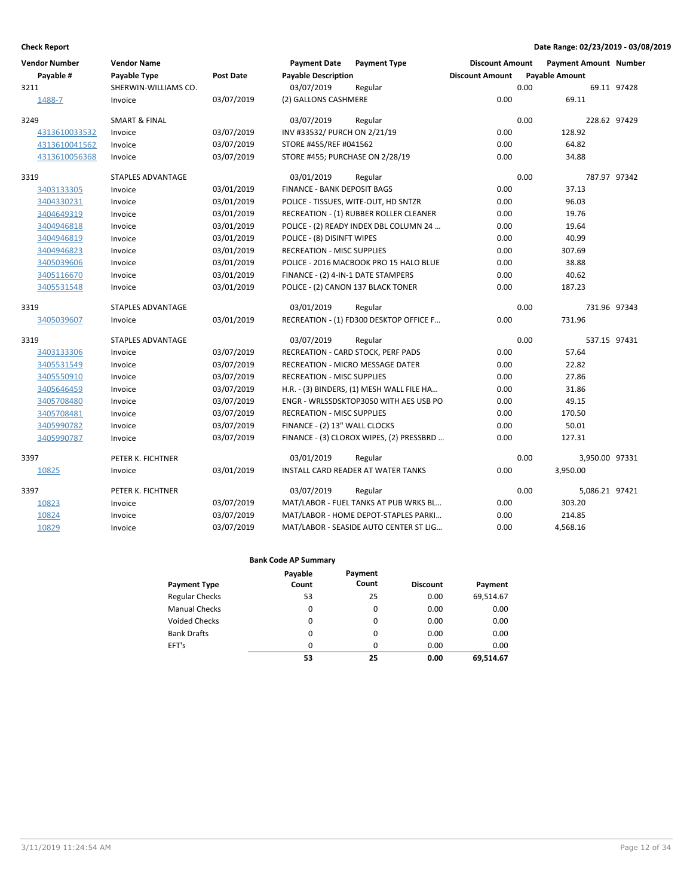**Check Report** — Date Range: 02/23/2019 - 03/08/2019

| Vendor Number / Payable # | Vendor Name / Payable Type | Post Date | Payment Date / Payable Description | Payment Type | Discount Amount / Discount Amount | Payment Amount / Payable Amount | Number |
|---|---|---|---|---|---|---|---|
| 3211 | SHERWIN-WILLIAMS CO. | | 03/07/2019 | Regular | 0.00 | 69.11 | 97428 |
| 1488-7 | Invoice | 03/07/2019 | (2) GALLONS CASHMERE | | 0.00 | 69.11 | |
| 3249 | SMART & FINAL | | 03/07/2019 | Regular | 0.00 | 228.62 | 97429 |
| 4313610033532 | Invoice | 03/07/2019 | INV #33532/ PURCH ON 2/21/19 | | 0.00 | 128.92 | |
| 4313610041562 | Invoice | 03/07/2019 | STORE #455/REF #041562 | | 0.00 | 64.82 | |
| 4313610056368 | Invoice | 03/07/2019 | STORE #455; PURCHASE ON 2/28/19 | | 0.00 | 34.88 | |
| 3319 | STAPLES ADVANTAGE | | 03/01/2019 | Regular | 0.00 | 787.97 | 97342 |
| 3403133305 | Invoice | 03/01/2019 | FINANCE - BANK DEPOSIT BAGS | | 0.00 | 37.13 | |
| 3404330231 | Invoice | 03/01/2019 | POLICE - TISSUES, WITE-OUT, HD SNTZR | | 0.00 | 96.03 | |
| 3404649319 | Invoice | 03/01/2019 | RECREATION - (1) RUBBER ROLLER CLEANER | | 0.00 | 19.76 | |
| 3404946818 | Invoice | 03/01/2019 | POLICE - (2) READY INDEX DBL COLUMN 24 ... | | 0.00 | 19.64 | |
| 3404946819 | Invoice | 03/01/2019 | POLICE - (8) DISINFT WIPES | | 0.00 | 40.99 | |
| 3404946823 | Invoice | 03/01/2019 | RECREATION - MISC SUPPLIES | | 0.00 | 307.69 | |
| 3405039606 | Invoice | 03/01/2019 | POLICE - 2016 MACBOOK PRO 15 HALO BLUE | | 0.00 | 38.88 | |
| 3405116670 | Invoice | 03/01/2019 | FINANCE - (2) 4-IN-1 DATE STAMPERS | | 0.00 | 40.62 | |
| 3405531548 | Invoice | 03/01/2019 | POLICE - (2) CANON 137 BLACK TONER | | 0.00 | 187.23 | |
| 3319 | STAPLES ADVANTAGE | | 03/01/2019 | Regular | 0.00 | 731.96 | 97343 |
| 3405039607 | Invoice | 03/01/2019 | RECREATION - (1) FD300 DESKTOP OFFICE F... | | 0.00 | 731.96 | |
| 3319 | STAPLES ADVANTAGE | | 03/07/2019 | Regular | 0.00 | 537.15 | 97431 |
| 3403133306 | Invoice | 03/07/2019 | RECREATION - CARD STOCK, PERF PADS | | 0.00 | 57.64 | |
| 3405531549 | Invoice | 03/07/2019 | RECREATION - MICRO MESSAGE DATER | | 0.00 | 22.82 | |
| 3405550910 | Invoice | 03/07/2019 | RECREATION - MISC SUPPLIES | | 0.00 | 27.86 | |
| 3405646459 | Invoice | 03/07/2019 | H.R. - (3) BINDERS, (1) MESH WALL FILE HA... | | 0.00 | 31.86 | |
| 3405708480 | Invoice | 03/07/2019 | ENGR - WRLSSDSKTOP3050 WITH AES USB PO | | 0.00 | 49.15 | |
| 3405708481 | Invoice | 03/07/2019 | RECREATION - MISC SUPPLIES | | 0.00 | 170.50 | |
| 3405990782 | Invoice | 03/07/2019 | FINANCE - (2) 13" WALL CLOCKS | | 0.00 | 50.01 | |
| 3405990787 | Invoice | 03/07/2019 | FINANCE - (3) CLOROX WIPES, (2) PRESSBRD ... | | 0.00 | 127.31 | |
| 3397 | PETER K. FICHTNER | | 03/01/2019 | Regular | 0.00 | 3,950.00 | 97331 |
| 10825 | Invoice | 03/01/2019 | INSTALL CARD READER AT WATER TANKS | | 0.00 | 3,950.00 | |
| 3397 | PETER K. FICHTNER | | 03/07/2019 | Regular | 0.00 | 5,086.21 | 97421 |
| 10823 | Invoice | 03/07/2019 | MAT/LABOR - FUEL TANKS AT PUB WRKS BL... | | 0.00 | 303.20 | |
| 10824 | Invoice | 03/07/2019 | MAT/LABOR - HOME DEPOT-STAPLES PARKI... | | 0.00 | 214.85 | |
| 10829 | Invoice | 03/07/2019 | MAT/LABOR - SEASIDE AUTO CENTER ST LIG... | | 0.00 | 4,568.16 | |

**Bank Code AP Summary**

| Payment Type | Payable Count | Payment Count | Discount | Payment |
|---|---|---|---|---|
| Regular Checks | 53 | 25 | 0.00 | 69,514.67 |
| Manual Checks | 0 | 0 | 0.00 | 0.00 |
| Voided Checks | 0 | 0 | 0.00 | 0.00 |
| Bank Drafts | 0 | 0 | 0.00 | 0.00 |
| EFT's | 0 | 0 | 0.00 | 0.00 |
| | **53** | **25** | **0.00** | **69,514.67** |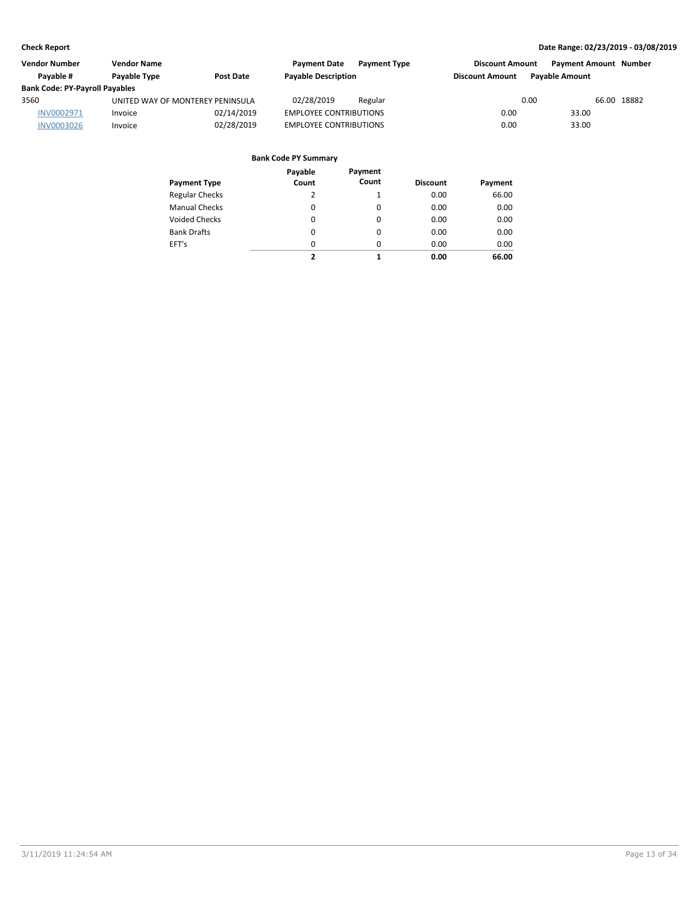**Check Report** | **Date Range: 02/23/2019 - 03/08/2019**

| Vendor Number | Vendor Name | | Payment Date | Payment Type | Discount Amount | Payment Amount | Number |
|---|---|---|---|---|---|---|---|
| Payable # | Payable Type | Post Date | Payable Description | | Discount Amount | Payable Amount | |
| **Bank Code: PY-Payroll Payables** | | | | | | | |
| 3560 | UNITED WAY OF MONTEREY PENINSULA | | 02/28/2019 | Regular | 0.00 | 66.00 | 18882 |
| INV0002971 | Invoice | 02/14/2019 | EMPLOYEE CONTRIBUTIONS | | 0.00 | 33.00 | |
| INV0003026 | Invoice | 02/28/2019 | EMPLOYEE CONTRIBUTIONS | | 0.00 | 33.00 | |

**Bank Code PY Summary**

| Payment Type | Payable Count | Payment Count | Discount | Payment |
|---|---|---|---|---|
| Regular Checks | 2 | 1 | 0.00 | 66.00 |
| Manual Checks | 0 | 0 | 0.00 | 0.00 |
| Voided Checks | 0 | 0 | 0.00 | 0.00 |
| Bank Drafts | 0 | 0 | 0.00 | 0.00 |
| EFT's | 0 | 0 | 0.00 | 0.00 |
| | **2** | **1** | **0.00** | **66.00** |

3/11/2019 11:24:54 AM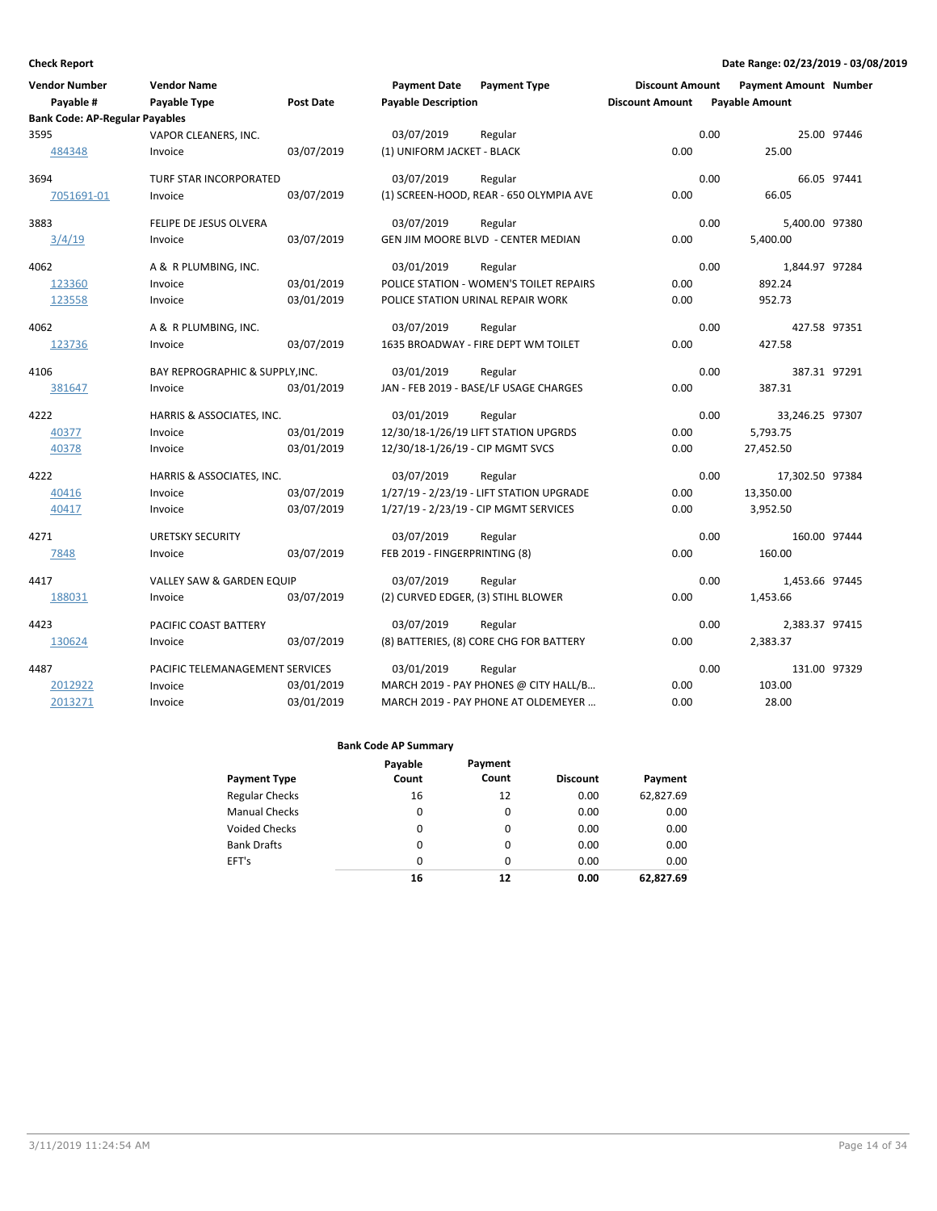**Check Report** — Date Range: 02/23/2019 - 03/08/2019

| Vendor Number / Payable # | Vendor Name / Payable Type | Post Date | Payment Date / Payable Description | Payment Type | Discount Amount | Payment Amount | Number |
|---|---|---|---|---|---|---|---|
| **Bank Code: AP-Regular Payables** | | | | | | | |
| 3595 | VAPOR CLEANERS, INC. | | 03/07/2019 | Regular | 0.00 | 25.00 | 97446 |
| 484348 | Invoice | 03/07/2019 | (1) UNIFORM JACKET - BLACK | | 0.00 | 25.00 | |
| 3694 | TURF STAR INCORPORATED | | 03/07/2019 | Regular | 0.00 | 66.05 | 97441 |
| 7051691-01 | Invoice | 03/07/2019 | (1) SCREEN-HOOD, REAR - 650 OLYMPIA AVE | | 0.00 | 66.05 | |
| 3883 | FELIPE DE JESUS OLVERA | | 03/07/2019 | Regular | 0.00 | 5,400.00 | 97380 |
| 3/4/19 | Invoice | 03/07/2019 | GEN JIM MOORE BLVD - CENTER MEDIAN | | 0.00 | 5,400.00 | |
| 4062 | A & R PLUMBING, INC. | | 03/01/2019 | Regular | 0.00 | 1,844.97 | 97284 |
| 123360 | Invoice | 03/01/2019 | POLICE STATION - WOMEN'S TOILET REPAIRS | | 0.00 | 892.24 | |
| 123558 | Invoice | 03/01/2019 | POLICE STATION URINAL REPAIR WORK | | 0.00 | 952.73 | |
| 4062 | A & R PLUMBING, INC. | | 03/07/2019 | Regular | 0.00 | 427.58 | 97351 |
| 123736 | Invoice | 03/07/2019 | 1635 BROADWAY - FIRE DEPT WM TOILET | | 0.00 | 427.58 | |
| 4106 | BAY REPROGRAPHIC & SUPPLY,INC. | | 03/01/2019 | Regular | 0.00 | 387.31 | 97291 |
| 381647 | Invoice | 03/01/2019 | JAN - FEB 2019 - BASE/LF USAGE CHARGES | | 0.00 | 387.31 | |
| 4222 | HARRIS & ASSOCIATES, INC. | | 03/01/2019 | Regular | 0.00 | 33,246.25 | 97307 |
| 40377 | Invoice | 03/01/2019 | 12/30/18-1/26/19 LIFT STATION UPGRDS | | 0.00 | 5,793.75 | |
| 40378 | Invoice | 03/01/2019 | 12/30/18-1/26/19 - CIP MGMT SVCS | | 0.00 | 27,452.50 | |
| 4222 | HARRIS & ASSOCIATES, INC. | | 03/07/2019 | Regular | 0.00 | 17,302.50 | 97384 |
| 40416 | Invoice | 03/07/2019 | 1/27/19 - 2/23/19 - LIFT STATION UPGRADE | | 0.00 | 13,350.00 | |
| 40417 | Invoice | 03/07/2019 | 1/27/19 - 2/23/19 - CIP MGMT SERVICES | | 0.00 | 3,952.50 | |
| 4271 | URETSKY SECURITY | | 03/07/2019 | Regular | 0.00 | 160.00 | 97444 |
| 7848 | Invoice | 03/07/2019 | FEB 2019 - FINGERPRINTING (8) | | 0.00 | 160.00 | |
| 4417 | VALLEY SAW & GARDEN EQUIP | | 03/07/2019 | Regular | 0.00 | 1,453.66 | 97445 |
| 188031 | Invoice | 03/07/2019 | (2) CURVED EDGER, (3) STIHL BLOWER | | 0.00 | 1,453.66 | |
| 4423 | PACIFIC COAST BATTERY | | 03/07/2019 | Regular | 0.00 | 2,383.37 | 97415 |
| 130624 | Invoice | 03/07/2019 | (8) BATTERIES, (8) CORE CHG FOR BATTERY | | 0.00 | 2,383.37 | |
| 4487 | PACIFIC TELEMANAGEMENT SERVICES | | 03/01/2019 | Regular | 0.00 | 131.00 | 97329 |
| 2012922 | Invoice | 03/01/2019 | MARCH 2019 - PAY PHONES @ CITY HALL/B... | | 0.00 | 103.00 | |
| 2013271 | Invoice | 03/01/2019 | MARCH 2019 - PAY PHONE AT OLDEMEYER ... | | 0.00 | 28.00 | |

**Bank Code AP Summary**

| Payment Type | Payable Count | Payment Count | Discount | Payment |
|---|---|---|---|---|
| Regular Checks | 16 | 12 | 0.00 | 62,827.69 |
| Manual Checks | 0 | 0 | 0.00 | 0.00 |
| Voided Checks | 0 | 0 | 0.00 | 0.00 |
| Bank Drafts | 0 | 0 | 0.00 | 0.00 |
| EFT's | 0 | 0 | 0.00 | 0.00 |
| | **16** | **12** | **0.00** | **62,827.69** |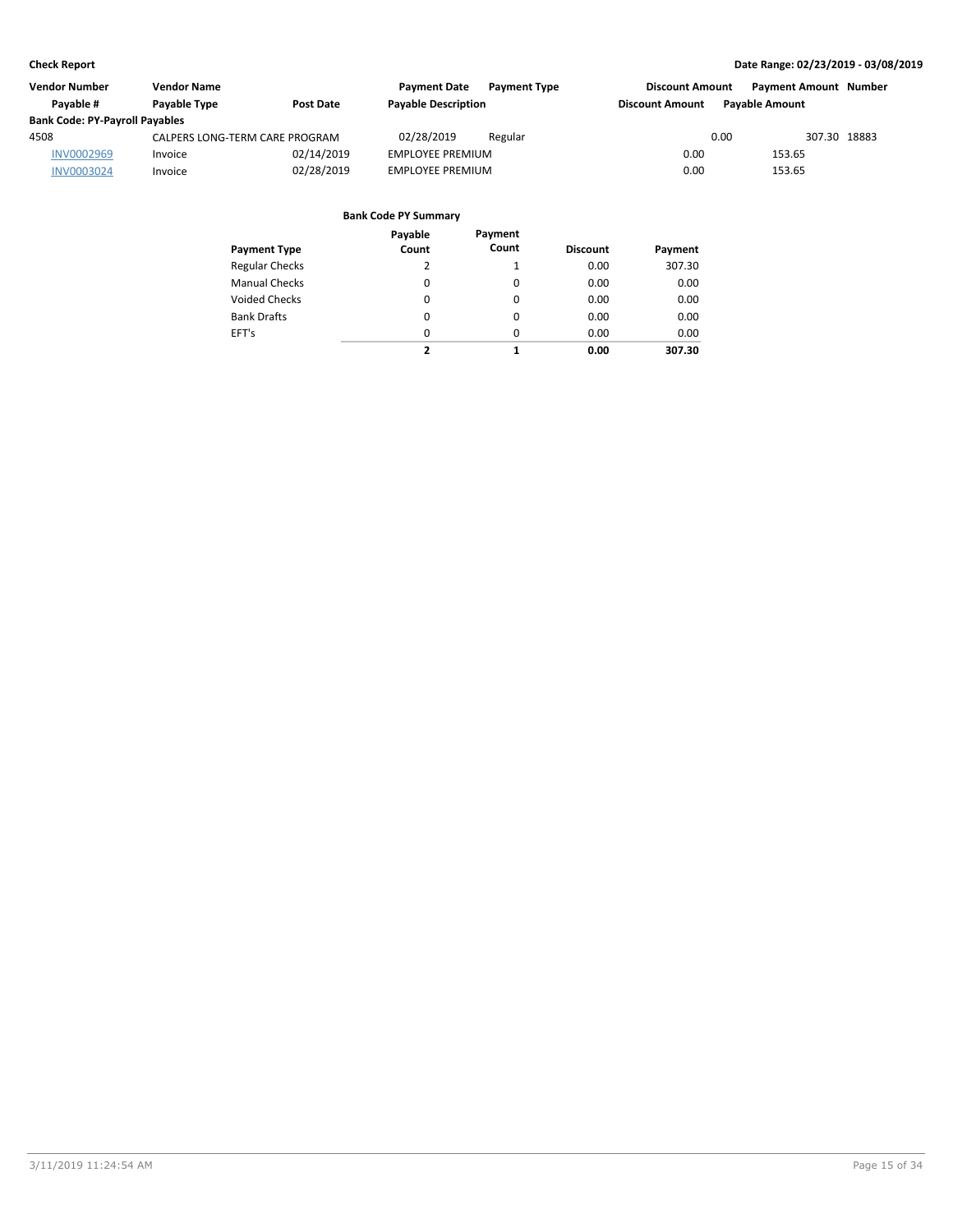| Vendor Number | Vendor Name | | Payment Date | Payment Type | Discount Amount | Payment Amount | Number |
|---|---|---|---|---|---|---|---|
| Payable # | Payable Type | Post Date | Payable Description | | Discount Amount | Payable Amount | |
| **Bank Code: PY-Payroll Payables** | | | | | | | |
| 4508 | CALPERS LONG-TERM CARE PROGRAM | | 02/28/2019 | Regular | 0.00 | 307.30 | 18883 |
| INV0002969 | Invoice | 02/14/2019 | EMPLOYEE PREMIUM | | 0.00 | 153.65 | |
| INV0003024 | Invoice | 02/28/2019 | EMPLOYEE PREMIUM | | 0.00 | 153.65 | |

**Bank Code PY Summary**

| Payment Type | Payable Count | Payment Count | Discount | Payment |
|---|---|---|---|---|
| Regular Checks | 2 | 1 | 0.00 | 307.30 |
| Manual Checks | 0 | 0 | 0.00 | 0.00 |
| Voided Checks | 0 | 0 | 0.00 | 0.00 |
| Bank Drafts | 0 | 0 | 0.00 | 0.00 |
| EFT's | 0 | 0 | 0.00 | 0.00 |
| | **2** | **1** | **0.00** | **307.30** |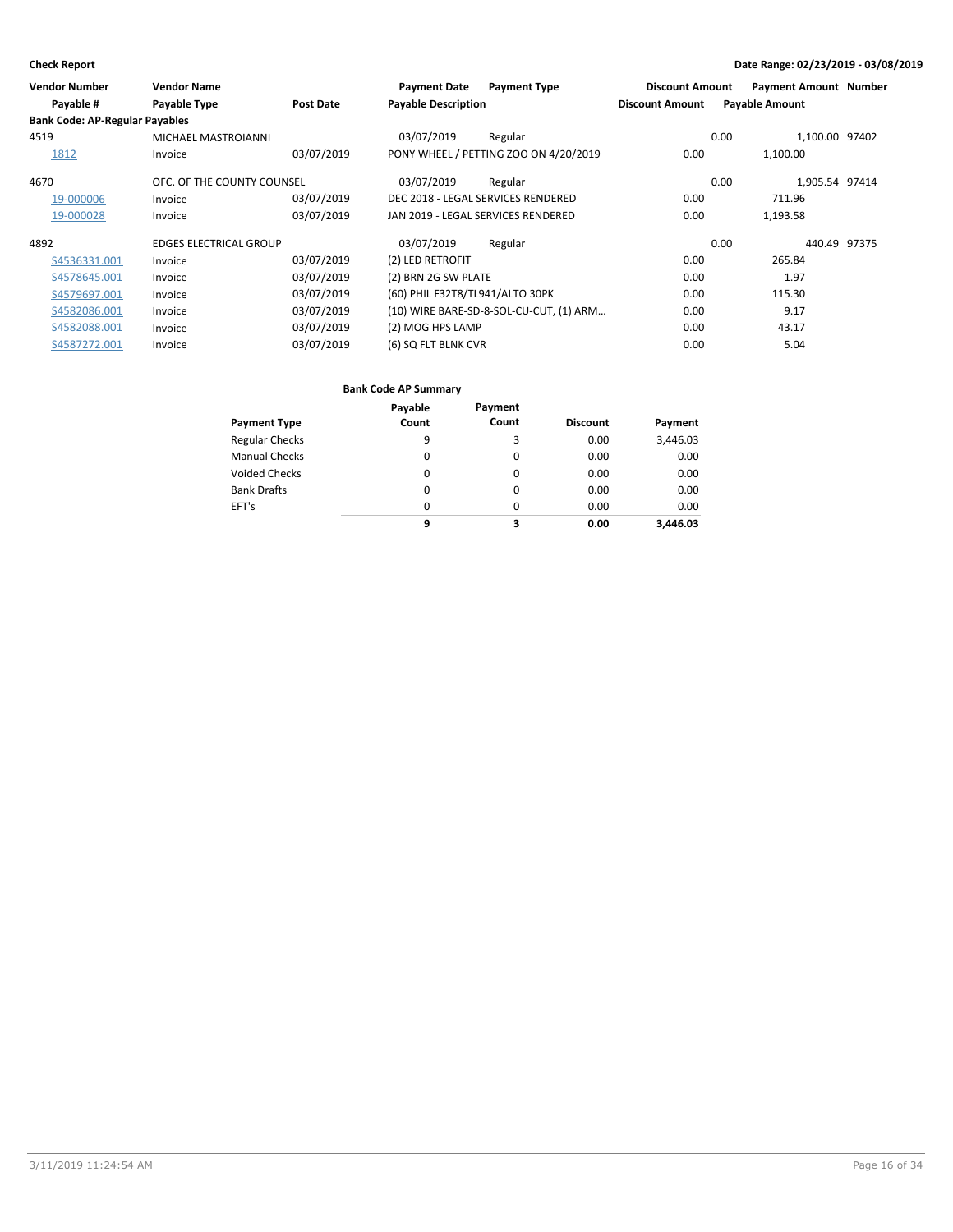**Check Report** — Date Range: 02/23/2019 - 03/08/2019

| Vendor Number / Payable # | Vendor Name / Payable Type | Post Date | Payment Date / Payable Description | Payment Type | Discount Amount | Payment Amount / Payable Amount | Number |
|---|---|---|---|---|---|---|---|
| **Bank Code: AP-Regular Payables** | | | | | | | |
| 4519 | MICHAEL MASTROIANNI | | 03/07/2019 | Regular | 0.00 | 1,100.00 | 97402 |
| 1812 | Invoice | 03/07/2019 | PONY WHEEL / PETTING ZOO ON 4/20/2019 | | 0.00 | 1,100.00 | |
| 4670 | OFC. OF THE COUNTY COUNSEL | | 03/07/2019 | Regular | 0.00 | 1,905.54 | 97414 |
| 19-000006 | Invoice | 03/07/2019 | DEC 2018 - LEGAL SERVICES RENDERED | | 0.00 | 711.96 | |
| 19-000028 | Invoice | 03/07/2019 | JAN 2019 - LEGAL SERVICES RENDERED | | 0.00 | 1,193.58 | |
| 4892 | EDGES ELECTRICAL GROUP | | 03/07/2019 | Regular | 0.00 | 440.49 | 97375 |
| S4536331.001 | Invoice | 03/07/2019 | (2) LED RETROFIT | | 0.00 | 265.84 | |
| S4578645.001 | Invoice | 03/07/2019 | (2) BRN 2G SW PLATE | | 0.00 | 1.97 | |
| S4579697.001 | Invoice | 03/07/2019 | (60) PHIL F32T8/TL941/ALTO 30PK | | 0.00 | 115.30 | |
| S4582086.001 | Invoice | 03/07/2019 | (10) WIRE BARE-SD-8-SOL-CU-CUT, (1) ARM... | | 0.00 | 9.17 | |
| S4582088.001 | Invoice | 03/07/2019 | (2) MOG HPS LAMP | | 0.00 | 43.17 | |
| S4587272.001 | Invoice | 03/07/2019 | (6) SQ FLT BLNK CVR | | 0.00 | 5.04 | |

**Bank Code AP Summary**

| Payment Type | Payable Count | Payment Count | Discount | Payment |
|---|---|---|---|---|
| Regular Checks | 9 | 3 | 0.00 | 3,446.03 |
| Manual Checks | 0 | 0 | 0.00 | 0.00 |
| Voided Checks | 0 | 0 | 0.00 | 0.00 |
| Bank Drafts | 0 | 0 | 0.00 | 0.00 |
| EFT's | 0 | 0 | 0.00 | 0.00 |
| | **9** | **3** | **0.00** | **3,446.03** |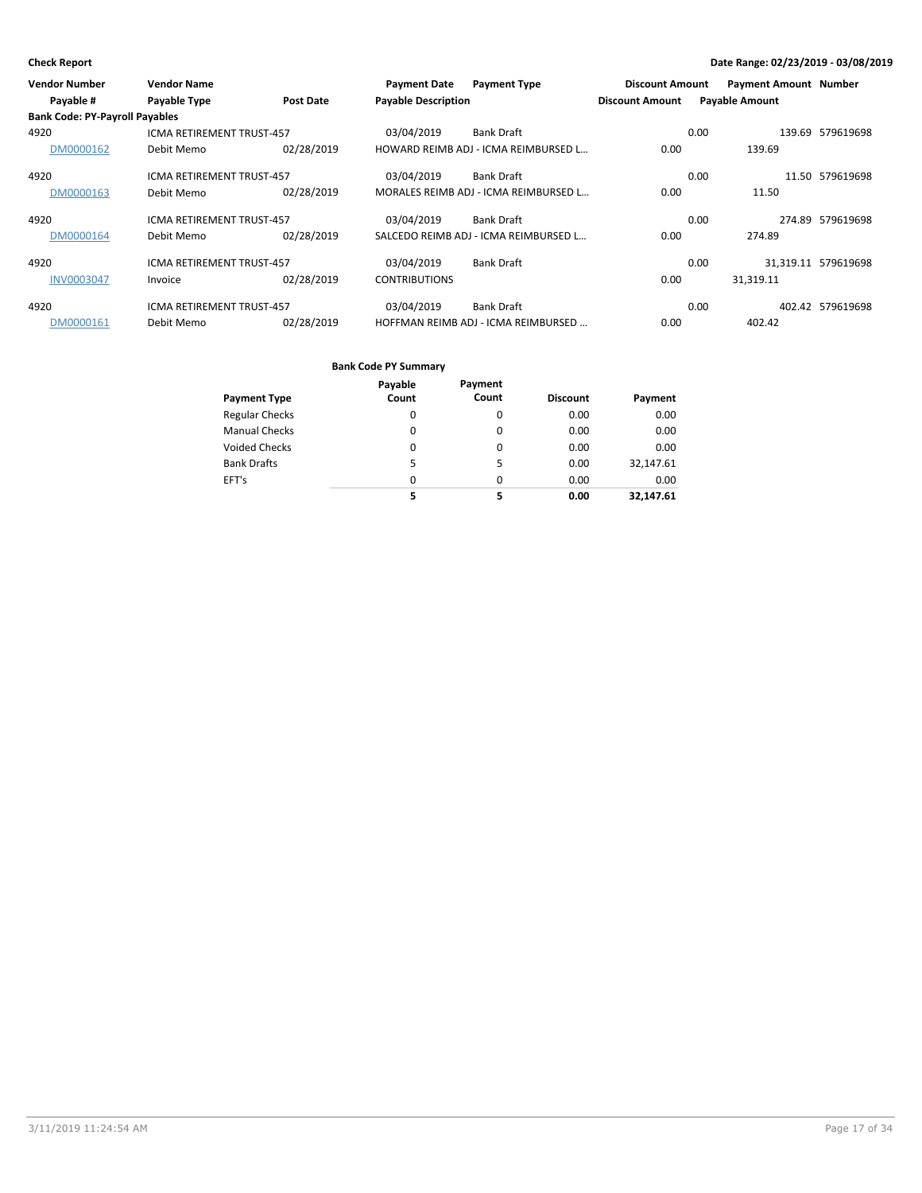**Check Report**

**Date Range: 02/23/2019 - 03/08/2019**

| Vendor Number | Vendor Name | | Payment Date | Payment Type | Discount Amount | Payment Amount | Number |
|---|---|---|---|---|---|---|---|
| Payable # | Payable Type | Post Date | Payable Description | | Discount Amount | Payable Amount | |
| **Bank Code: PY-Payroll Payables** | | | | | | | |
| 4920 | ICMA RETIREMENT TRUST-457 | | 03/04/2019 | Bank Draft | 0.00 | 139.69 | 579619698 |
| DM0000162 | Debit Memo | 02/28/2019 | HOWARD REIMB ADJ - ICMA REIMBURSED L... | | 0.00 | 139.69 | |
| 4920 | ICMA RETIREMENT TRUST-457 | | 03/04/2019 | Bank Draft | 0.00 | 11.50 | 579619698 |
| DM0000163 | Debit Memo | 02/28/2019 | MORALES REIMB ADJ - ICMA REIMBURSED L... | | 0.00 | 11.50 | |
| 4920 | ICMA RETIREMENT TRUST-457 | | 03/04/2019 | Bank Draft | 0.00 | 274.89 | 579619698 |
| DM0000164 | Debit Memo | 02/28/2019 | SALCEDO REIMB ADJ - ICMA REIMBURSED L... | | 0.00 | 274.89 | |
| 4920 | ICMA RETIREMENT TRUST-457 | | 03/04/2019 | Bank Draft | 0.00 | 31,319.11 | 579619698 |
| INV0003047 | Invoice | 02/28/2019 | CONTRIBUTIONS | | 0.00 | 31,319.11 | |
| 4920 | ICMA RETIREMENT TRUST-457 | | 03/04/2019 | Bank Draft | 0.00 | 402.42 | 579619698 |
| DM0000161 | Debit Memo | 02/28/2019 | HOFFMAN REIMB ADJ - ICMA REIMBURSED ... | | 0.00 | 402.42 | |

**Bank Code PY Summary**

| Payment Type | Payable Count | Payment Count | Discount | Payment |
|---|---|---|---|---|
| Regular Checks | 0 | 0 | 0.00 | 0.00 |
| Manual Checks | 0 | 0 | 0.00 | 0.00 |
| Voided Checks | 0 | 0 | 0.00 | 0.00 |
| Bank Drafts | 5 | 5 | 0.00 | 32,147.61 |
| EFT's | 0 | 0 | 0.00 | 0.00 |
| | **5** | **5** | **0.00** | **32,147.61** |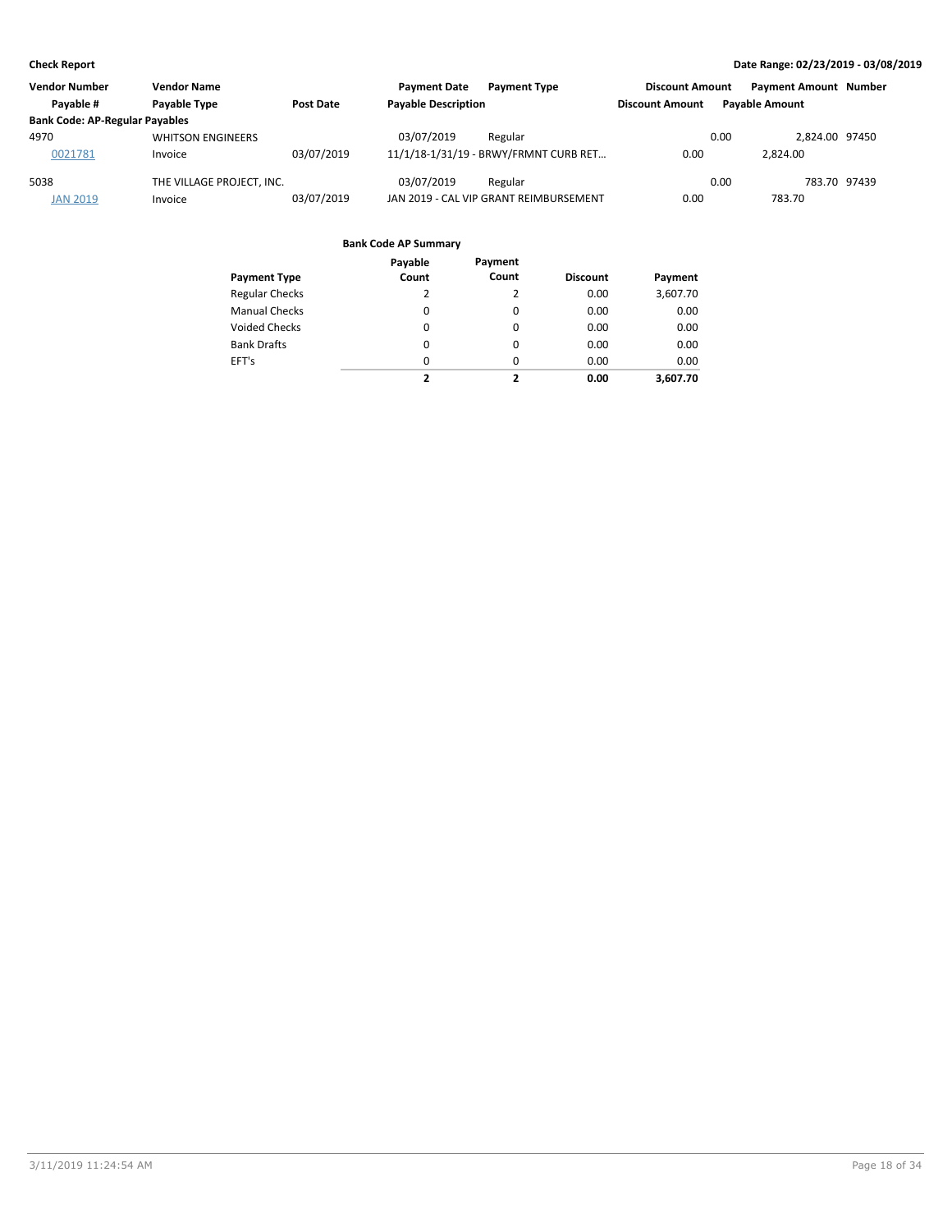**Check Report**

**Date Range: 02/23/2019 - 03/08/2019**

| Vendor Number | Vendor Name | | Payment Date | Payment Type | Discount Amount | Payment Amount | Number |
|---|---|---|---|---|---|---|---|
| Payable # | Payable Type | Post Date | Payable Description | | Discount Amount | Payable Amount | |
| **Bank Code: AP-Regular Payables** | | | | | | | |
| 4970 | WHITSON ENGINEERS | | 03/07/2019 | Regular | 0.00 | 2,824.00 | 97450 |
| 0021781 | Invoice | 03/07/2019 | 11/1/18-1/31/19 - BRWY/FRMNT CURB RET… | | 0.00 | 2,824.00 | |
| 5038 | THE VILLAGE PROJECT, INC. | | 03/07/2019 | Regular | 0.00 | 783.70 | 97439 |
| JAN 2019 | Invoice | 03/07/2019 | JAN 2019 - CAL VIP GRANT REIMBURSEMENT | | 0.00 | 783.70 | |

**Bank Code AP Summary**

| Payment Type | Payable Count | Payment Count | Discount | Payment |
|---|---|---|---|---|
| Regular Checks | 2 | 2 | 0.00 | 3,607.70 |
| Manual Checks | 0 | 0 | 0.00 | 0.00 |
| Voided Checks | 0 | 0 | 0.00 | 0.00 |
| Bank Drafts | 0 | 0 | 0.00 | 0.00 |
| EFT's | 0 | 0 | 0.00 | 0.00 |
| | **2** | **2** | **0.00** | **3,607.70** |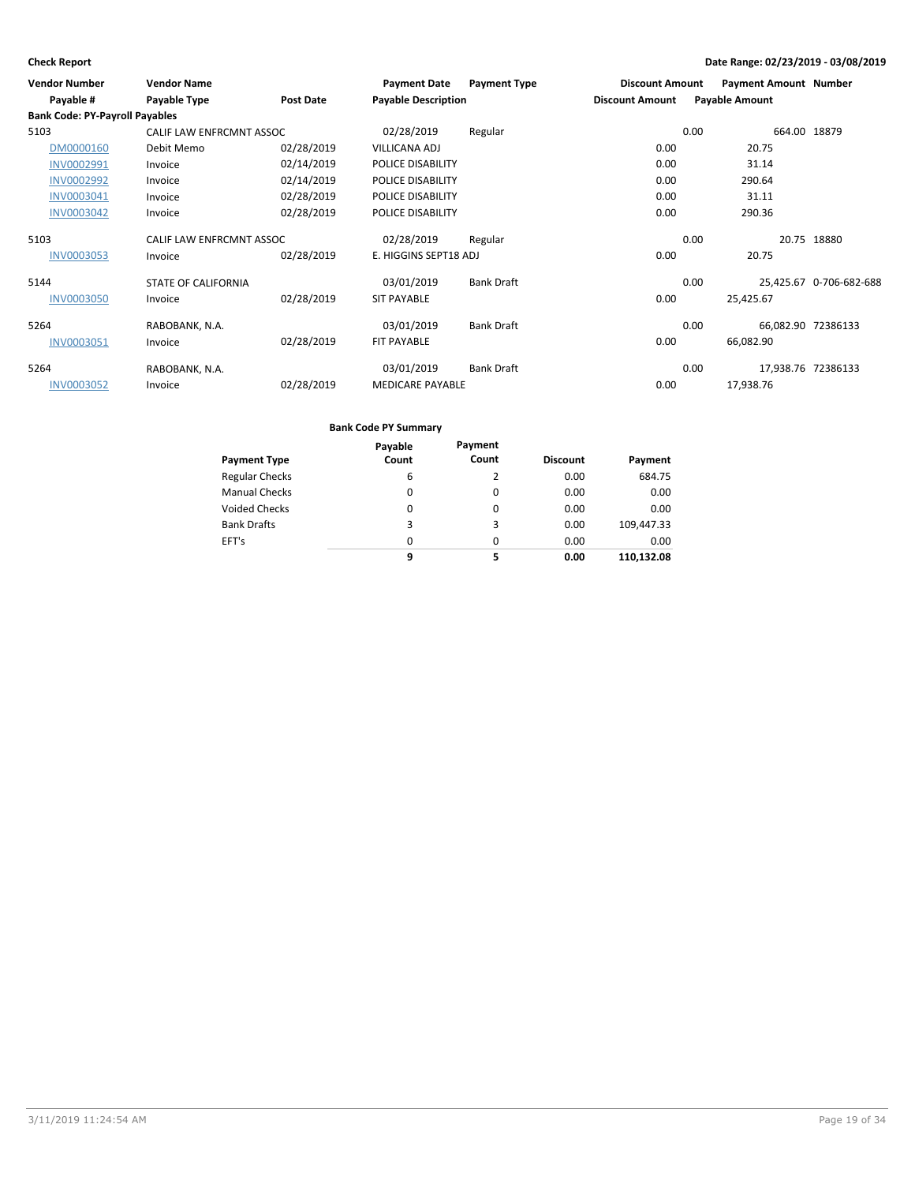**Check Report**

**Date Range: 02/23/2019 - 03/08/2019**

| Vendor Number | Vendor Name | | Payment Date | Payment Type | Discount Amount | Payment Amount | Number |
|---|---|---|---|---|---|---|---|
| Payable # | Payable Type | Post Date | Payable Description | | Discount Amount | Payable Amount | |
| **Bank Code: PY-Payroll Payables** | | | | | | | |
| 5103 | CALIF LAW ENFRCMNT ASSOC | | 02/28/2019 | Regular | 0.00 | 664.00 | 18879 |
| DM0000160 | Debit Memo | 02/28/2019 | VILLICANA ADJ | | 0.00 | 20.75 | |
| INV0002991 | Invoice | 02/14/2019 | POLICE DISABILITY | | 0.00 | 31.14 | |
| INV0002992 | Invoice | 02/14/2019 | POLICE DISABILITY | | 0.00 | 290.64 | |
| INV0003041 | Invoice | 02/28/2019 | POLICE DISABILITY | | 0.00 | 31.11 | |
| INV0003042 | Invoice | 02/28/2019 | POLICE DISABILITY | | 0.00 | 290.36 | |
| 5103 | CALIF LAW ENFRCMNT ASSOC | | 02/28/2019 | Regular | 0.00 | 20.75 | 18880 |
| INV0003053 | Invoice | 02/28/2019 | E. HIGGINS SEPT18 ADJ | | 0.00 | 20.75 | |
| 5144 | STATE OF CALIFORNIA | | 03/01/2019 | Bank Draft | 0.00 | 25,425.67 | 0-706-682-688 |
| INV0003050 | Invoice | 02/28/2019 | SIT PAYABLE | | 0.00 | 25,425.67 | |
| 5264 | RABOBANK, N.A. | | 03/01/2019 | Bank Draft | 0.00 | 66,082.90 | 72386133 |
| INV0003051 | Invoice | 02/28/2019 | FIT PAYABLE | | 0.00 | 66,082.90 | |
| 5264 | RABOBANK, N.A. | | 03/01/2019 | Bank Draft | 0.00 | 17,938.76 | 72386133 |
| INV0003052 | Invoice | 02/28/2019 | MEDICARE PAYABLE | | 0.00 | 17,938.76 | |

**Bank Code PY Summary**

| Payment Type | Payable Count | Payment Count | Discount | Payment |
|---|---|---|---|---|
| Regular Checks | 6 | 2 | 0.00 | 684.75 |
| Manual Checks | 0 | 0 | 0.00 | 0.00 |
| Voided Checks | 0 | 0 | 0.00 | 0.00 |
| Bank Drafts | 3 | 3 | 0.00 | 109,447.33 |
| EFT's | 0 | 0 | 0.00 | 0.00 |
| | **9** | **5** | **0.00** | **110,132.08** |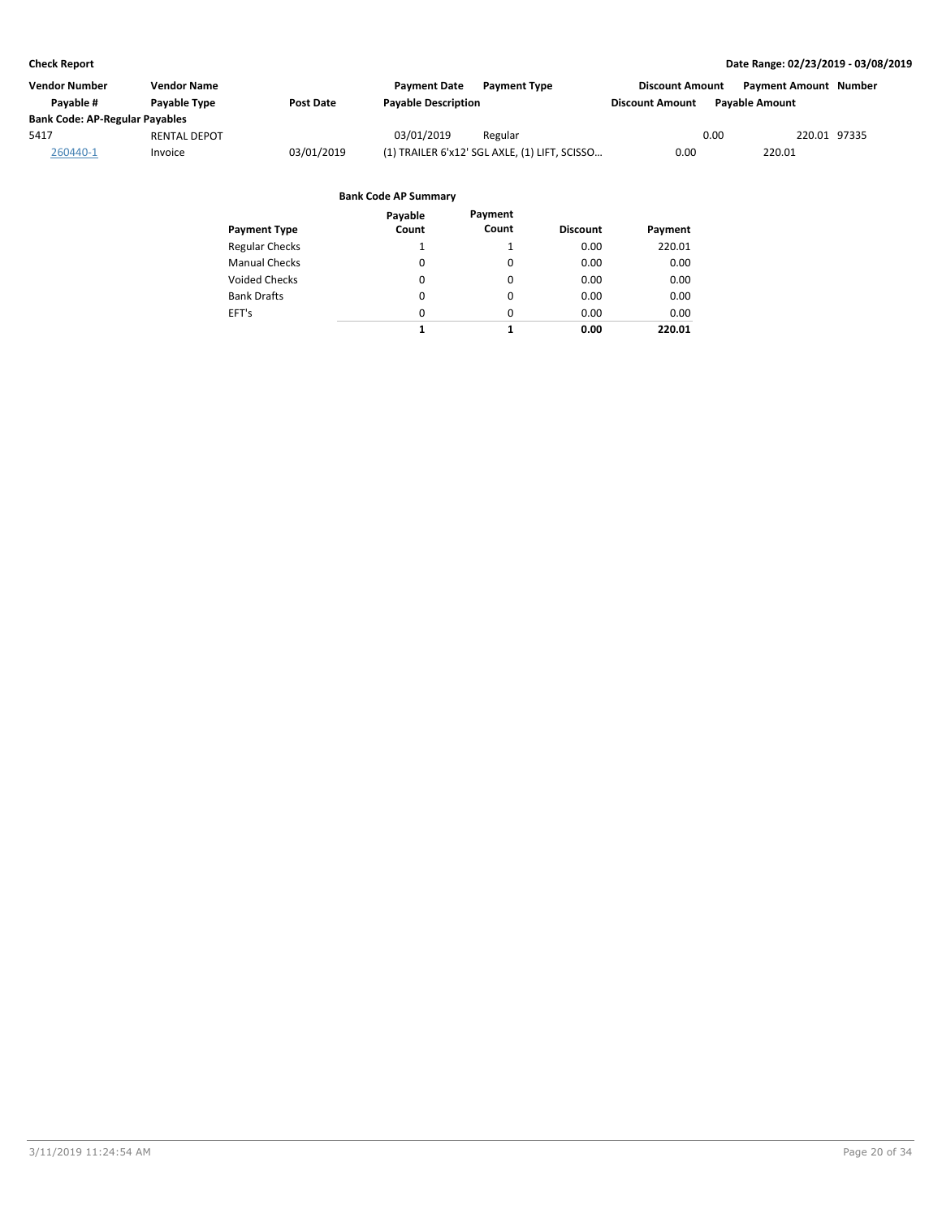**Check Report** **Date Range: 02/23/2019 - 03/08/2019**

| Vendor Number | Vendor Name | | Payment Date | Payment Type | Discount Amount | Payment Amount | Number |
|---|---|---|---|---|---|---|---|
| Payable # | Payable Type | Post Date | Payable Description | | Discount Amount | Payable Amount | |
| **Bank Code: AP-Regular Payables** | | | | | | | |
| 5417 | RENTAL DEPOT | | 03/01/2019 | Regular | 0.00 | 220.01 | 97335 |
| 260440-1 | Invoice | 03/01/2019 | (1) TRAILER 6'x12' SGL AXLE, (1) LIFT, SCISSO… | | 0.00 | 220.01 | |

**Bank Code AP Summary**

| Payment Type | Payable Count | Payment Count | Discount | Payment |
|---|---|---|---|---|
| Regular Checks | 1 | 1 | 0.00 | 220.01 |
| Manual Checks | 0 | 0 | 0.00 | 0.00 |
| Voided Checks | 0 | 0 | 0.00 | 0.00 |
| Bank Drafts | 0 | 0 | 0.00 | 0.00 |
| EFT's | 0 | 0 | 0.00 | 0.00 |
| | **1** | **1** | **0.00** | **220.01** |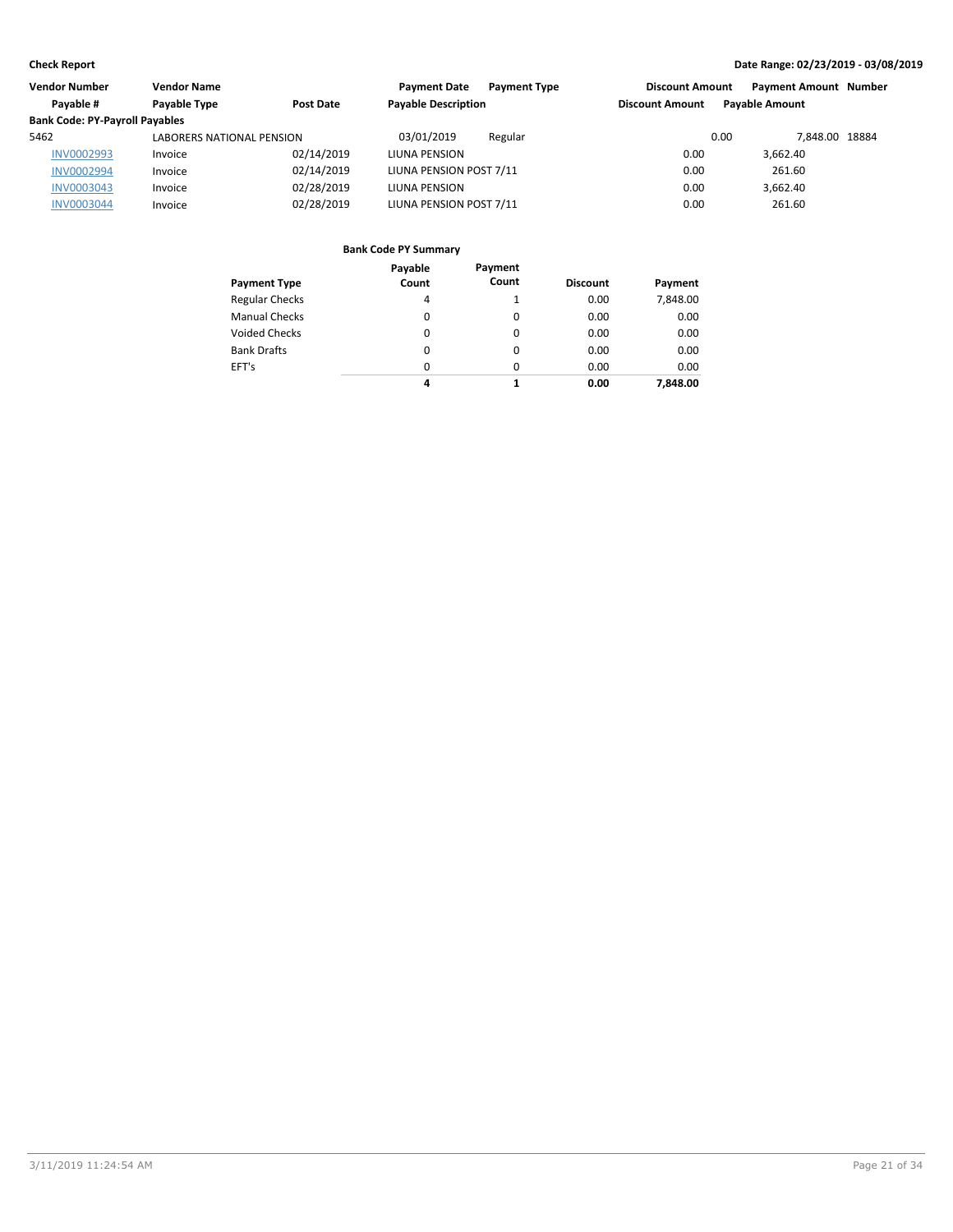**Check Report**

**Date Range: 02/23/2019 - 03/08/2019**

| Vendor Number | Vendor Name | | Payment Date | Payment Type | Discount Amount | Payment Amount | Number |
|---|---|---|---|---|---|---|---|
| Payable # | Payable Type | Post Date | Payable Description | | Discount Amount | Payable Amount | |
| **Bank Code: PY-Payroll Payables** | | | | | | | |
| 5462 | LABORERS NATIONAL PENSION | | 03/01/2019 | Regular | 0.00 | 7,848.00 | 18884 |
| INV0002993 | Invoice | 02/14/2019 | LIUNA PENSION | | 0.00 | 3,662.40 | |
| INV0002994 | Invoice | 02/14/2019 | LIUNA PENSION POST 7/11 | | 0.00 | 261.60 | |
| INV0003043 | Invoice | 02/28/2019 | LIUNA PENSION | | 0.00 | 3,662.40 | |
| INV0003044 | Invoice | 02/28/2019 | LIUNA PENSION POST 7/11 | | 0.00 | 261.60 | |

**Bank Code PY Summary**

| Payment Type | Payable Count | Payment Count | Discount | Payment |
|---|---|---|---|---|
| Regular Checks | 4 | 1 | 0.00 | 7,848.00 |
| Manual Checks | 0 | 0 | 0.00 | 0.00 |
| Voided Checks | 0 | 0 | 0.00 | 0.00 |
| Bank Drafts | 0 | 0 | 0.00 | 0.00 |
| EFT's | 0 | 0 | 0.00 | 0.00 |
| | **4** | **1** | **0.00** | **7,848.00** |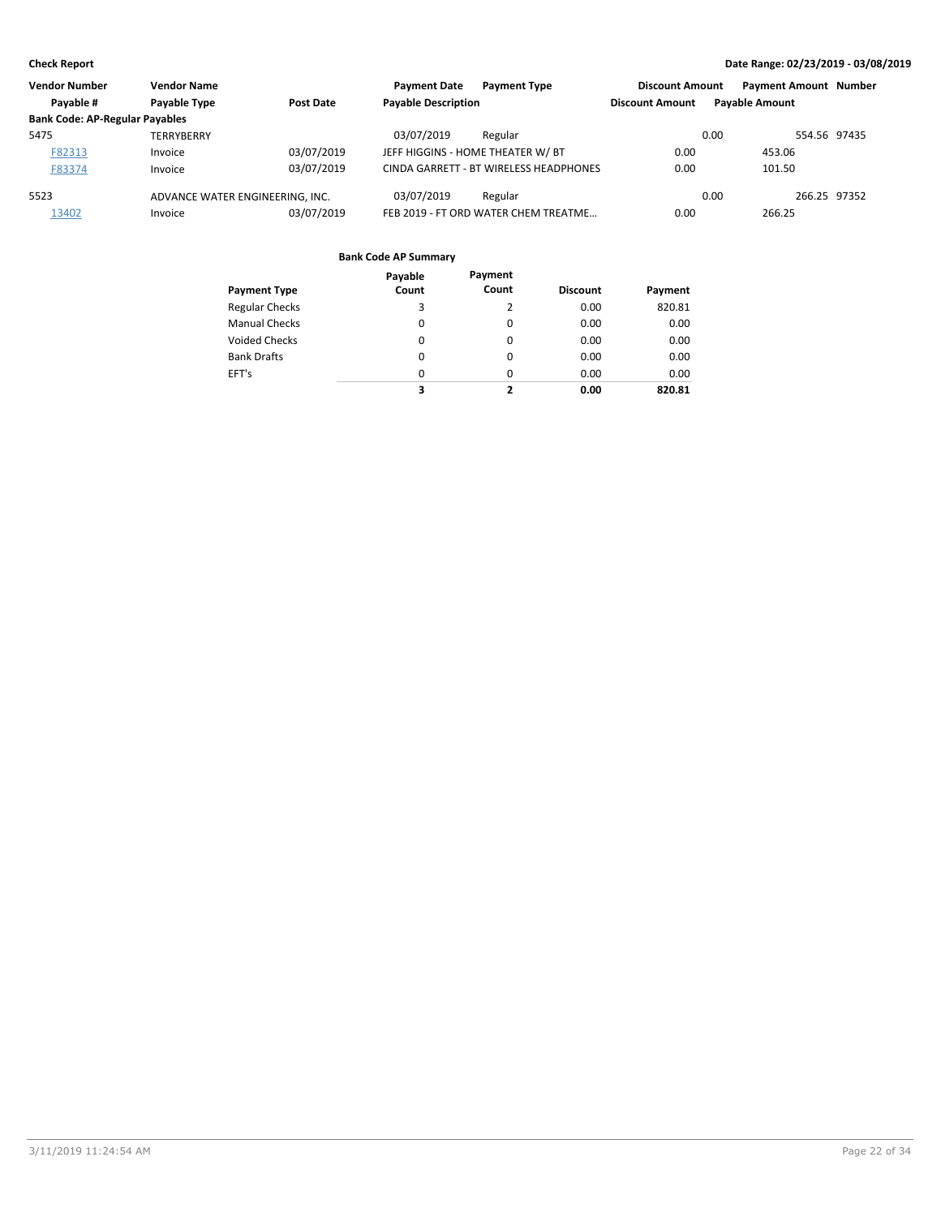**Check Report**

**Date Range: 02/23/2019 - 03/08/2019**

| Vendor Number | Vendor Name | | Payment Date | Payment Type | Discount Amount | Payment Amount | Number |
|---|---|---|---|---|---|---|---|
| Payable # | Payable Type | Post Date | Payable Description | | Discount Amount | Payable Amount | |
| **Bank Code: AP-Regular Payables** | | | | | | | |
| 5475 | TERRYBERRY | | 03/07/2019 | Regular | 0.00 | 554.56 | 97435 |
| F82313 | Invoice | 03/07/2019 | JEFF HIGGINS - HOME THEATER W/ BT | | 0.00 | 453.06 | |
| F83374 | Invoice | 03/07/2019 | CINDA GARRETT - BT WIRELESS HEADPHONES | | 0.00 | 101.50 | |
| 5523 | ADVANCE WATER ENGINEERING, INC. | | 03/07/2019 | Regular | 0.00 | 266.25 | 97352 |
| 13402 | Invoice | 03/07/2019 | FEB 2019 - FT ORD WATER CHEM TREATME... | | 0.00 | 266.25 | |

**Bank Code AP Summary**

| Payment Type | Payable Count | Payment Count | Discount | Payment |
|---|---|---|---|---|
| Regular Checks | 3 | 2 | 0.00 | 820.81 |
| Manual Checks | 0 | 0 | 0.00 | 0.00 |
| Voided Checks | 0 | 0 | 0.00 | 0.00 |
| Bank Drafts | 0 | 0 | 0.00 | 0.00 |
| EFT's | 0 | 0 | 0.00 | 0.00 |
| | **3** | **2** | **0.00** | **820.81** |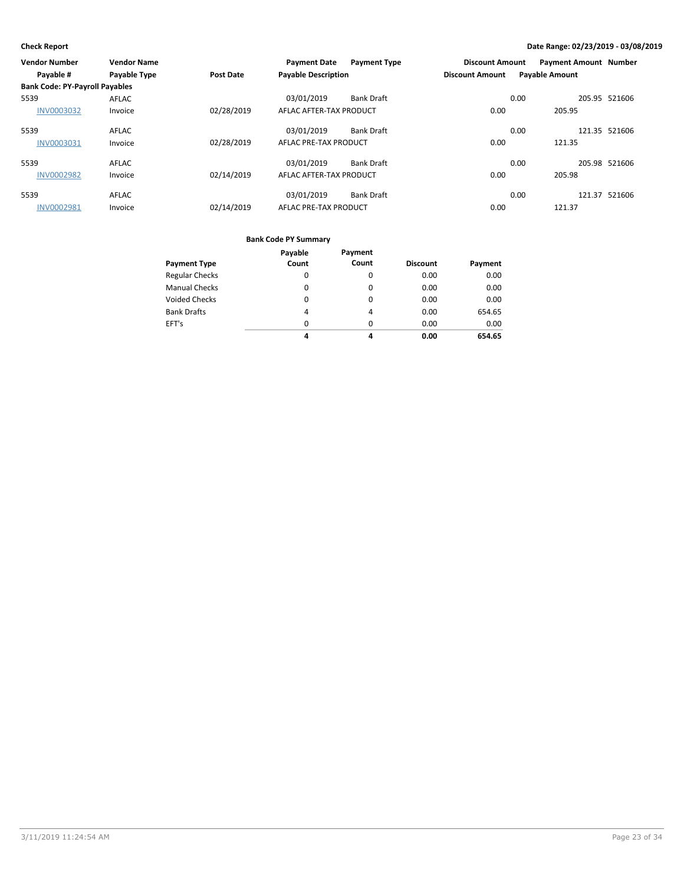**Check Report** — Date Range: 02/23/2019 - 03/08/2019

| Vendor Number | Vendor Name | | Payment Date | Payment Type | Discount Amount | Payment Amount | Number |
|---|---|---|---|---|---|---|---|
| Payable # | Payable Type | Post Date | Payable Description | | Discount Amount | Payable Amount | |
| **Bank Code: PY-Payroll Payables** | | | | | | | |
| 5539 | AFLAC | | 03/01/2019 | Bank Draft | 0.00 | 205.95 | 521606 |
| INV0003032 | Invoice | 02/28/2019 | AFLAC AFTER-TAX PRODUCT | | 0.00 | 205.95 | |
| 5539 | AFLAC | | 03/01/2019 | Bank Draft | 0.00 | 121.35 | 521606 |
| INV0003031 | Invoice | 02/28/2019 | AFLAC PRE-TAX PRODUCT | | 0.00 | 121.35 | |
| 5539 | AFLAC | | 03/01/2019 | Bank Draft | 0.00 | 205.98 | 521606 |
| INV0002982 | Invoice | 02/14/2019 | AFLAC AFTER-TAX PRODUCT | | 0.00 | 205.98 | |
| 5539 | AFLAC | | 03/01/2019 | Bank Draft | 0.00 | 121.37 | 521606 |
| INV0002981 | Invoice | 02/14/2019 | AFLAC PRE-TAX PRODUCT | | 0.00 | 121.37 | |

**Bank Code PY Summary**

| Payment Type | Payable Count | Payment Count | Discount | Payment |
|---|---|---|---|---|
| Regular Checks | 0 | 0 | 0.00 | 0.00 |
| Manual Checks | 0 | 0 | 0.00 | 0.00 |
| Voided Checks | 0 | 0 | 0.00 | 0.00 |
| Bank Drafts | 4 | 4 | 0.00 | 654.65 |
| EFT's | 0 | 0 | 0.00 | 0.00 |
| | **4** | **4** | **0.00** | **654.65** |

3/11/2019 11:24:54 AM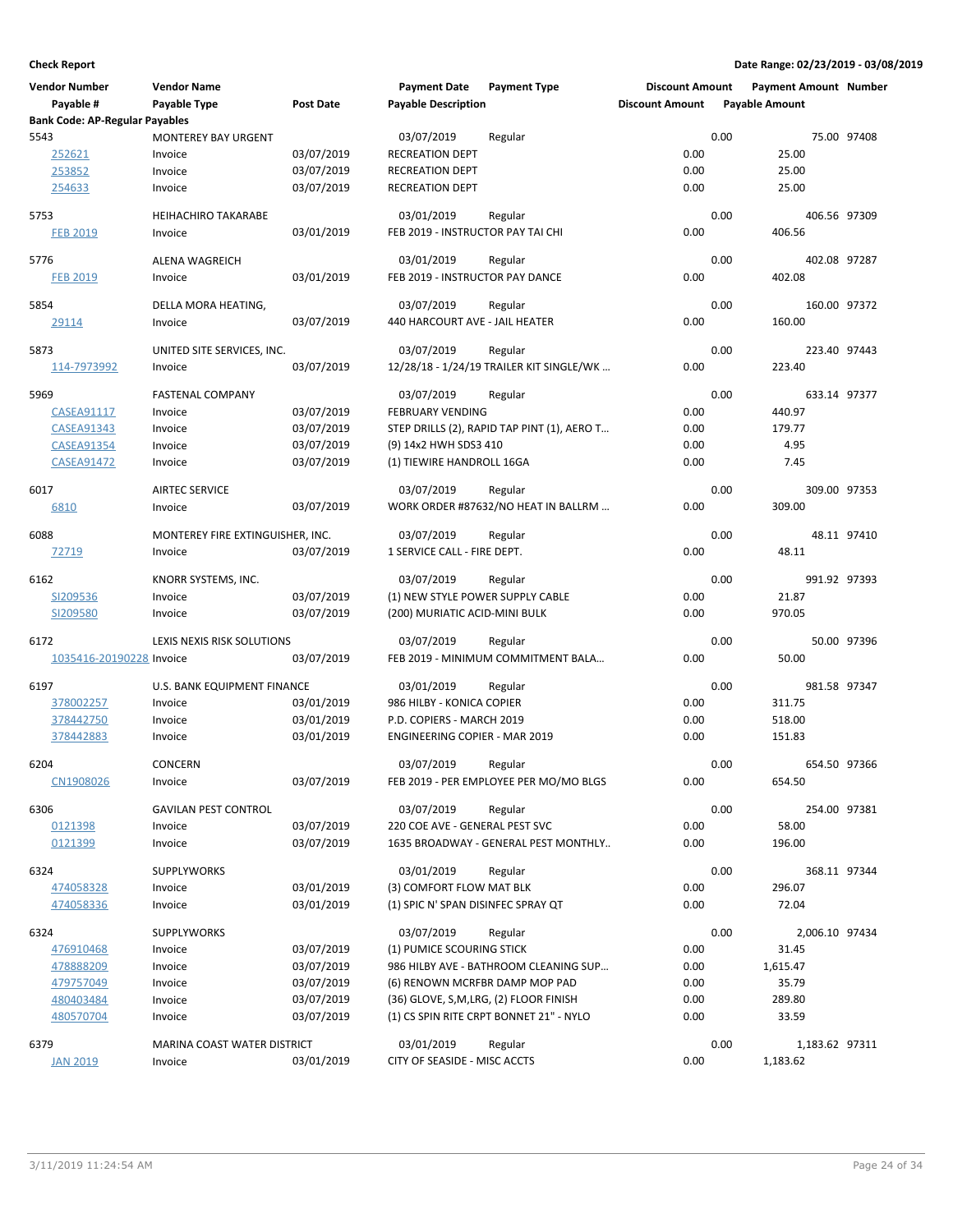**Check Report**

**Date Range: 02/23/2019 - 03/08/2019**

| Vendor Number / Payable # | Vendor Name / Payable Type | Post Date | Payment Date / Payable Description | Payment Type | Discount Amount / Discount Amount | Payment Amount / Payable Amount | Number |
|---|---|---|---|---|---|---|---|
| **Bank Code: AP-Regular Payables** | | | | | | | |
| 5543 | MONTEREY BAY URGENT | | 03/07/2019 | Regular | 0.00 | 75.00 | 97408 |
| 252621 | Invoice | 03/07/2019 | RECREATION DEPT | | 0.00 | 25.00 | |
| 253852 | Invoice | 03/07/2019 | RECREATION DEPT | | 0.00 | 25.00 | |
| 254633 | Invoice | 03/07/2019 | RECREATION DEPT | | 0.00 | 25.00 | |
| 5753 | HEIHACHIRO TAKARABE | | 03/01/2019 | Regular | 0.00 | 406.56 | 97309 |
| FEB 2019 | Invoice | 03/01/2019 | FEB 2019 - INSTRUCTOR PAY TAI CHI | | 0.00 | 406.56 | |
| 5776 | ALENA WAGREICH | | 03/01/2019 | Regular | 0.00 | 402.08 | 97287 |
| FEB 2019 | Invoice | 03/01/2019 | FEB 2019 - INSTRUCTOR PAY DANCE | | 0.00 | 402.08 | |
| 5854 | DELLA MORA HEATING, | | 03/07/2019 | Regular | 0.00 | 160.00 | 97372 |
| 29114 | Invoice | 03/07/2019 | 440 HARCOURT AVE - JAIL HEATER | | 0.00 | 160.00 | |
| 5873 | UNITED SITE SERVICES, INC. | | 03/07/2019 | Regular | 0.00 | 223.40 | 97443 |
| 114-7973992 | Invoice | 03/07/2019 | 12/28/18 - 1/24/19 TRAILER KIT SINGLE/WK ... | | 0.00 | 223.40 | |
| 5969 | FASTENAL COMPANY | | 03/07/2019 | Regular | 0.00 | 633.14 | 97377 |
| CASEA91117 | Invoice | 03/07/2019 | FEBRUARY VENDING | | 0.00 | 440.97 | |
| CASEA91343 | Invoice | 03/07/2019 | STEP DRILLS (2), RAPID TAP PINT (1), AERO T... | | 0.00 | 179.77 | |
| CASEA91354 | Invoice | 03/07/2019 | (9) 14x2 HWH SDS3 410 | | 0.00 | 4.95 | |
| CASEA91472 | Invoice | 03/07/2019 | (1) TIEWIRE HANDROLL 16GA | | 0.00 | 7.45 | |
| 6017 | AIRTEC SERVICE | | 03/07/2019 | Regular | 0.00 | 309.00 | 97353 |
| 6810 | Invoice | 03/07/2019 | WORK ORDER #87632/NO HEAT IN BALLRM ... | | 0.00 | 309.00 | |
| 6088 | MONTEREY FIRE EXTINGUISHER, INC. | | 03/07/2019 | Regular | 0.00 | 48.11 | 97410 |
| 72719 | Invoice | 03/07/2019 | 1 SERVICE CALL - FIRE DEPT. | | 0.00 | 48.11 | |
| 6162 | KNORR SYSTEMS, INC. | | 03/07/2019 | Regular | 0.00 | 991.92 | 97393 |
| SI209536 | Invoice | 03/07/2019 | (1) NEW STYLE POWER SUPPLY CABLE | | 0.00 | 21.87 | |
| SI209580 | Invoice | 03/07/2019 | (200) MURIATIC ACID-MINI BULK | | 0.00 | 970.05 | |
| 6172 | LEXIS NEXIS RISK SOLUTIONS | | 03/07/2019 | Regular | 0.00 | 50.00 | 97396 |
| 1035416-20190228 | Invoice | 03/07/2019 | FEB 2019 - MINIMUM COMMITMENT BALA... | | 0.00 | 50.00 | |
| 6197 | U.S. BANK EQUIPMENT FINANCE | | 03/01/2019 | Regular | 0.00 | 981.58 | 97347 |
| 378002257 | Invoice | 03/01/2019 | 986 HILBY - KONICA COPIER | | 0.00 | 311.75 | |
| 378442750 | Invoice | 03/01/2019 | P.D. COPIERS - MARCH 2019 | | 0.00 | 518.00 | |
| 378442883 | Invoice | 03/01/2019 | ENGINEERING COPIER - MAR 2019 | | 0.00 | 151.83 | |
| 6204 | CONCERN | | 03/07/2019 | Regular | 0.00 | 654.50 | 97366 |
| CN1908026 | Invoice | 03/07/2019 | FEB 2019 - PER EMPLOYEE PER MO/MO BLGS | | 0.00 | 654.50 | |
| 6306 | GAVILAN PEST CONTROL | | 03/07/2019 | Regular | 0.00 | 254.00 | 97381 |
| 0121398 | Invoice | 03/07/2019 | 220 COE AVE - GENERAL PEST SVC | | 0.00 | 58.00 | |
| 0121399 | Invoice | 03/07/2019 | 1635 BROADWAY - GENERAL PEST MONTHLY.. | | 0.00 | 196.00 | |
| 6324 | SUPPLYWORKS | | 03/01/2019 | Regular | 0.00 | 368.11 | 97344 |
| 474058328 | Invoice | 03/01/2019 | (3) COMFORT FLOW MAT BLK | | 0.00 | 296.07 | |
| 474058336 | Invoice | 03/01/2019 | (1) SPIC N' SPAN DISINFEC SPRAY QT | | 0.00 | 72.04 | |
| 6324 | SUPPLYWORKS | | 03/07/2019 | Regular | 0.00 | 2,006.10 | 97434 |
| 476910468 | Invoice | 03/07/2019 | (1) PUMICE SCOURING STICK | | 0.00 | 31.45 | |
| 478888209 | Invoice | 03/07/2019 | 986 HILBY AVE - BATHROOM CLEANING SUP... | | 0.00 | 1,615.47 | |
| 479757049 | Invoice | 03/07/2019 | (6) RENOWN MCRFBR DAMP MOP PAD | | 0.00 | 35.79 | |
| 480403484 | Invoice | 03/07/2019 | (36) GLOVE, S,M,LRG, (2) FLOOR FINISH | | 0.00 | 289.80 | |
| 480570704 | Invoice | 03/07/2019 | (1) CS SPIN RITE CRPT BONNET 21" - NYLO | | 0.00 | 33.59 | |
| 6379 | MARINA COAST WATER DISTRICT | | 03/01/2019 | Regular | 0.00 | 1,183.62 | 97311 |
| JAN 2019 | Invoice | 03/01/2019 | CITY OF SEASIDE - MISC ACCTS | | 0.00 | 1,183.62 | |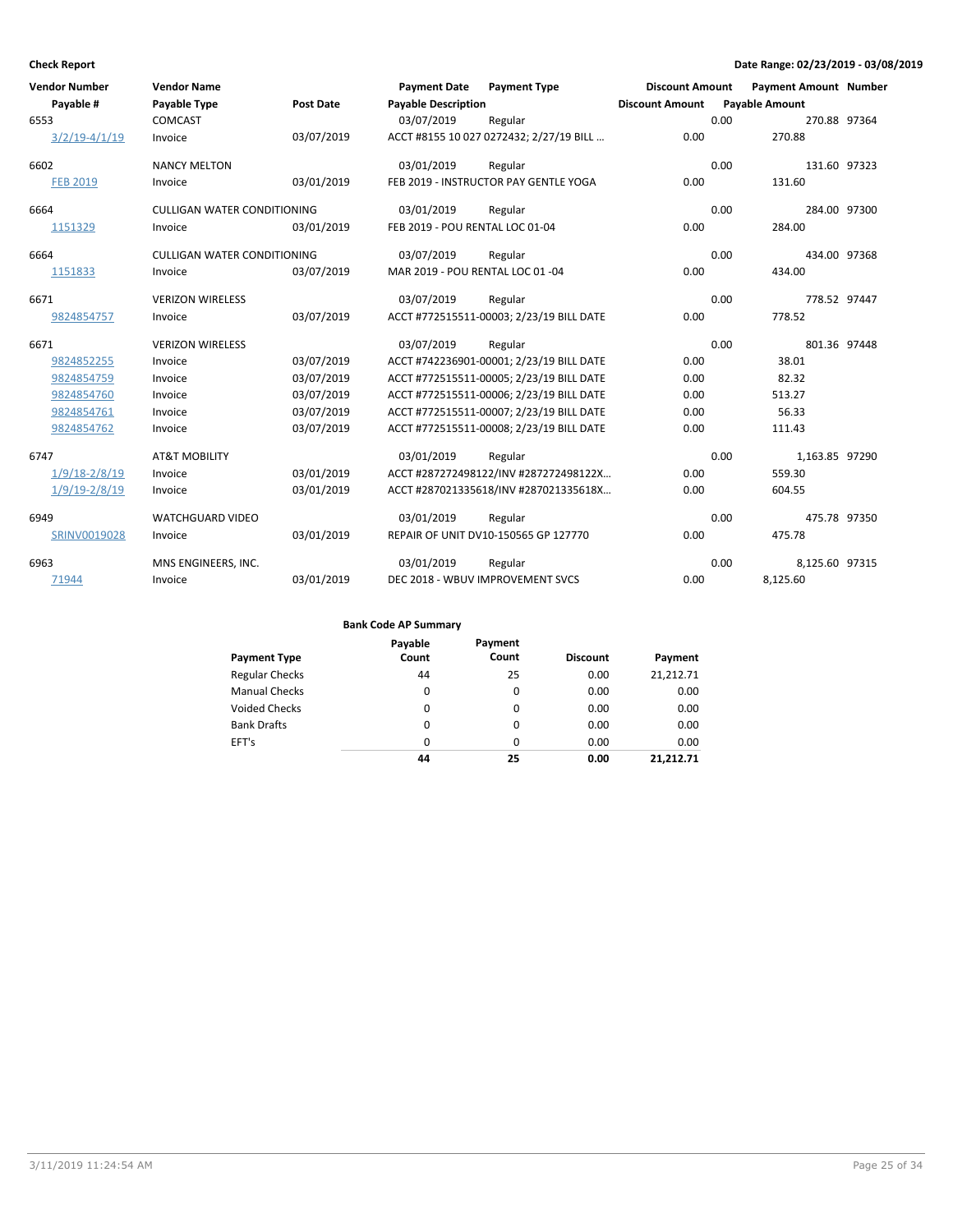**Check Report** — Date Range: 02/23/2019 - 03/08/2019

| Vendor Number / Payable # | Vendor Name / Payable Type | Post Date | Payment Date / Payable Description | Payment Type | Discount Amount | Payment Amount / Payable Amount | Number |
|---|---|---|---|---|---|---|---|
| 6553 | COMCAST | | 03/07/2019 | Regular | 0.00 | 270.88 | 97364 |
| 3/2/19-4/1/19 | Invoice | 03/07/2019 | ACCT #8155 10 027 0272432; 2/27/19 BILL ... | | 0.00 | 270.88 | |
| 6602 | NANCY MELTON | | 03/01/2019 | Regular | 0.00 | 131.60 | 97323 |
| FEB 2019 | Invoice | 03/01/2019 | FEB 2019 - INSTRUCTOR PAY GENTLE YOGA | | 0.00 | 131.60 | |
| 6664 | CULLIGAN WATER CONDITIONING | | 03/01/2019 | Regular | 0.00 | 284.00 | 97300 |
| 1151329 | Invoice | 03/01/2019 | FEB 2019 - POU RENTAL LOC 01-04 | | 0.00 | 284.00 | |
| 6664 | CULLIGAN WATER CONDITIONING | | 03/07/2019 | Regular | 0.00 | 434.00 | 97368 |
| 1151833 | Invoice | 03/07/2019 | MAR 2019 - POU RENTAL LOC 01 -04 | | 0.00 | 434.00 | |
| 6671 | VERIZON WIRELESS | | 03/07/2019 | Regular | 0.00 | 778.52 | 97447 |
| 9824854757 | Invoice | 03/07/2019 | ACCT #772515511-00003; 2/23/19 BILL DATE | | 0.00 | 778.52 | |
| 6671 | VERIZON WIRELESS | | 03/07/2019 | Regular | 0.00 | 801.36 | 97448 |
| 9824852255 | Invoice | 03/07/2019 | ACCT #742236901-00001; 2/23/19 BILL DATE | | 0.00 | 38.01 | |
| 9824854759 | Invoice | 03/07/2019 | ACCT #772515511-00005; 2/23/19 BILL DATE | | 0.00 | 82.32 | |
| 9824854760 | Invoice | 03/07/2019 | ACCT #772515511-00006; 2/23/19 BILL DATE | | 0.00 | 513.27 | |
| 9824854761 | Invoice | 03/07/2019 | ACCT #772515511-00007; 2/23/19 BILL DATE | | 0.00 | 56.33 | |
| 9824854762 | Invoice | 03/07/2019 | ACCT #772515511-00008; 2/23/19 BILL DATE | | 0.00 | 111.43 | |
| 6747 | AT&T MOBILITY | | 03/01/2019 | Regular | 0.00 | 1,163.85 | 97290 |
| 1/9/18-2/8/19 | Invoice | 03/01/2019 | ACCT #287272498122/INV #287272498122X... | | 0.00 | 559.30 | |
| 1/9/19-2/8/19 | Invoice | 03/01/2019 | ACCT #287021335618/INV #287021335618X... | | 0.00 | 604.55 | |
| 6949 | WATCHGUARD VIDEO | | 03/01/2019 | Regular | 0.00 | 475.78 | 97350 |
| SRINV0019028 | Invoice | 03/01/2019 | REPAIR OF UNIT DV10-150565 GP 127770 | | 0.00 | 475.78 | |
| 6963 | MNS ENGINEERS, INC. | | 03/01/2019 | Regular | 0.00 | 8,125.60 | 97315 |
| 71944 | Invoice | 03/01/2019 | DEC 2018 - WBUV IMPROVEMENT SVCS | | 0.00 | 8,125.60 | |

**Bank Code AP Summary**

| Payment Type | Payable Count | Payment Count | Discount | Payment |
|---|---|---|---|---|
| Regular Checks | 44 | 25 | 0.00 | 21,212.71 |
| Manual Checks | 0 | 0 | 0.00 | 0.00 |
| Voided Checks | 0 | 0 | 0.00 | 0.00 |
| Bank Drafts | 0 | 0 | 0.00 | 0.00 |
| EFT's | 0 | 0 | 0.00 | 0.00 |
| | **44** | **25** | **0.00** | **21,212.71** |

3/11/2019 11:24:54 AM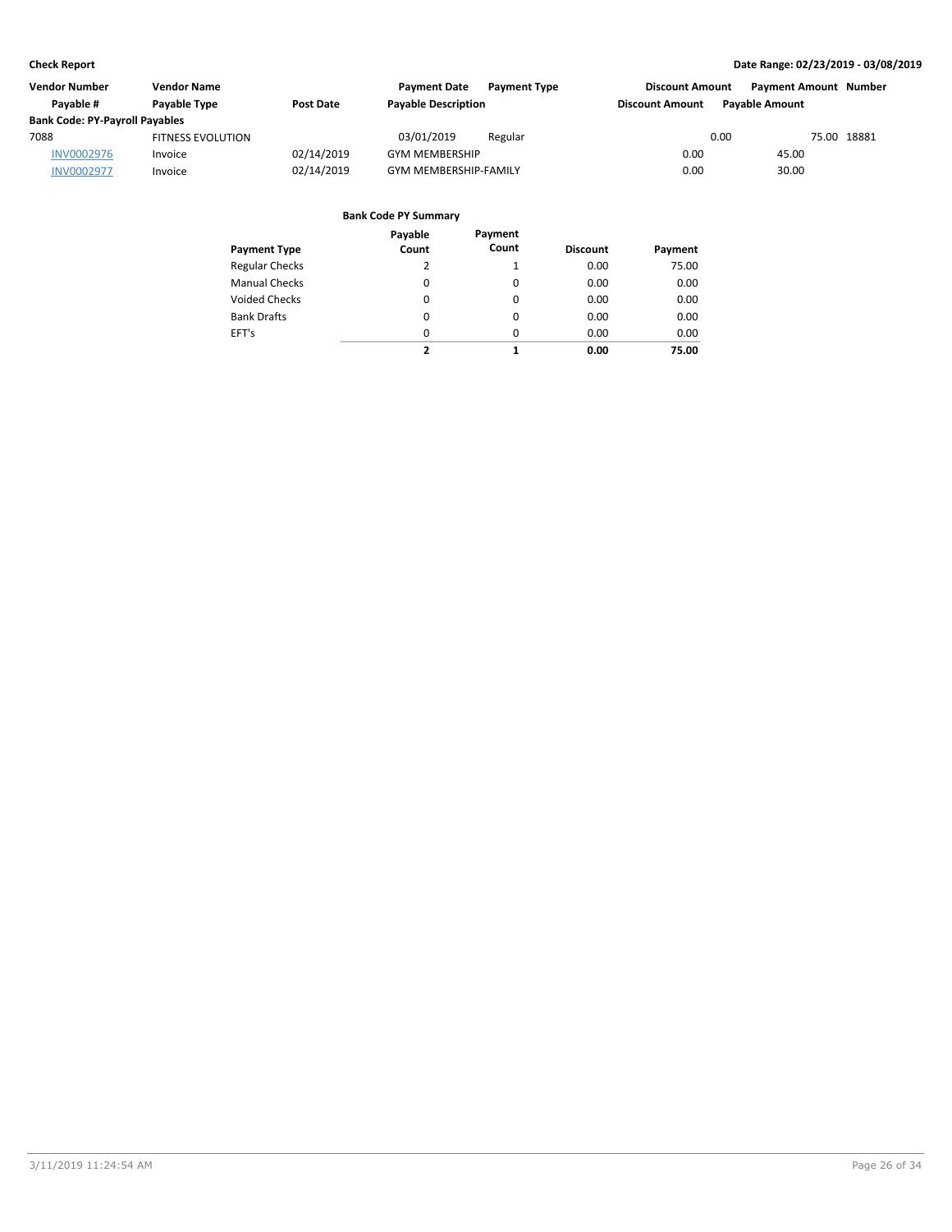**Check Report**

**Date Range: 02/23/2019 - 03/08/2019**

| Vendor Number | Vendor Name | | Payment Date | Payment Type | Discount Amount | Payment Amount | Number |
|---|---|---|---|---|---|---|---|
| Payable # | Payable Type | Post Date | Payable Description | | Discount Amount | Payable Amount | |
| **Bank Code: PY-Payroll Payables** | | | | | | | |
| 7088 | FITNESS EVOLUTION | | 03/01/2019 | Regular | 0.00 | 75.00 | 18881 |
| INV0002976 | Invoice | 02/14/2019 | GYM MEMBERSHIP | | 0.00 | 45.00 | |
| INV0002977 | Invoice | 02/14/2019 | GYM MEMBERSHIP-FAMILY | | 0.00 | 30.00 | |

**Bank Code PY Summary**

| Payment Type | Payable Count | Payment Count | Discount | Payment |
|---|---|---|---|---|
| Regular Checks | 2 | 1 | 0.00 | 75.00 |
| Manual Checks | 0 | 0 | 0.00 | 0.00 |
| Voided Checks | 0 | 0 | 0.00 | 0.00 |
| Bank Drafts | 0 | 0 | 0.00 | 0.00 |
| EFT's | 0 | 0 | 0.00 | 0.00 |
| | **2** | **1** | **0.00** | **75.00** |

3/11/2019 11:24:54 AM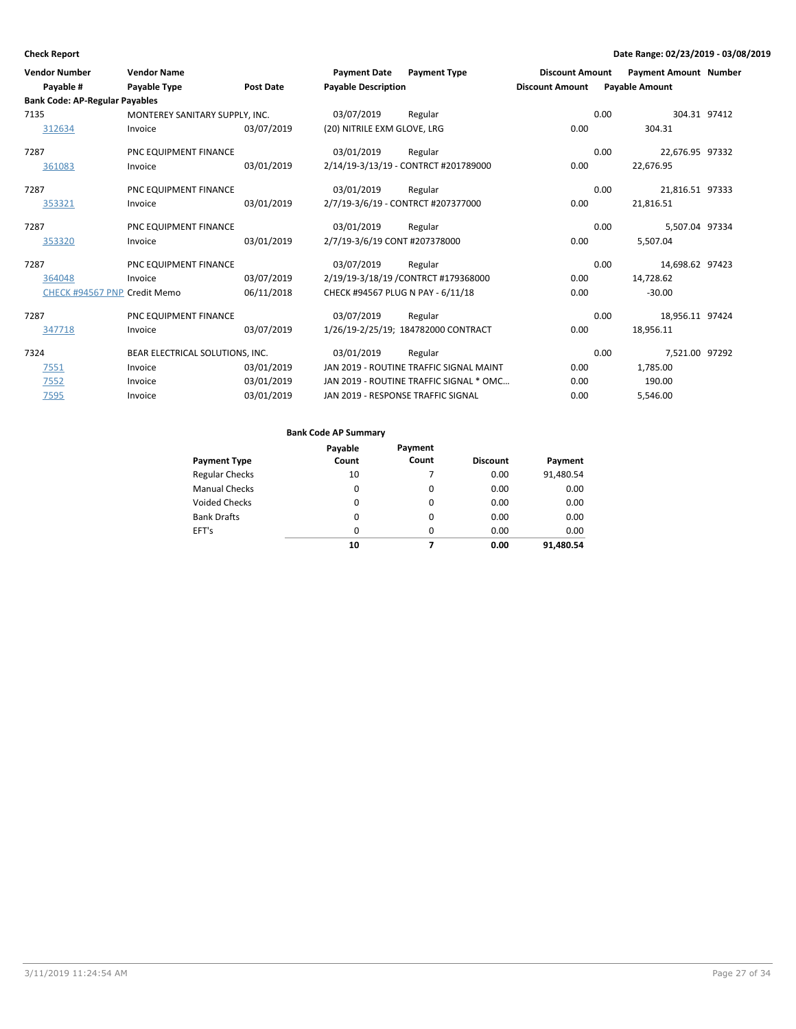**Check Report**

**Date Range: 02/23/2019 - 03/08/2019**

| Vendor Number / Payable # | Vendor Name / Payable Type | Post Date | Payment Date / Payable Description | Payment Type | Discount Amount | Payment Amount / Payable Amount | Number |
|---|---|---|---|---|---|---|---|
| **Bank Code: AP-Regular Payables** | | | | | | | |
| 7135 | MONTEREY SANITARY SUPPLY, INC. | | 03/07/2019 | Regular | 0.00 | 304.31 | 97412 |
| 312634 | Invoice | 03/07/2019 | (20) NITRILE EXM GLOVE, LRG | | 0.00 | 304.31 | |
| 7287 | PNC EQUIPMENT FINANCE | | 03/01/2019 | Regular | 0.00 | 22,676.95 | 97332 |
| 361083 | Invoice | 03/01/2019 | 2/14/19-3/13/19 - CONTRCT #201789000 | | 0.00 | 22,676.95 | |
| 7287 | PNC EQUIPMENT FINANCE | | 03/01/2019 | Regular | 0.00 | 21,816.51 | 97333 |
| 353321 | Invoice | 03/01/2019 | 2/7/19-3/6/19 - CONTRCT #207377000 | | 0.00 | 21,816.51 | |
| 7287 | PNC EQUIPMENT FINANCE | | 03/01/2019 | Regular | 0.00 | 5,507.04 | 97334 |
| 353320 | Invoice | 03/01/2019 | 2/7/19-3/6/19 CONT #207378000 | | 0.00 | 5,507.04 | |
| 7287 | PNC EQUIPMENT FINANCE | | 03/07/2019 | Regular | 0.00 | 14,698.62 | 97423 |
| 364048 | Invoice | 03/07/2019 | 2/19/19-3/18/19 /CONTRCT #179368000 | | 0.00 | 14,728.62 | |
| CHECK #94567 PNP | Credit Memo | 06/11/2018 | CHECK #94567 PLUG N PAY - 6/11/18 | | 0.00 | -30.00 | |
| 7287 | PNC EQUIPMENT FINANCE | | 03/07/2019 | Regular | 0.00 | 18,956.11 | 97424 |
| 347718 | Invoice | 03/07/2019 | 1/26/19-2/25/19; 184782000 CONTRACT | | 0.00 | 18,956.11 | |
| 7324 | BEAR ELECTRICAL SOLUTIONS, INC. | | 03/01/2019 | Regular | 0.00 | 7,521.00 | 97292 |
| 7551 | Invoice | 03/01/2019 | JAN 2019 - ROUTINE TRAFFIC SIGNAL MAINT | | 0.00 | 1,785.00 | |
| 7552 | Invoice | 03/01/2019 | JAN 2019 - ROUTINE TRAFFIC SIGNAL * OMC… | | 0.00 | 190.00 | |
| 7595 | Invoice | 03/01/2019 | JAN 2019 - RESPONSE TRAFFIC SIGNAL | | 0.00 | 5,546.00 | |

**Bank Code AP Summary**

| Payment Type | Payable Count | Payment Count | Discount | Payment |
|---|---|---|---|---|
| Regular Checks | 10 | 7 | 0.00 | 91,480.54 |
| Manual Checks | 0 | 0 | 0.00 | 0.00 |
| Voided Checks | 0 | 0 | 0.00 | 0.00 |
| Bank Drafts | 0 | 0 | 0.00 | 0.00 |
| EFT's | 0 | 0 | 0.00 | 0.00 |
| | **10** | **7** | **0.00** | **91,480.54** |

3/11/2019 11:24:54 AM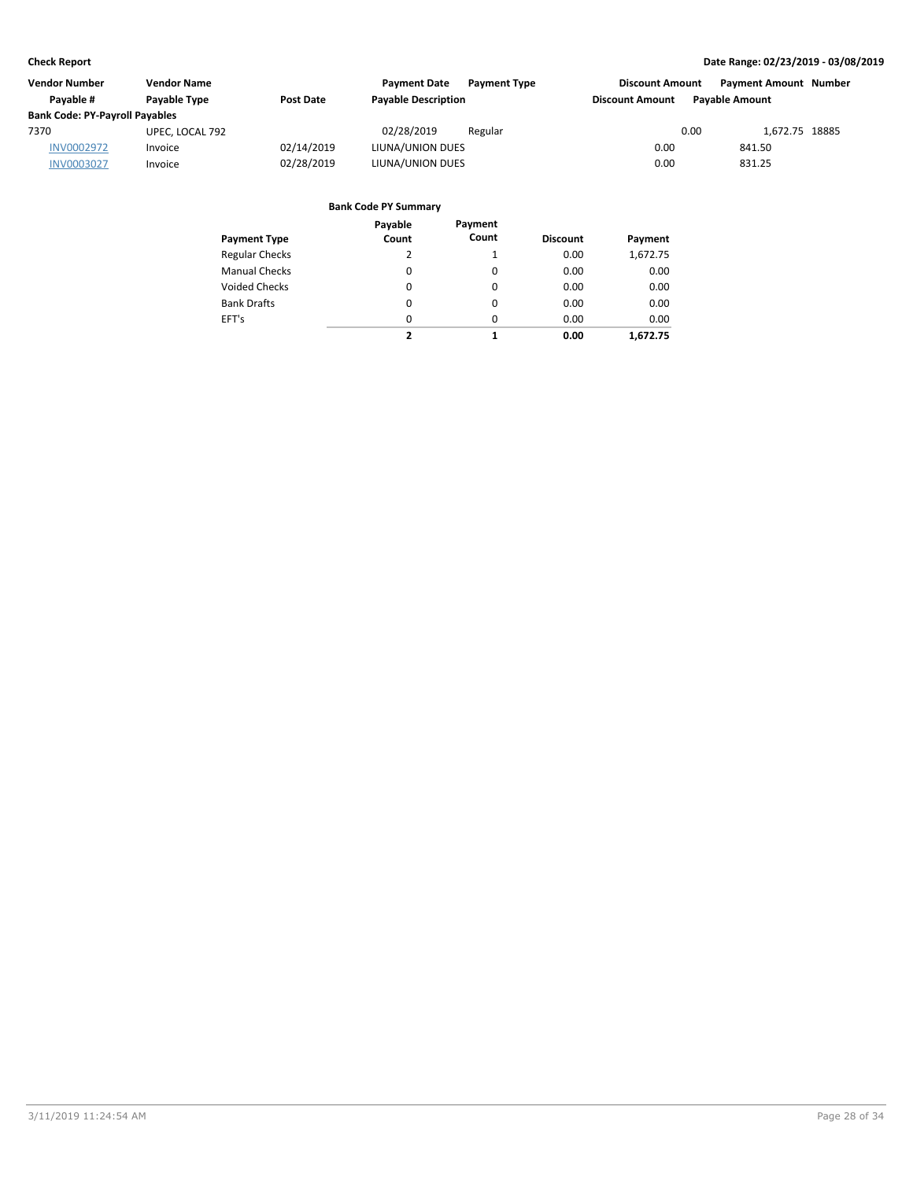**Check Report** — Date Range: 02/23/2019 - 03/08/2019

| Vendor Number | Vendor Name | | Payment Date | Payment Type | Discount Amount | Payment Amount | Number |
|---|---|---|---|---|---|---|---|
| Payable # | Payable Type | Post Date | Payable Description | | Discount Amount | Payable Amount | |
| **Bank Code: PY-Payroll Payables** | | | | | | | |
| 7370 | UPEC, LOCAL 792 | | 02/28/2019 | Regular | 0.00 | 1,672.75 | 18885 |
| INV0002972 | Invoice | 02/14/2019 | LIUNA/UNION DUES | | 0.00 | 841.50 | |
| INV0003027 | Invoice | 02/28/2019 | LIUNA/UNION DUES | | 0.00 | 831.25 | |

**Bank Code PY Summary**

| Payment Type | Payable Count | Payment Count | Discount | Payment |
|---|---|---|---|---|
| Regular Checks | 2 | 1 | 0.00 | 1,672.75 |
| Manual Checks | 0 | 0 | 0.00 | 0.00 |
| Voided Checks | 0 | 0 | 0.00 | 0.00 |
| Bank Drafts | 0 | 0 | 0.00 | 0.00 |
| EFT's | 0 | 0 | 0.00 | 0.00 |
| | **2** | **1** | **0.00** | **1,672.75** |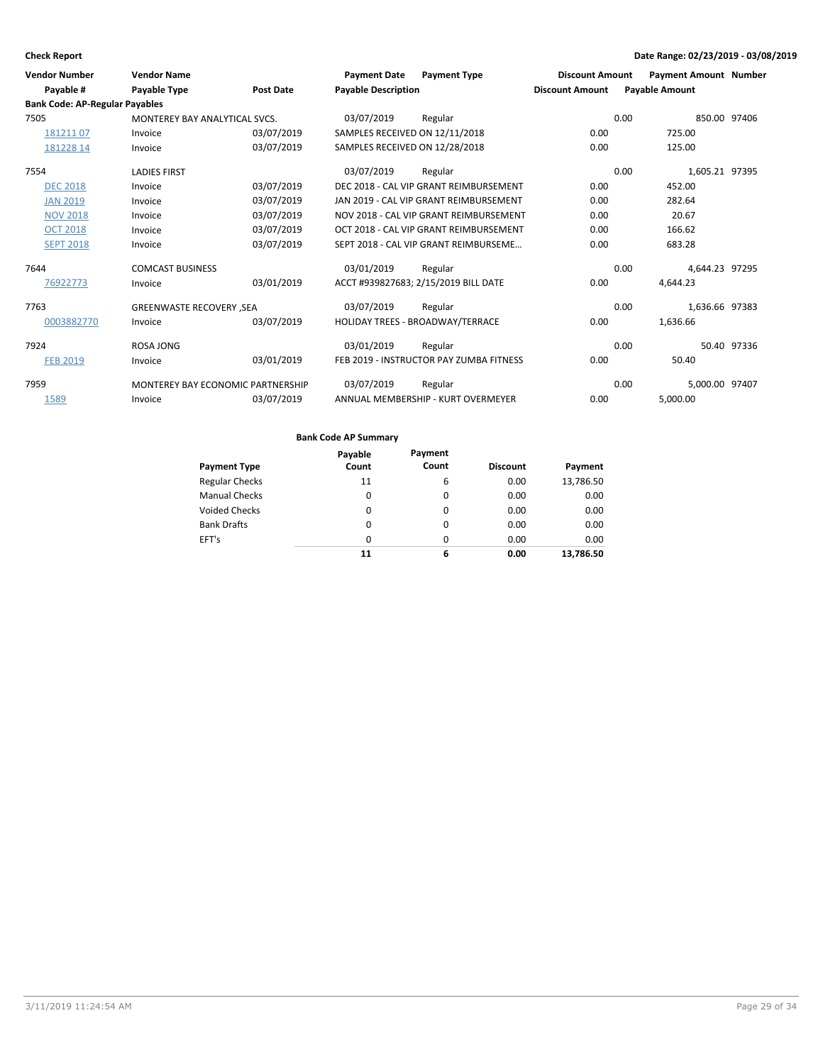**Check Report** — Date Range: 02/23/2019 - 03/08/2019

| Vendor Number / Payable # | Vendor Name / Payable Type | Post Date | Payment Date / Payable Description | Payment Type | Discount Amount | Payment Amount / Payable Amount | Number |
|---|---|---|---|---|---|---|---|
| **Bank Code: AP-Regular Payables** | | | | | | | |
| 7505 | MONTEREY BAY ANALYTICAL SVCS. | | 03/07/2019 | Regular | 0.00 | 850.00 | 97406 |
| 181211 07 | Invoice | 03/07/2019 | SAMPLES RECEIVED ON 12/11/2018 | | 0.00 | 725.00 | |
| 181228 14 | Invoice | 03/07/2019 | SAMPLES RECEIVED ON 12/28/2018 | | 0.00 | 125.00 | |
| 7554 | LADIES FIRST | | 03/07/2019 | Regular | 0.00 | 1,605.21 | 97395 |
| DEC 2018 | Invoice | 03/07/2019 | DEC 2018 - CAL VIP GRANT REIMBURSEMENT | | 0.00 | 452.00 | |
| JAN 2019 | Invoice | 03/07/2019 | JAN 2019 - CAL VIP GRANT REIMBURSEMENT | | 0.00 | 282.64 | |
| NOV 2018 | Invoice | 03/07/2019 | NOV 2018 - CAL VIP GRANT REIMBURSEMENT | | 0.00 | 20.67 | |
| OCT 2018 | Invoice | 03/07/2019 | OCT 2018 - CAL VIP GRANT REIMBURSEMENT | | 0.00 | 166.62 | |
| SEPT 2018 | Invoice | 03/07/2019 | SEPT 2018 - CAL VIP GRANT REIMBURSEME… | | 0.00 | 683.28 | |
| 7644 | COMCAST BUSINESS | | 03/01/2019 | Regular | 0.00 | 4,644.23 | 97295 |
| 76922773 | Invoice | 03/01/2019 | ACCT #939827683; 2/15/2019 BILL DATE | | 0.00 | 4,644.23 | |
| 7763 | GREENWASTE RECOVERY ,SEA | | 03/07/2019 | Regular | 0.00 | 1,636.66 | 97383 |
| 0003882770 | Invoice | 03/07/2019 | HOLIDAY TREES - BROADWAY/TERRACE | | 0.00 | 1,636.66 | |
| 7924 | ROSA JONG | | 03/01/2019 | Regular | 0.00 | 50.40 | 97336 |
| FEB 2019 | Invoice | 03/01/2019 | FEB 2019 - INSTRUCTOR PAY ZUMBA FITNESS | | 0.00 | 50.40 | |
| 7959 | MONTEREY BAY ECONOMIC PARTNERSHIP | | 03/07/2019 | Regular | 0.00 | 5,000.00 | 97407 |
| 1589 | Invoice | 03/07/2019 | ANNUAL MEMBERSHIP - KURT OVERMEYER | | 0.00 | 5,000.00 | |

**Bank Code AP Summary**

| Payment Type | Payable Count | Payment Count | Discount | Payment |
|---|---|---|---|---|
| Regular Checks | 11 | 6 | 0.00 | 13,786.50 |
| Manual Checks | 0 | 0 | 0.00 | 0.00 |
| Voided Checks | 0 | 0 | 0.00 | 0.00 |
| Bank Drafts | 0 | 0 | 0.00 | 0.00 |
| EFT's | 0 | 0 | 0.00 | 0.00 |
| | **11** | **6** | **0.00** | **13,786.50** |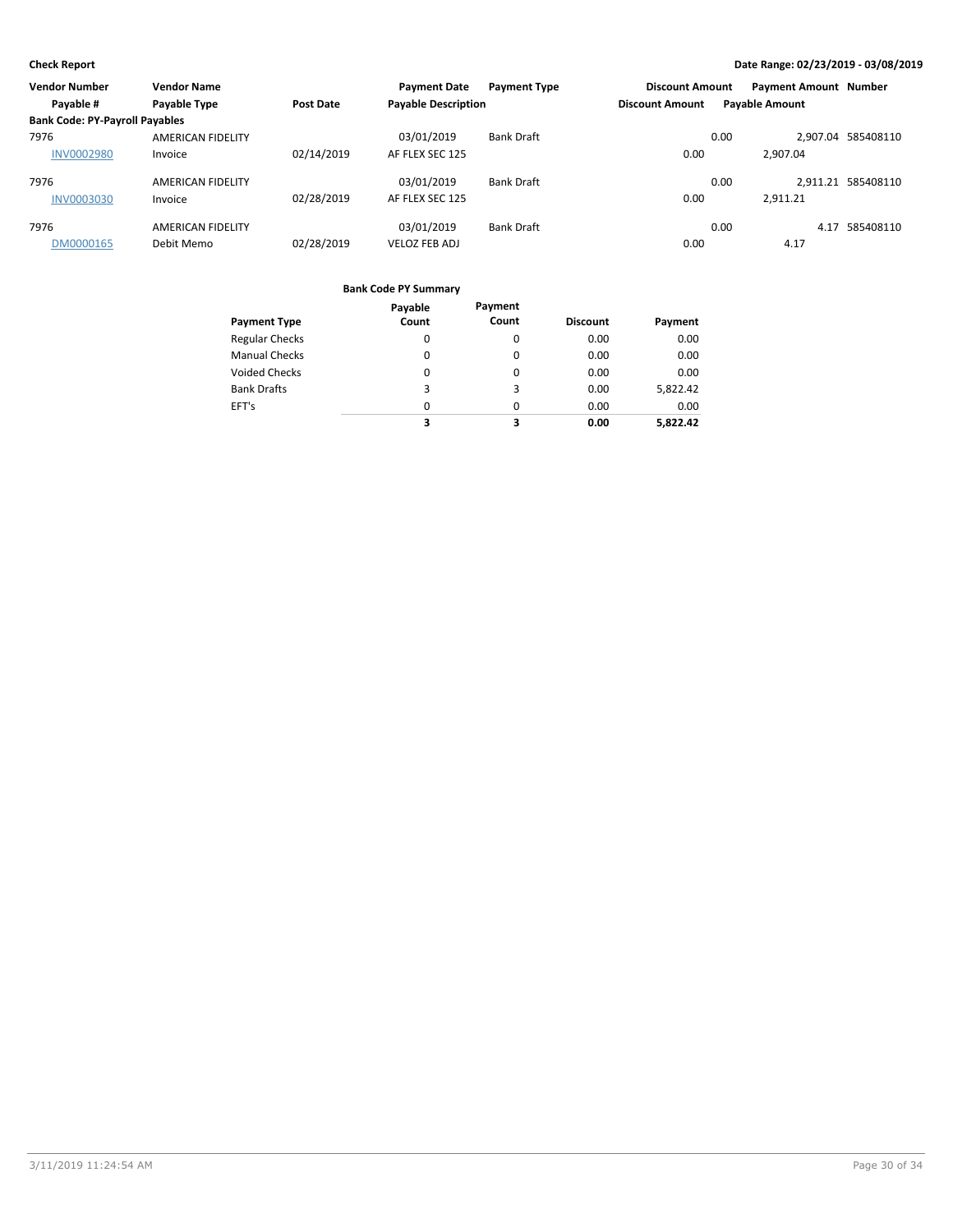**Check Report** — Date Range: 02/23/2019 - 03/08/2019

| Vendor Number / Payable # | Vendor Name / Payable Type | Post Date | Payment Date / Payable Description | Payment Type | Discount Amount / Discount Amount | Payment Amount / Payable Amount | Number |
|---|---|---|---|---|---|---|---|
| **Bank Code: PY-Payroll Payables** | | | | | | | |
| 7976 | AMERICAN FIDELITY | | 03/01/2019 | Bank Draft | 0.00 | 2,907.04 | 585408110 |
| INV0002980 | Invoice | 02/14/2019 | AF FLEX SEC 125 | | 0.00 | 2,907.04 | |
| 7976 | AMERICAN FIDELITY | | 03/01/2019 | Bank Draft | 0.00 | 2,911.21 | 585408110 |
| INV0003030 | Invoice | 02/28/2019 | AF FLEX SEC 125 | | 0.00 | 2,911.21 | |
| 7976 | AMERICAN FIDELITY | | 03/01/2019 | Bank Draft | 0.00 | 4.17 | 585408110 |
| DM0000165 | Debit Memo | 02/28/2019 | VELOZ FEB ADJ | | 0.00 | 4.17 | |

**Bank Code PY Summary**

| Payment Type | Payable Count | Payment Count | Discount | Payment |
|---|---|---|---|---|
| Regular Checks | 0 | 0 | 0.00 | 0.00 |
| Manual Checks | 0 | 0 | 0.00 | 0.00 |
| Voided Checks | 0 | 0 | 0.00 | 0.00 |
| Bank Drafts | 3 | 3 | 0.00 | 5,822.42 |
| EFT's | 0 | 0 | 0.00 | 0.00 |
| | **3** | **3** | **0.00** | **5,822.42** |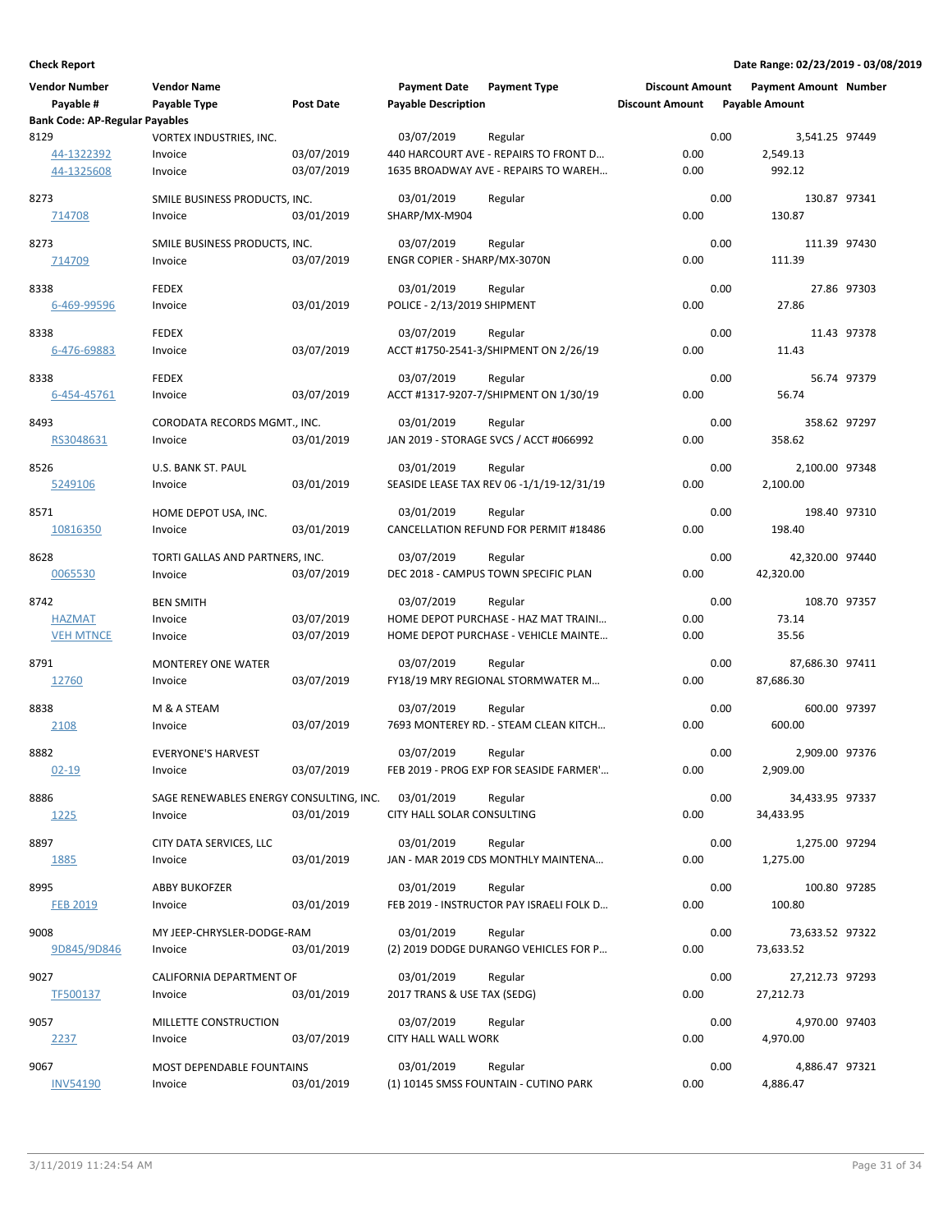**Check Report** — Date Range: 02/23/2019 - 03/08/2019

| Vendor Number / Payable # | Vendor Name / Payable Type | Post Date | Payment Date / Payable Description | Payment Type | Discount Amount | Payment Amount / Payable Amount | Number |
|---|---|---|---|---|---|---|---|
| **Bank Code: AP-Regular Payables** | | | | | | | |
| 8129 | VORTEX INDUSTRIES, INC. | | 03/07/2019 | Regular | 0.00 | 3,541.25 | 97449 |
| 44-1322392 | Invoice | 03/07/2019 | 440 HARCOURT AVE - REPAIRS TO FRONT D... | | 0.00 | 2,549.13 | |
| 44-1325608 | Invoice | 03/07/2019 | 1635 BROADWAY AVE - REPAIRS TO WAREH... | | 0.00 | 992.12 | |
| 8273 | SMILE BUSINESS PRODUCTS, INC. | | 03/01/2019 | Regular | 0.00 | 130.87 | 97341 |
| 714708 | Invoice | 03/01/2019 | SHARP/MX-M904 | | 0.00 | 130.87 | |
| 8273 | SMILE BUSINESS PRODUCTS, INC. | | 03/07/2019 | Regular | 0.00 | 111.39 | 97430 |
| 714709 | Invoice | 03/07/2019 | ENGR COPIER - SHARP/MX-3070N | | 0.00 | 111.39 | |
| 8338 | FEDEX | | 03/01/2019 | Regular | 0.00 | 27.86 | 97303 |
| 6-469-99596 | Invoice | 03/01/2019 | POLICE - 2/13/2019 SHIPMENT | | 0.00 | 27.86 | |
| 8338 | FEDEX | | 03/07/2019 | Regular | 0.00 | 11.43 | 97378 |
| 6-476-69883 | Invoice | 03/07/2019 | ACCT #1750-2541-3/SHIPMENT ON 2/26/19 | | 0.00 | 11.43 | |
| 8338 | FEDEX | | 03/07/2019 | Regular | 0.00 | 56.74 | 97379 |
| 6-454-45761 | Invoice | 03/07/2019 | ACCT #1317-9207-7/SHIPMENT ON 1/30/19 | | 0.00 | 56.74 | |
| 8493 | CORODATA RECORDS MGMT., INC. | | 03/01/2019 | Regular | 0.00 | 358.62 | 97297 |
| RS3048631 | Invoice | 03/01/2019 | JAN 2019 - STORAGE SVCS / ACCT #066992 | | 0.00 | 358.62 | |
| 8526 | U.S. BANK ST. PAUL | | 03/01/2019 | Regular | 0.00 | 2,100.00 | 97348 |
| 5249106 | Invoice | 03/01/2019 | SEASIDE LEASE TAX REV 06 -1/1/19-12/31/19 | | 0.00 | 2,100.00 | |
| 8571 | HOME DEPOT USA, INC. | | 03/01/2019 | Regular | 0.00 | 198.40 | 97310 |
| 10816350 | Invoice | 03/01/2019 | CANCELLATION REFUND FOR PERMIT #18486 | | 0.00 | 198.40 | |
| 8628 | TORTI GALLAS AND PARTNERS, INC. | | 03/07/2019 | Regular | 0.00 | 42,320.00 | 97440 |
| 0065530 | Invoice | 03/07/2019 | DEC 2018 - CAMPUS TOWN SPECIFIC PLAN | | 0.00 | 42,320.00 | |
| 8742 | BEN SMITH | | 03/07/2019 | Regular | 0.00 | 108.70 | 97357 |
| HAZMAT | Invoice | 03/07/2019 | HOME DEPOT PURCHASE - HAZ MAT TRAINI... | | 0.00 | 73.14 | |
| VEH MTNCE | Invoice | 03/07/2019 | HOME DEPOT PURCHASE - VEHICLE MAINTE... | | 0.00 | 35.56 | |
| 8791 | MONTEREY ONE WATER | | 03/07/2019 | Regular | 0.00 | 87,686.30 | 97411 |
| 12760 | Invoice | 03/07/2019 | FY18/19 MRY REGIONAL STORMWATER M... | | 0.00 | 87,686.30 | |
| 8838 | M & A STEAM | | 03/07/2019 | Regular | 0.00 | 600.00 | 97397 |
| 2108 | Invoice | 03/07/2019 | 7693 MONTEREY RD. - STEAM CLEAN KITCH... | | 0.00 | 600.00 | |
| 8882 | EVERYONE'S HARVEST | | 03/07/2019 | Regular | 0.00 | 2,909.00 | 97376 |
| 02-19 | Invoice | 03/07/2019 | FEB 2019 - PROG EXP FOR SEASIDE FARMER'... | | 0.00 | 2,909.00 | |
| 8886 | SAGE RENEWABLES ENERGY CONSULTING, INC. | | 03/01/2019 | Regular | 0.00 | 34,433.95 | 97337 |
| 1225 | Invoice | 03/01/2019 | CITY HALL SOLAR CONSULTING | | 0.00 | 34,433.95 | |
| 8897 | CITY DATA SERVICES, LLC | | 03/01/2019 | Regular | 0.00 | 1,275.00 | 97294 |
| 1885 | Invoice | 03/01/2019 | JAN - MAR 2019 CDS MONTHLY MAINTENA... | | 0.00 | 1,275.00 | |
| 8995 | ABBY BUKOFZER | | 03/01/2019 | Regular | 0.00 | 100.80 | 97285 |
| FEB 2019 | Invoice | 03/01/2019 | FEB 2019 - INSTRUCTOR PAY ISRAELI FOLK D... | | 0.00 | 100.80 | |
| 9008 | MY JEEP-CHRYSLER-DODGE-RAM | | 03/01/2019 | Regular | 0.00 | 73,633.52 | 97322 |
| 9D845/9D846 | Invoice | 03/01/2019 | (2) 2019 DODGE DURANGO VEHICLES FOR P... | | 0.00 | 73,633.52 | |
| 9027 | CALIFORNIA DEPARTMENT OF | | 03/01/2019 | Regular | 0.00 | 27,212.73 | 97293 |
| TF500137 | Invoice | 03/01/2019 | 2017 TRANS & USE TAX (SEDG) | | 0.00 | 27,212.73 | |
| 9057 | MILLETTE CONSTRUCTION | | 03/07/2019 | Regular | 0.00 | 4,970.00 | 97403 |
| 2237 | Invoice | 03/07/2019 | CITY HALL WALL WORK | | 0.00 | 4,970.00 | |
| 9067 | MOST DEPENDABLE FOUNTAINS | | 03/01/2019 | Regular | 0.00 | 4,886.47 | 97321 |
| INV54190 | Invoice | 03/01/2019 | (1) 10145 SMSS FOUNTAIN - CUTINO PARK | | 0.00 | 4,886.47 | |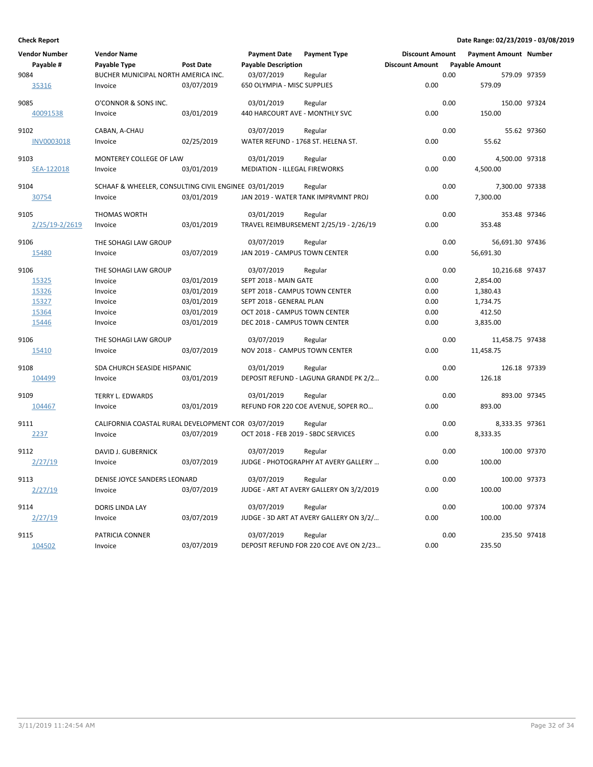**Check Report**

**Date Range: 02/23/2019 - 03/08/2019**

| Vendor Number | Vendor Name | | Payment Date | Payment Type | Discount Amount | Payment Amount | Number |
|---|---|---|---|---|---|---|---|
| Payable # | Payable Type | Post Date | Payable Description | | Discount Amount | Payable Amount | |
| 9084 | BUCHER MUNICIPAL NORTH AMERICA INC. | | 03/07/2019 | Regular | 0.00 | 579.09 | 97359 |
| 35316 | Invoice | 03/07/2019 | 650 OLYMPIA - MISC SUPPLIES | | 0.00 | 579.09 | |
| 9085 | O'CONNOR & SONS INC. | | 03/01/2019 | Regular | 0.00 | 150.00 | 97324 |
| 40091538 | Invoice | 03/01/2019 | 440 HARCOURT AVE - MONTHLY SVC | | 0.00 | 150.00 | |
| 9102 | CABAN, A-CHAU | | 03/07/2019 | Regular | 0.00 | 55.62 | 97360 |
| INV0003018 | Invoice | 02/25/2019 | WATER REFUND - 1768 ST. HELENA ST. | | 0.00 | 55.62 | |
| 9103 | MONTEREY COLLEGE OF LAW | | 03/01/2019 | Regular | 0.00 | 4,500.00 | 97318 |
| SEA-122018 | Invoice | 03/01/2019 | MEDIATION - ILLEGAL FIREWORKS | | 0.00 | 4,500.00 | |
| 9104 | SCHAAF & WHEELER, CONSULTING CIVIL ENGINEE | | 03/01/2019 | Regular | 0.00 | 7,300.00 | 97338 |
| 30754 | Invoice | 03/01/2019 | JAN 2019 - WATER TANK IMPRVMNT PROJ | | 0.00 | 7,300.00 | |
| 9105 | THOMAS WORTH | | 03/01/2019 | Regular | 0.00 | 353.48 | 97346 |
| 2/25/19-2/2619 | Invoice | 03/01/2019 | TRAVEL REIMBURSEMENT 2/25/19 - 2/26/19 | | 0.00 | 353.48 | |
| 9106 | THE SOHAGI LAW GROUP | | 03/07/2019 | Regular | 0.00 | 56,691.30 | 97436 |
| 15480 | Invoice | 03/07/2019 | JAN 2019 - CAMPUS TOWN CENTER | | 0.00 | 56,691.30 | |
| 9106 | THE SOHAGI LAW GROUP | | 03/07/2019 | Regular | 0.00 | 10,216.68 | 97437 |
| 15325 | Invoice | 03/01/2019 | SEPT 2018 - MAIN GATE | | 0.00 | 2,854.00 | |
| 15326 | Invoice | 03/01/2019 | SEPT 2018 - CAMPUS TOWN CENTER | | 0.00 | 1,380.43 | |
| 15327 | Invoice | 03/01/2019 | SEPT 2018 - GENERAL PLAN | | 0.00 | 1,734.75 | |
| 15364 | Invoice | 03/01/2019 | OCT 2018 - CAMPUS TOWN CENTER | | 0.00 | 412.50 | |
| 15446 | Invoice | 03/01/2019 | DEC 2018 - CAMPUS TOWN CENTER | | 0.00 | 3,835.00 | |
| 9106 | THE SOHAGI LAW GROUP | | 03/07/2019 | Regular | 0.00 | 11,458.75 | 97438 |
| 15410 | Invoice | 03/07/2019 | NOV 2018 - CAMPUS TOWN CENTER | | 0.00 | 11,458.75 | |
| 9108 | SDA CHURCH SEASIDE HISPANIC | | 03/01/2019 | Regular | 0.00 | 126.18 | 97339 |
| 104499 | Invoice | 03/01/2019 | DEPOSIT REFUND - LAGUNA GRANDE PK 2/2… | | 0.00 | 126.18 | |
| 9109 | TERRY L. EDWARDS | | 03/01/2019 | Regular | 0.00 | 893.00 | 97345 |
| 104467 | Invoice | 03/01/2019 | REFUND FOR 220 COE AVENUE, SOPER RO… | | 0.00 | 893.00 | |
| 9111 | CALIFORNIA COASTAL RURAL DEVELOPMENT COR | | 03/07/2019 | Regular | 0.00 | 8,333.35 | 97361 |
| 2237 | Invoice | 03/07/2019 | OCT 2018 - FEB 2019 - SBDC SERVICES | | 0.00 | 8,333.35 | |
| 9112 | DAVID J. GUBERNICK | | 03/07/2019 | Regular | 0.00 | 100.00 | 97370 |
| 2/27/19 | Invoice | 03/07/2019 | JUDGE - PHOTOGRAPHY AT AVERY GALLERY … | | 0.00 | 100.00 | |
| 9113 | DENISE JOYCE SANDERS LEONARD | | 03/07/2019 | Regular | 0.00 | 100.00 | 97373 |
| 2/27/19 | Invoice | 03/07/2019 | JUDGE - ART AT AVERY GALLERY ON 3/2/2019 | | 0.00 | 100.00 | |
| 9114 | DORIS LINDA LAY | | 03/07/2019 | Regular | 0.00 | 100.00 | 97374 |
| 2/27/19 | Invoice | 03/07/2019 | JUDGE - 3D ART AT AVERY GALLERY ON 3/2/… | | 0.00 | 100.00 | |
| 9115 | PATRICIA CONNER | | 03/07/2019 | Regular | 0.00 | 235.50 | 97418 |
| 104502 | Invoice | 03/07/2019 | DEPOSIT REFUND FOR 220 COE AVE ON 2/23… | | 0.00 | 235.50 | |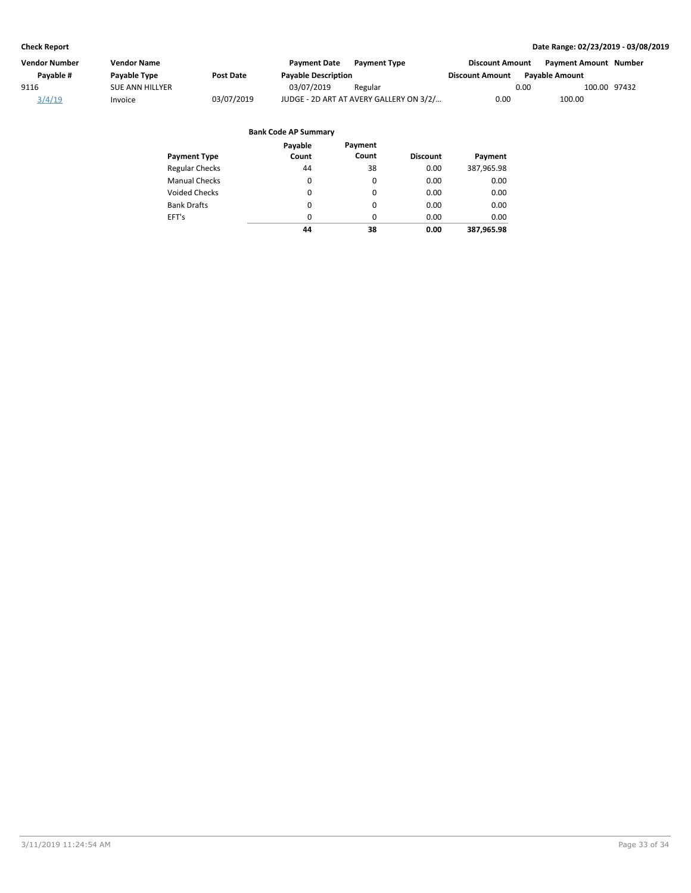| Vendor Number | Vendor Name | | Payment Date | Payment Type | Discount Amount | Payment Amount | Number |
|---|---|---|---|---|---|---|---|
| Payable # | Payable Type | Post Date | Payable Description | | Discount Amount | Payable Amount | |
| 9116 | SUE ANN HILLYER | | 03/07/2019 | Regular | 0.00 | 100.00 | 97432 |
| 3/4/19 | Invoice | 03/07/2019 | JUDGE - 2D ART AT AVERY GALLERY ON 3/2/... | | 0.00 | 100.00 | |

**Bank Code AP Summary**

| Payment Type | Payable Count | Payment Count | Discount | Payment |
|---|---|---|---|---|
| Regular Checks | 44 | 38 | 0.00 | 387,965.98 |
| Manual Checks | 0 | 0 | 0.00 | 0.00 |
| Voided Checks | 0 | 0 | 0.00 | 0.00 |
| Bank Drafts | 0 | 0 | 0.00 | 0.00 |
| EFT's | 0 | 0 | 0.00 | 0.00 |
| | **44** | **38** | **0.00** | **387,965.98** |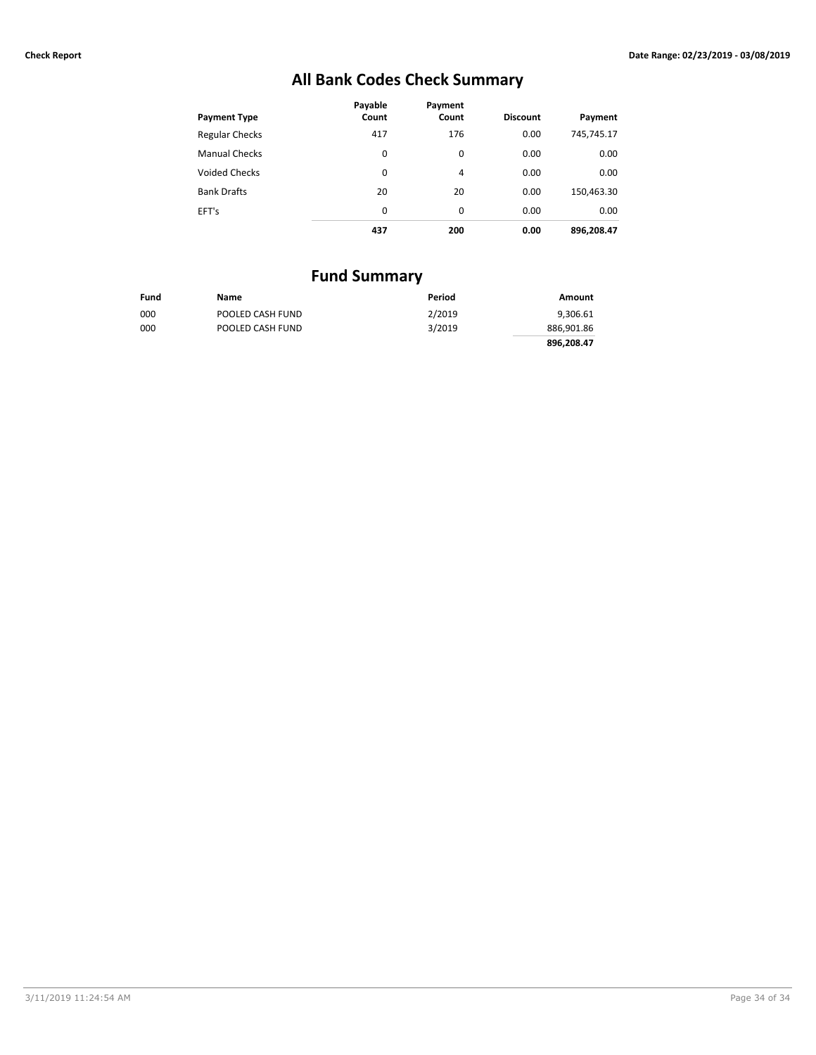## All Bank Codes Check Summary

| Payment Type | Payable Count | Payment Count | Discount | Payment |
|---|---|---|---|---|
| Regular Checks | 417 | 176 | 0.00 | 745,745.17 |
| Manual Checks | 0 | 0 | 0.00 | 0.00 |
| Voided Checks | 0 | 4 | 0.00 | 0.00 |
| Bank Drafts | 20 | 20 | 0.00 | 150,463.30 |
| EFT's | 0 | 0 | 0.00 | 0.00 |
| | **437** | **200** | **0.00** | **896,208.47** |

## Fund Summary

| Fund | Name | Period | Amount |
|---|---|---|---|
| 000 | POOLED CASH FUND | 2/2019 | 9,306.61 |
| 000 | POOLED CASH FUND | 3/2019 | 886,901.86 |
| | | | **896,208.47** |